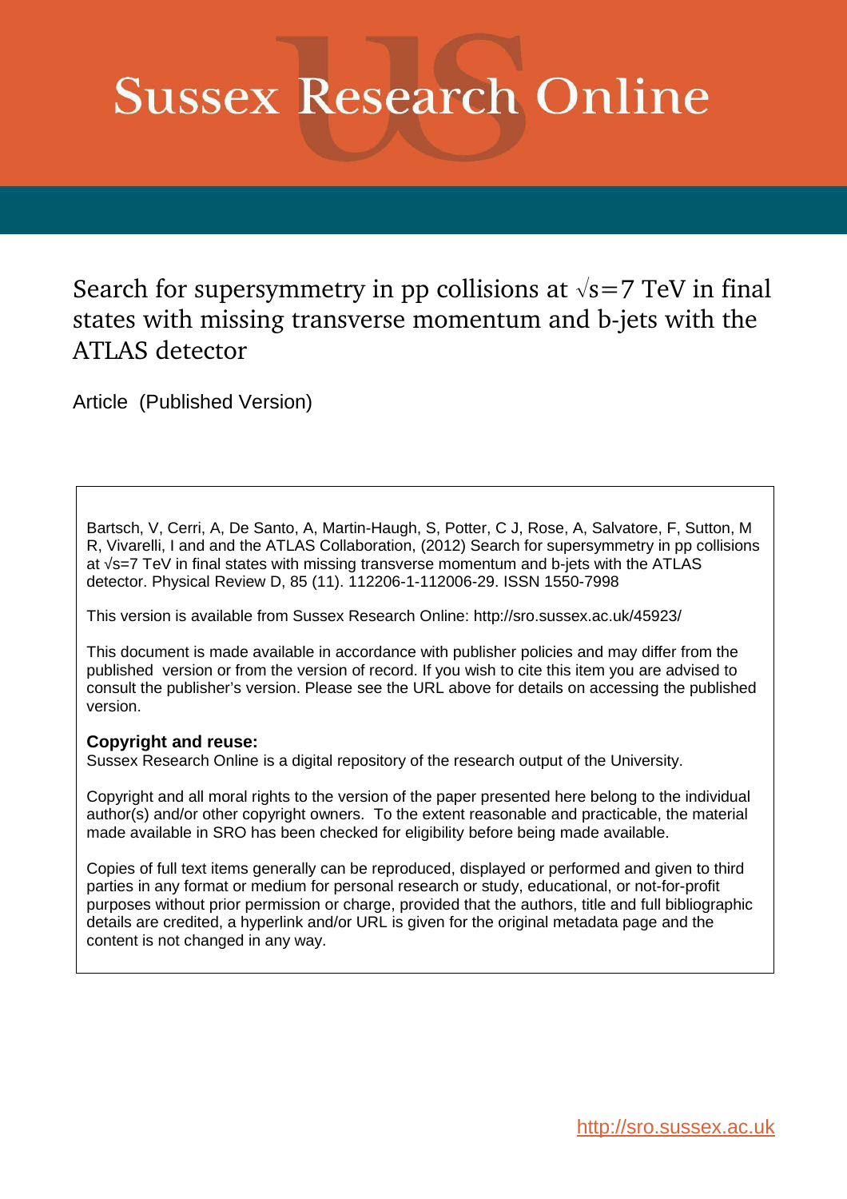# Sussex Research Online

## Search for supersymmetry in pp collisions at $\sqrt{s}$=7 TeV in final states with missing transverse momentum and b-jets with the ATLAS detector

Article (Published Version)

Bartsch, V, Cerri, A, De Santo, A, Martin-Haugh, S, Potter, C J, Rose, A, Salvatore, F, Sutton, M R, Vivarelli, I and and the ATLAS Collaboration, (2012) Search for supersymmetry in pp collisions at $\sqrt{s}$=7 TeV in final states with missing transverse momentum and b-jets with the ATLAS detector. Physical Review D, 85 (11). 112206-1-112006-29. ISSN 1550-7998

This version is available from Sussex Research Online: http://sro.sussex.ac.uk/45923/

This document is made available in accordance with publisher policies and may differ from the published version or from the version of record. If you wish to cite this item you are advised to consult the publisher's version. Please see the URL above for details on accessing the published version.

**Copyright and reuse:**
Sussex Research Online is a digital repository of the research output of the University.

Copyright and all moral rights to the version of the paper presented here belong to the individual author(s) and/or other copyright owners. To the extent reasonable and practicable, the material made available in SRO has been checked for eligibility before being made available.

Copies of full text items generally can be reproduced, displayed or performed and given to third parties in any format or medium for personal research or study, educational, or not-for-profit purposes without prior permission or charge, provided that the authors, title and full bibliographic details are credited, a hyperlink and/or URL is given for the original metadata page and the content is not changed in any way.

http://sro.sussex.ac.uk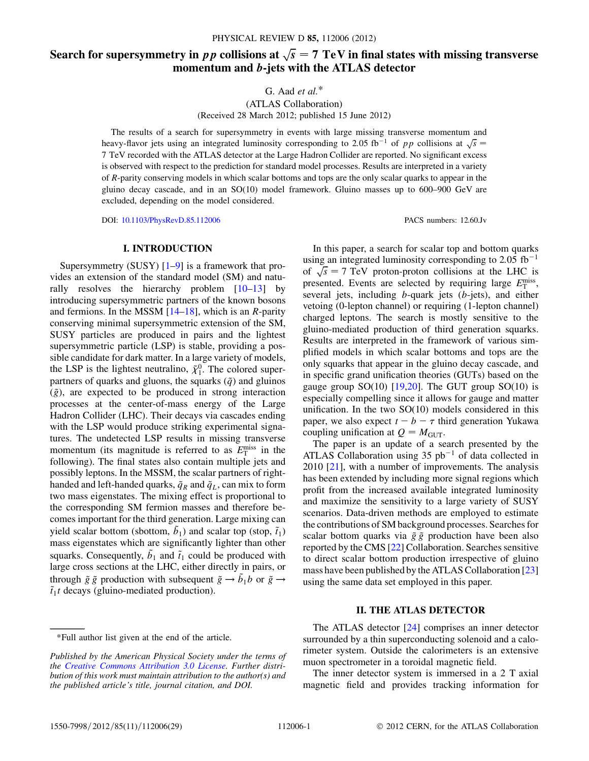# Search for supersymmetry in $pp$ collisions at $\sqrt{s} = 7$ TeV in final states with missing transverse momentum and $b$-jets with the ATLAS detector

G. Aad *et al.**

(ATLAS Collaboration)

(Received 28 March 2012; published 15 June 2012)

The results of a search for supersymmetry in events with large missing transverse momentum and heavy-flavor jets using an integrated luminosity corresponding to 2.05 fb$^{-1}$ of $pp$ collisions at $\sqrt{s} = 7$ TeV recorded with the ATLAS detector at the Large Hadron Collider are reported. No significant excess is observed with respect to the prediction for standard model processes. Results are interpreted in a variety of $R$-parity conserving models in which scalar bottoms and tops are the only scalar quarks to appear in the gluino decay cascade, and in an SO(10) model framework. Gluino masses up to 600–900 GeV are excluded, depending on the model considered.

DOI: 10.1103/PhysRevD.85.112006 PACS numbers: 12.60.Jv

## I. INTRODUCTION

Supersymmetry (SUSY) [1–9] is a framework that provides an extension of the standard model (SM) and naturally resolves the hierarchy problem [10–13] by introducing supersymmetric partners of the known bosons and fermions. In the MSSM [14–18], which is an $R$-parity conserving minimal supersymmetric extension of the SM, SUSY particles are produced in pairs and the lightest supersymmetric particle (LSP) is stable, providing a possible candidate for dark matter. In a large variety of models, the LSP is the lightest neutralino, $\tilde{\chi}_1^0$. The colored superpartners of quarks and gluons, the squarks ($\tilde{q}$) and gluinos ($\tilde{g}$), are expected to be produced in strong interaction processes at the center-of-mass energy of the Large Hadron Collider (LHC). Their decays via cascades ending with the LSP would produce striking experimental signatures. The undetected LSP results in missing transverse momentum (its magnitude is referred to as $E_{\mathrm{T}}^{\mathrm{miss}}$ in the following). The final states also contain multiple jets and possibly leptons. In the MSSM, the scalar partners of right-handed and left-handed quarks, $\tilde{q}_R$ and $\tilde{q}_L$, can mix to form two mass eigenstates. The mixing effect is proportional to the corresponding SM fermion masses and therefore becomes important for the third generation. Large mixing can yield scalar bottom (sbottom, $\tilde{b}_1$) and scalar top (stop, $\tilde{t}_1$) mass eigenstates which are significantly lighter than other squarks. Consequently, $\tilde{b}_1$ and $\tilde{t}_1$ could be produced with large cross sections at the LHC, either directly in pairs, or through $\tilde{g}\tilde{g}$ production with subsequent $\tilde{g} \to \tilde{b}_1 b$ or $\tilde{g} \to \tilde{t}_1 t$ decays (gluino-mediated production).

In this paper, a search for scalar top and bottom quarks using an integrated luminosity corresponding to 2.05 fb$^{-1}$ of $\sqrt{s} = 7$ TeV proton-proton collisions at the LHC is presented. Events are selected by requiring large $E_{\mathrm{T}}^{\mathrm{miss}}$, several jets, including $b$-quark jets ($b$-jets), and either vetoing (0-lepton channel) or requiring (1-lepton channel) charged leptons. The search is mostly sensitive to the gluino-mediated production of third generation squarks. Results are interpreted in the framework of various simplified models in which scalar bottoms and tops are the only squarks that appear in the gluino decay cascade, and in specific grand unification theories (GUTs) based on the gauge group SO(10) [19,20]. The GUT group SO(10) is especially compelling since it allows for gauge and matter unification. In the two SO(10) models considered in this paper, we also expect $t - b - \tau$ third generation Yukawa coupling unification at $Q = M_{\mathrm{GUT}}$.

The paper is an update of a search presented by the ATLAS Collaboration using 35 pb$^{-1}$ of data collected in 2010 [21], with a number of improvements. The analysis has been extended by including more signal regions which profit from the increased available integrated luminosity and maximize the sensitivity to a large variety of SUSY scenarios. Data-driven methods are employed to estimate the contributions of SM background processes. Searches for scalar bottom quarks via $\tilde{g}\tilde{g}$ production have been also reported by the CMS [22] Collaboration. Searches sensitive to direct scalar bottom production irrespective of gluino mass have been published by the ATLAS Collaboration [23] using the same data set employed in this paper.

## II. THE ATLAS DETECTOR

The ATLAS detector [24] comprises an inner detector surrounded by a thin superconducting solenoid and a calorimeter system. Outside the calorimeters is an extensive muon spectrometer in a toroidal magnetic field.

The inner detector system is immersed in a 2 T axial magnetic field and provides tracking information for

---

*Full author list given at the end of the article.

*Published by the American Physical Society under the terms of the Creative Commons Attribution 3.0 License. Further distribution of this work must maintain attribution to the author(s) and the published article's title, journal citation, and DOI.*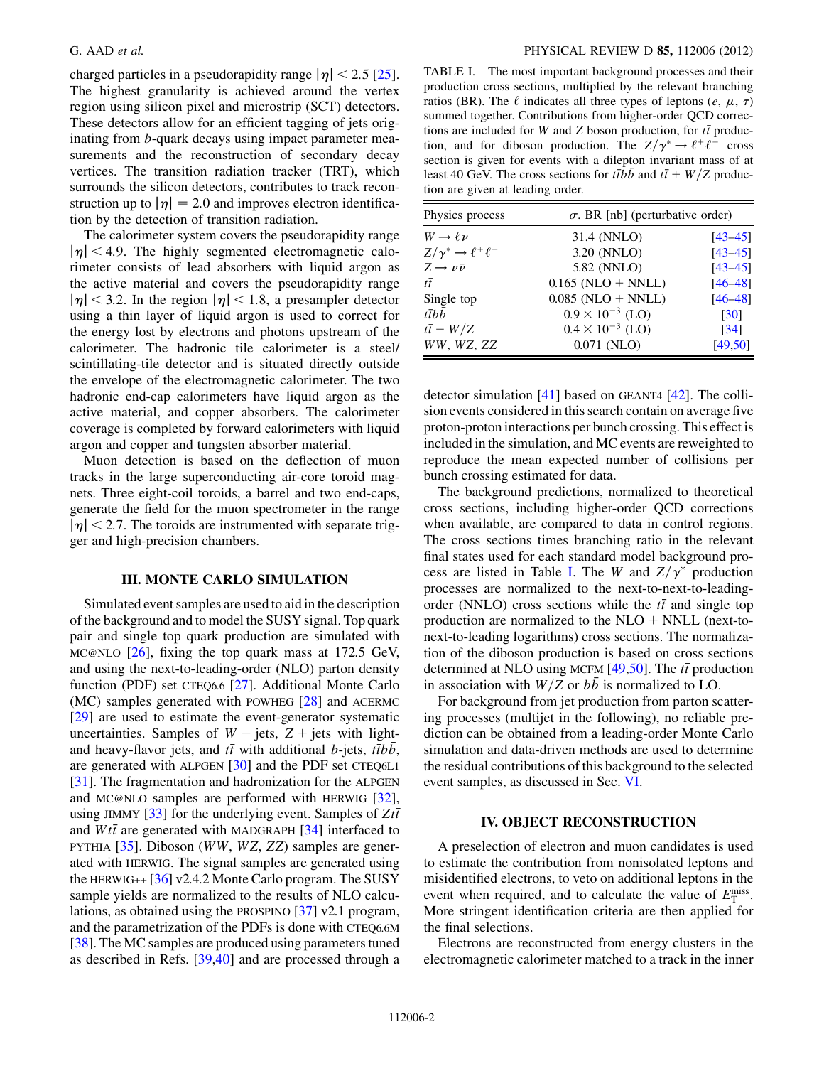charged particles in a pseudorapidity range $|\eta| < 2.5$ [25]. The highest granularity is achieved around the vertex region using silicon pixel and microstrip (SCT) detectors. These detectors allow for an efficient tagging of jets originating from $b$-quark decays using impact parameter measurements and the reconstruction of secondary decay vertices. The transition radiation tracker (TRT), which surrounds the silicon detectors, contributes to track reconstruction up to $|\eta| = 2.0$ and improves electron identification by the detection of transition radiation.

The calorimeter system covers the pseudorapidity range $|\eta| < 4.9$. The highly segmented electromagnetic calorimeter consists of lead absorbers with liquid argon as the active material and covers the pseudorapidity range $|\eta| < 3.2$. In the region $|\eta| < 1.8$, a presampler detector using a thin layer of liquid argon is used to correct for the energy lost by electrons and photons upstream of the calorimeter. The hadronic tile calorimeter is a steel/scintillating-tile detector and is situated directly outside the envelope of the electromagnetic calorimeter. The two hadronic end-cap calorimeters have liquid argon as the active material, and copper absorbers. The calorimeter coverage is completed by forward calorimeters with liquid argon and copper and tungsten absorber material.

Muon detection is based on the deflection of muon tracks in the large superconducting air-core toroid magnets. Three eight-coil toroids, a barrel and two end-caps, generate the field for the muon spectrometer in the range $|\eta| < 2.7$. The toroids are instrumented with separate trigger and high-precision chambers.

## III. MONTE CARLO SIMULATION

Simulated event samples are used to aid in the description of the background and to model the SUSY signal. Top quark pair and single top quark production are simulated with MC@NLO [26], fixing the top quark mass at 172.5 GeV, and using the next-to-leading-order (NLO) parton density function (PDF) set CTEQ6.6 [27]. Additional Monte Carlo (MC) samples generated with POWHEG [28] and ACERMC [29] are used to estimate the event-generator systematic uncertainties. Samples of $W$ + jets, $Z$ + jets with light- and heavy-flavor jets, and $t\bar{t}$ with additional $b$-jets, $t\bar{t}b\bar{b}$, are generated with ALPGEN [30] and the PDF set CTEQ6L1 [31]. The fragmentation and hadronization for the ALPGEN and MC@NLO samples are performed with HERWIG [32], using JIMMY [33] for the underlying event. Samples of $Zt\bar{t}$ and $Wt\bar{t}$ are generated with MADGRAPH [34] interfaced to PYTHIA [35]. Diboson ($WW$, $WZ$, $ZZ$) samples are generated with HERWIG. The signal samples are generated using the HERWIG++ [36] v2.4.2 Monte Carlo program. The SUSY sample yields are normalized to the results of NLO calculations, as obtained using the PROSPINO [37] v2.1 program, and the parametrization of the PDFs is done with CTEQ6.6M [38]. The MC samples are produced using parameters tuned as described in Refs. [39,40] and are processed through a detector simulation [41] based on GEANT4 [42]. The collision events considered in this search contain on average five proton-proton interactions per bunch crossing. This effect is included in the simulation, and MC events are reweighted to reproduce the mean expected number of collisions per bunch crossing estimated for data.

TABLE I. The most important background processes and their production cross sections, multiplied by the relevant branching ratios (BR). The $\ell$ indicates all three types of leptons ($e$, $\mu$, $\tau$) summed together. Contributions from higher-order QCD corrections are included for $W$ and $Z$ boson production, for $t\bar{t}$ production, and for diboson production. The $Z/\gamma^* \to \ell^+\ell^-$ cross section is given for events with a dilepton invariant mass of at least 40 GeV. The cross sections for $t\bar{t}b\bar{b}$ and $t\bar{t} + W/Z$ production are given at leading order.

| Physics process | $\sigma$. BR [nb] (perturbative order) | |
|---|---|---|
| $W \to \ell\nu$ | 31.4 (NNLO) | [43–45] |
| $Z/\gamma^* \to \ell^+\ell^-$ | 3.20 (NNLO) | [43–45] |
| $Z \to \nu\bar{\nu}$ | 5.82 (NNLO) | [43–45] |
| $t\bar{t}$ | 0.165 (NLO + NNLL) | [46–48] |
| Single top | 0.085 (NLO + NNLL) | [46–48] |
| $t\bar{t}b\bar{b}$ | $0.9 \times 10^{-3}$ (LO) | [30] |
| $t\bar{t} + W/Z$ | $0.4 \times 10^{-3}$ (LO) | [34] |
| $WW$, $WZ$, $ZZ$ | 0.071 (NLO) | [49,50] |

The background predictions, normalized to theoretical cross sections, including higher-order QCD corrections when available, are compared to data in control regions. The cross sections times branching ratio in the relevant final states used for each standard model background process are listed in Table I. The $W$ and $Z/\gamma^*$ production processes are normalized to the next-to-next-to-leading-order (NNLO) cross sections while the $t\bar{t}$ and single top production are normalized to the NLO + NNLL (next-to-next-to-leading logarithms) cross sections. The normalization of the diboson production is based on cross sections determined at NLO using MCFM [49,50]. The $t\bar{t}$ production in association with $W/Z$ or $b\bar{b}$ is normalized to LO.

For background from jet production from parton scattering processes (multijet in the following), no reliable prediction can be obtained from a leading-order Monte Carlo simulation and data-driven methods are used to determine the residual contributions of this background to the selected event samples, as discussed in Sec. VI.

## IV. OBJECT RECONSTRUCTION

A preselection of electron and muon candidates is used to estimate the contribution from nonisolated leptons and misidentified electrons, to veto on additional leptons in the event when required, and to calculate the value of $E_{\mathrm{T}}^{\mathrm{miss}}$. More stringent identification criteria are then applied for the final selections.

Electrons are reconstructed from energy clusters in the electromagnetic calorimeter matched to a track in the inner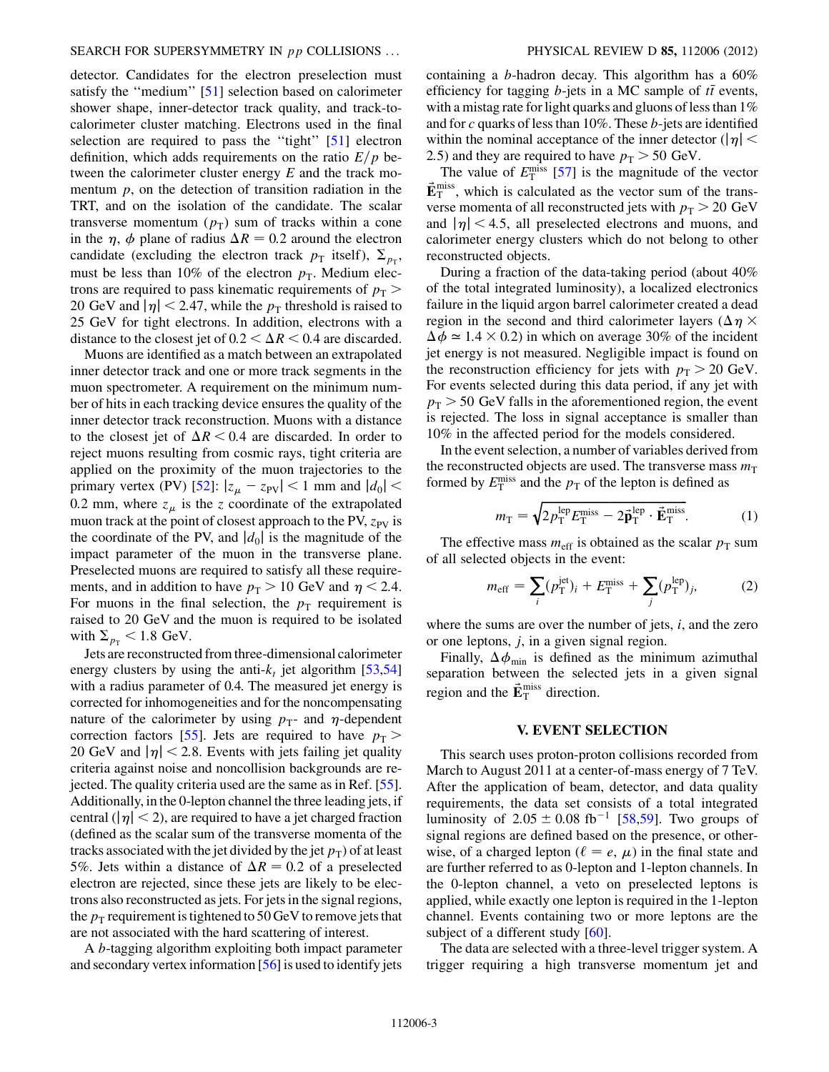detector. Candidates for the electron preselection must satisfy the "medium" [51] selection based on calorimeter shower shape, inner-detector track quality, and track-to-calorimeter cluster matching. Electrons used in the final selection are required to pass the "tight" [51] electron definition, which adds requirements on the ratio $E/p$ between the calorimeter cluster energy $E$ and the track momentum $p$, on the detection of transition radiation in the TRT, and on the isolation of the candidate. The scalar transverse momentum ($p_{\mathrm{T}}$) sum of tracks within a cone in the $\eta$, $\phi$ plane of radius $\Delta R = 0.2$ around the electron candidate (excluding the electron track $p_{\mathrm{T}}$ itself), $\Sigma_{p_{\mathrm{T}}}$, must be less than 10% of the electron $p_{\mathrm{T}}$. Medium electrons are required to pass kinematic requirements of $p_{\mathrm{T}} > 20$ GeV and $|\eta| < 2.47$, while the $p_{\mathrm{T}}$ threshold is raised to 25 GeV for tight electrons. In addition, electrons with a distance to the closest jet of $0.2 < \Delta R < 0.4$ are discarded.

Muons are identified as a match between an extrapolated inner detector track and one or more track segments in the muon spectrometer. A requirement on the minimum number of hits in each tracking device ensures the quality of the inner detector track reconstruction. Muons with a distance to the closest jet of $\Delta R < 0.4$ are discarded. In order to reject muons resulting from cosmic rays, tight criteria are applied on the proximity of the muon trajectories to the primary vertex (PV) [52]: $|z_\mu - z_{\mathrm{PV}}| < 1$ mm and $|d_0| < 0.2$ mm, where $z_\mu$ is the $z$ coordinate of the extrapolated muon track at the point of closest approach to the PV, $z_{\mathrm{PV}}$ is the coordinate of the PV, and $|d_0|$ is the magnitude of the impact parameter of the muon in the transverse plane. Preselected muons are required to satisfy all these requirements, and in addition to have $p_{\mathrm{T}} > 10$ GeV and $\eta < 2.4$. For muons in the final selection, the $p_{\mathrm{T}}$ requirement is raised to 20 GeV and the muon is required to be isolated with $\Sigma_{p_{\mathrm{T}}} < 1.8$ GeV.

Jets are reconstructed from three-dimensional calorimeter energy clusters by using the anti-$k_t$ jet algorithm [53,54] with a radius parameter of 0.4. The measured jet energy is corrected for inhomogeneities and for the noncompensating nature of the calorimeter by using $p_{\mathrm{T}}$- and $\eta$-dependent correction factors [55]. Jets are required to have $p_{\mathrm{T}} > 20$ GeV and $|\eta| < 2.8$. Events with jets failing jet quality criteria against noise and noncollision backgrounds are rejected. The quality criteria used are the same as in Ref. [55]. Additionally, in the 0-lepton channel the three leading jets, if central ($|\eta| < 2$), are required to have a jet charged fraction (defined as the scalar sum of the transverse momenta of the tracks associated with the jet divided by the jet $p_{\mathrm{T}}$) of at least 5%. Jets within a distance of $\Delta R = 0.2$ of a preselected electron are rejected, since these jets are likely to be electrons also reconstructed as jets. For jets in the signal regions, the $p_{\mathrm{T}}$ requirement is tightened to 50 GeV to remove jets that are not associated with the hard scattering of interest.

A $b$-tagging algorithm exploiting both impact parameter and secondary vertex information [56] is used to identify jets containing a $b$-hadron decay. This algorithm has a 60% efficiency for tagging $b$-jets in a MC sample of $t\bar{t}$ events, with a mistag rate for light quarks and gluons of less than 1% and for $c$ quarks of less than 10%. These $b$-jets are identified within the nominal acceptance of the inner detector ($|\eta| < 2.5$) and they are required to have $p_{\mathrm{T}} > 50$ GeV.

The value of $E_{\mathrm{T}}^{\mathrm{miss}}$ [57] is the magnitude of the vector $\vec{\mathbf{E}}_{\mathrm{T}}^{\mathrm{miss}}$, which is calculated as the vector sum of the transverse momenta of all reconstructed jets with $p_{\mathrm{T}} > 20$ GeV and $|\eta| < 4.5$, all preselected electrons and muons, and calorimeter energy clusters which do not belong to other reconstructed objects.

During a fraction of the data-taking period (about 40% of the total integrated luminosity), a localized electronics failure in the liquid argon barrel calorimeter created a dead region in the second and third calorimeter layers ($\Delta\eta \times \Delta\phi \simeq 1.4 \times 0.2$) in which on average 30% of the incident jet energy is not measured. Negligible impact is found on the reconstruction efficiency for jets with $p_{\mathrm{T}} > 20$ GeV. For events selected during this data period, if any jet with $p_{\mathrm{T}} > 50$ GeV falls in the aforementioned region, the event is rejected. The loss in signal acceptance is smaller than 10% in the affected period for the models considered.

In the event selection, a number of variables derived from the reconstructed objects are used. The transverse mass $m_{\mathrm{T}}$ formed by $E_{\mathrm{T}}^{\mathrm{miss}}$ and the $p_{\mathrm{T}}$ of the lepton is defined as

$$m_{\mathrm{T}} = \sqrt{2 p_{\mathrm{T}}^{\mathrm{lep}} E_{\mathrm{T}}^{\mathrm{miss}} - 2 \vec{\mathbf{p}}_{\mathrm{T}}^{\mathrm{lep}} \cdot \vec{\mathbf{E}}_{\mathrm{T}}^{\mathrm{miss}}}. \tag{1}$$

The effective mass $m_{\mathrm{eff}}$ is obtained as the scalar $p_{\mathrm{T}}$ sum of all selected objects in the event:

$$m_{\mathrm{eff}} = \sum_i (p_{\mathrm{T}}^{\mathrm{jet}})_i + E_{\mathrm{T}}^{\mathrm{miss}} + \sum_j (p_{\mathrm{T}}^{\mathrm{lep}})_j, \tag{2}$$

where the sums are over the number of jets, $i$, and the zero or one leptons, $j$, in a given signal region.

Finally, $\Delta\phi_{\mathrm{min}}$ is defined as the minimum azimuthal separation between the selected jets in a given signal region and the $\vec{\mathbf{E}}_{\mathrm{T}}^{\mathrm{miss}}$ direction.

## V. EVENT SELECTION

This search uses proton-proton collisions recorded from March to August 2011 at a center-of-mass energy of 7 TeV. After the application of beam, detector, and data quality requirements, the data set consists of a total integrated luminosity of $2.05 \pm 0.08\ \mathrm{fb}^{-1}$ [58,59]. Two groups of signal regions are defined based on the presence, or otherwise, of a charged lepton ($\ell = e$, $\mu$) in the final state and are further referred to as 0-lepton and 1-lepton channels. In the 0-lepton channel, a veto on preselected leptons is applied, while exactly one lepton is required in the 1-lepton channel. Events containing two or more leptons are the subject of a different study [60].

The data are selected with a three-level trigger system. A trigger requiring a high transverse momentum jet and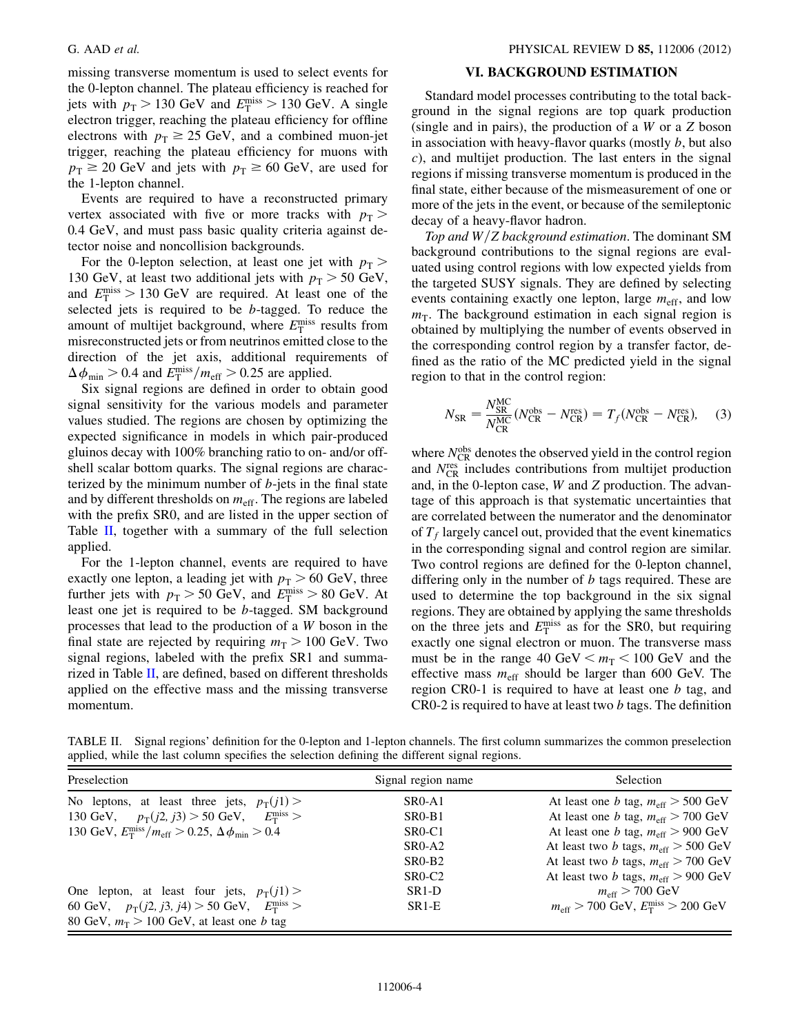missing transverse momentum is used to select events for the 0-lepton channel. The plateau efficiency is reached for jets with $p_T > 130$ GeV and $E_T^{miss} > 130$ GeV. A single electron trigger, reaching the plateau efficiency for offline electrons with $p_T \geq 25$ GeV, and a combined muon-jet trigger, reaching the plateau efficiency for muons with $p_T \geq 20$ GeV and jets with $p_T \geq 60$ GeV, are used for the 1-lepton channel.

Events are required to have a reconstructed primary vertex associated with five or more tracks with $p_T > 0.4$ GeV, and must pass basic quality criteria against detector noise and noncollision backgrounds.

For the 0-lepton selection, at least one jet with $p_T > 130$ GeV, at least two additional jets with $p_T > 50$ GeV, and $E_T^{miss} > 130$ GeV are required. At least one of the selected jets is required to be $b$-tagged. To reduce the amount of multijet background, where $E_T^{miss}$ results from misreconstructed jets or from neutrinos emitted close to the direction of the jet axis, additional requirements of $\Delta\phi_{min} > 0.4$ and $E_T^{miss}/m_{eff} > 0.25$ are applied.

Six signal regions are defined in order to obtain good signal sensitivity for the various models and parameter values studied. The regions are chosen by optimizing the expected significance in models in which pair-produced gluinos decay with 100% branching ratio to on- and/or off-shell scalar bottom quarks. The signal regions are characterized by the minimum number of $b$-jets in the final state and by different thresholds on $m_{eff}$. The regions are labeled with the prefix SR0, and are listed in the upper section of Table II, together with a summary of the full selection applied.

For the 1-lepton channel, events are required to have exactly one lepton, a leading jet with $p_T > 60$ GeV, three further jets with $p_T > 50$ GeV, and $E_T^{miss} > 80$ GeV. At least one jet is required to be $b$-tagged. SM background processes that lead to the production of a $W$ boson in the final state are rejected by requiring $m_T > 100$ GeV. Two signal regions, labeled with the prefix SR1 and summarized in Table II, are defined, based on different thresholds applied on the effective mass and the missing transverse momentum.

## VI. BACKGROUND ESTIMATION

Standard model processes contributing to the total background in the signal regions are top quark production (single and in pairs), the production of a $W$ or a $Z$ boson in association with heavy-flavor quarks (mostly $b$, but also $c$), and multijet production. The last enters in the signal regions if missing transverse momentum is produced in the final state, either because of the mismeasurement of one or more of the jets in the event, or because of the semileptonic decay of a heavy-flavor hadron.

*Top and $W/Z$ background estimation*. The dominant SM background contributions to the signal regions are evaluated using control regions with low expected yields from the targeted SUSY signals. They are defined by selecting events containing exactly one lepton, large $m_{eff}$, and low $m_T$. The background estimation in each signal region is obtained by multiplying the number of events observed in the corresponding control region by a transfer factor, defined as the ratio of the MC predicted yield in the signal region to that in the control region:

$$N_{SR} = \frac{N_{SR}^{MC}}{N_{CR}^{MC}}(N_{CR}^{obs} - N_{CR}^{res}) = T_f(N_{CR}^{obs} - N_{CR}^{res}), \quad (3)$$

where $N_{CR}^{obs}$ denotes the observed yield in the control region and $N_{CR}^{res}$ includes contributions from multijet production and, in the 0-lepton case, $W$ and $Z$ production. The advantage of this approach is that systematic uncertainties that are correlated between the numerator and the denominator of $T_f$ largely cancel out, provided that the event kinematics in the corresponding signal and control region are similar. Two control regions are defined for the 0-lepton channel, differing only in the number of $b$ tags required. These are used to determine the top background in the six signal regions. They are obtained by applying the same thresholds on the three jets and $E_T^{miss}$ as for the SR0, but requiring exactly one signal electron or muon. The transverse mass must be in the range 40 GeV $< m_T <$ 100 GeV and the effective mass $m_{eff}$ should be larger than 600 GeV. The region CR0-1 is required to have at least one $b$ tag, and CR0-2 is required to have at least two $b$ tags. The definition

TABLE II. Signal regions' definition for the 0-lepton and 1-lepton channels. The first column summarizes the common preselection applied, while the last column specifies the selection defining the different signal regions.

| Preselection | Signal region name | Selection |
|---|---|---|
| No leptons, at least three jets, $p_T(j1) >$ 130 GeV, $p_T(j2, j3) > 50$ GeV, $E_T^{miss} >$ 130 GeV, $E_T^{miss}/m_{eff} > 0.25$, $\Delta\phi_{min} > 0.4$ | SR0-A1 | At least one $b$ tag, $m_{eff} > 500$ GeV |
| | SR0-B1 | At least one $b$ tag, $m_{eff} > 700$ GeV |
| | SR0-C1 | At least one $b$ tag, $m_{eff} > 900$ GeV |
| | SR0-A2 | At least two $b$ tags, $m_{eff} > 500$ GeV |
| | SR0-B2 | At least two $b$ tags, $m_{eff} > 700$ GeV |
| | SR0-C2 | At least two $b$ tags, $m_{eff} > 900$ GeV |
| One lepton, at least four jets, $p_T(j1) >$ 60 GeV, $p_T(j2, j3, j4) > 50$ GeV, $E_T^{miss} >$ 80 GeV, $m_T > 100$ GeV, at least one $b$ tag | SR1-D | $m_{eff} > 700$ GeV |
| | SR1-E | $m_{eff} > 700$ GeV, $E_T^{miss} > 200$ GeV |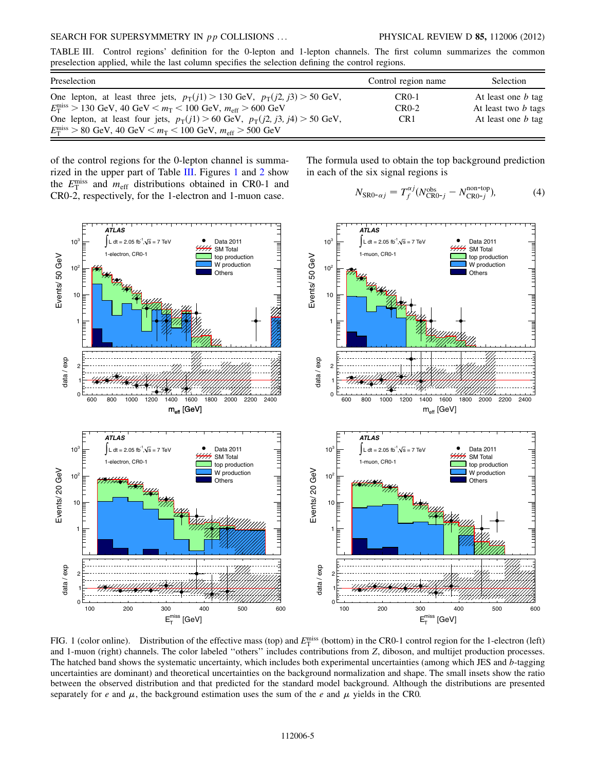TABLE III. Control regions' definition for the 0-lepton and 1-lepton channels. The first column summarizes the common preselection applied, while the last column specifies the selection defining the control regions.

| Preselection | Control region name | Selection |
| --- | --- | --- |
| One lepton, at least three jets, $p_T(j1) > 130$ GeV, $p_T(j2, j3) > 50$ GeV, $E_T^{\rm miss} > 130$ GeV, 40 GeV $< m_T <$ 100 GeV, $m_{\rm eff} > 600$ GeV | CR0-1 | At least one $b$ tag |
| | CR0-2 | At least two $b$ tags |
| One lepton, at least four jets, $p_T(j1) > 60$ GeV, $p_T(j2, j3, j4) > 50$ GeV, $E_T^{\rm miss} > 80$ GeV, 40 GeV $< m_T <$ 100 GeV, $m_{\rm eff} > 500$ GeV | CR1 | At least one $b$ tag |

of the control regions for the 0-lepton channel is summarized in the upper part of Table III. Figures 1 and 2 show the $E_T^{\rm miss}$ and $m_{\rm eff}$ distributions obtained in CR0-1 and CR0-2, respectively, for the 1-electron and 1-muon case.

The formula used to obtain the top background prediction in each of the six signal regions is

$$N_{{\rm SR0-}\alpha j} = T_f^{\alpha j}(N_{{\rm CR0-}j}^{\rm obs} - N_{{\rm CR0-}j}^{\rm non\text{-}top}), \tag{4}$$

FIG. 1 (color online). Distribution of the effective mass (top) and $E_T^{\rm miss}$ (bottom) in the CR0-1 control region for the 1-electron (left) and 1-muon (right) channels. The color labeled "others" includes contributions from $Z$, diboson, and multijet production processes. The hatched band shows the systematic uncertainty, which includes both experimental uncertainties (among which JES and $b$-tagging uncertainties are dominant) and theoretical uncertainties on the background normalization and shape. The small insets show the ratio between the observed distribution and that predicted for the standard model background. Although the distributions are presented separately for $e$ and $\mu$, the background estimation uses the sum of the $e$ and $\mu$ yields in the CR0.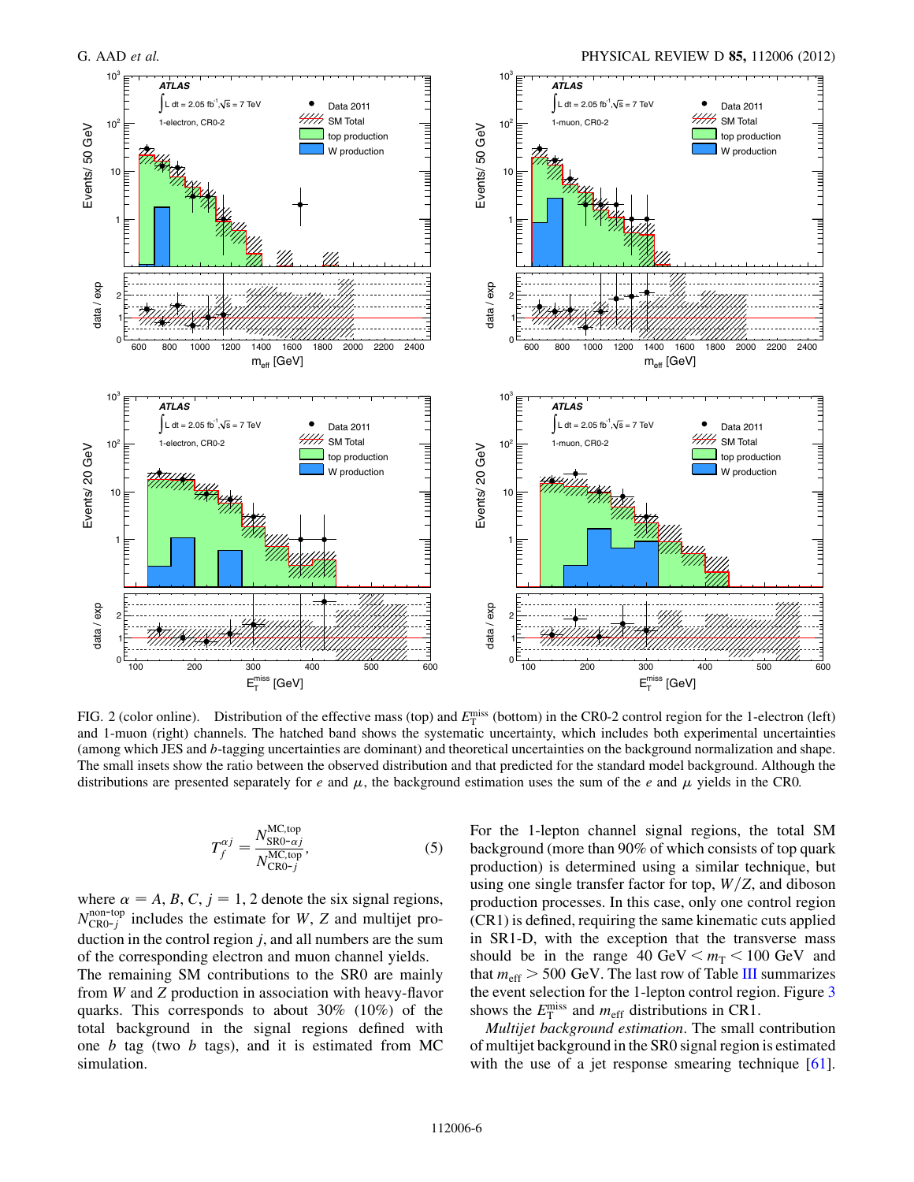FIG. 2 (color online). Distribution of the effective mass (top) and $E_{\mathrm{T}}^{\mathrm{miss}}$ (bottom) in the CR0-2 control region for the 1-electron (left) and 1-muon (right) channels. The hatched band shows the systematic uncertainty, which includes both experimental uncertainties (among which JES and $b$-tagging uncertainties are dominant) and theoretical uncertainties on the background normalization and shape. The small insets show the ratio between the observed distribution and that predicted for the standard model background. Although the distributions are presented separately for $e$ and $\mu$, the background estimation uses the sum of the $e$ and $\mu$ yields in the CR0.

$$T_f^{\alpha j} = \frac{N_{\mathrm{SR0}\text{-}\alpha j}^{\mathrm{MC,top}}}{N_{\mathrm{CR0}\text{-}j}^{\mathrm{MC,top}}}, \tag{5}$$

where $\alpha = A, B, C$, $j = 1, 2$ denote the six signal regions, $N_{\mathrm{CR0}\text{-}j}^{\mathrm{non\text{-}top}}$ includes the estimate for $W$, $Z$ and multijet production in the control region $j$, and all numbers are the sum of the corresponding electron and muon channel yields. The remaining SM contributions to the SR0 are mainly from $W$ and $Z$ production in association with heavy-flavor quarks. This corresponds to about 30% (10%) of the total background in the signal regions defined with one $b$ tag (two $b$ tags), and it is estimated from MC simulation.

For the 1-lepton channel signal regions, the total SM background (more than 90% of which consists of top quark production) is determined using a similar technique, but using one single transfer factor for top, $W/Z$, and diboson production processes. In this case, only one control region (CR1) is defined, requiring the same kinematic cuts applied in SR1-D, with the exception that the transverse mass should be in the range $40\ \mathrm{GeV} < m_{\mathrm{T}} < 100\ \mathrm{GeV}$ and that $m_{\mathrm{eff}} > 500\ \mathrm{GeV}$. The last row of Table III summarizes the event selection for the 1-lepton control region. Figure 3 shows the $E_{\mathrm{T}}^{\mathrm{miss}}$ and $m_{\mathrm{eff}}$ distributions in CR1.

*Multijet background estimation*. The small contribution of multijet background in the SR0 signal region is estimated with the use of a jet response smearing technique [61].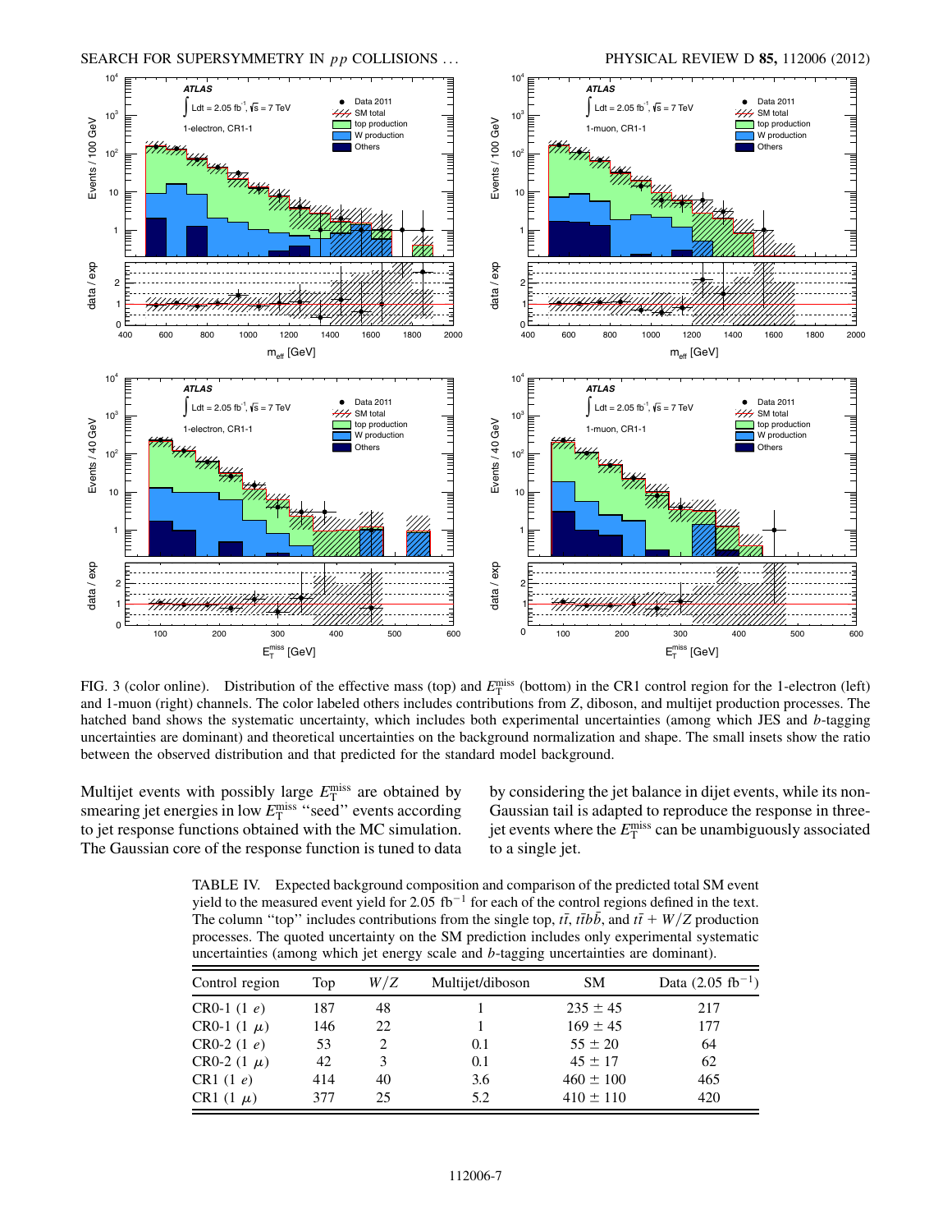FIG. 3 (color online). Distribution of the effective mass (top) and $E_T^{miss}$ (bottom) in the CR1 control region for the 1-electron (left) and 1-muon (right) channels. The color labeled others includes contributions from $Z$, diboson, and multijet production processes. The hatched band shows the systematic uncertainty, which includes both experimental uncertainties (among which JES and $b$-tagging uncertainties are dominant) and theoretical uncertainties on the background normalization and shape. The small insets show the ratio between the observed distribution and that predicted for the standard model background.

Multijet events with possibly large $E_T^{miss}$ are obtained by smearing jet energies in low $E_T^{miss}$ "seed" events according to jet response functions obtained with the MC simulation. The Gaussian core of the response function is tuned to data by considering the jet balance in dijet events, while its non-Gaussian tail is adapted to reproduce the response in three-jet events where the $E_T^{miss}$ can be unambiguously associated to a single jet.

TABLE IV. Expected background composition and comparison of the predicted total SM event yield to the measured event yield for 2.05 fb$^{-1}$ for each of the control regions defined in the text. The column "top" includes contributions from the single top, $t\bar{t}$, $t\bar{t}b\bar{b}$, and $t\bar{t}+W/Z$ production processes. The quoted uncertainty on the SM prediction includes only experimental systematic uncertainties (among which jet energy scale and $b$-tagging uncertainties are dominant).

| Control region | Top | $W/Z$ | Multijet/diboson | SM | Data (2.05 fb$^{-1}$) |
|---|---|---|---|---|---|
| CR0-1 (1 $e$) | 187 | 48 | 1 | $235 \pm 45$ | 217 |
| CR0-1 (1 $\mu$) | 146 | 22 | 1 | $169 \pm 45$ | 177 |
| CR0-2 (1 $e$) | 53 | 2 | 0.1 | $55 \pm 20$ | 64 |
| CR0-2 (1 $\mu$) | 42 | 3 | 0.1 | $45 \pm 17$ | 62 |
| CR1 (1 $e$) | 414 | 40 | 3.6 | $460 \pm 100$ | 465 |
| CR1 (1 $\mu$) | 377 | 25 | 5.2 | $410 \pm 110$ | 420 |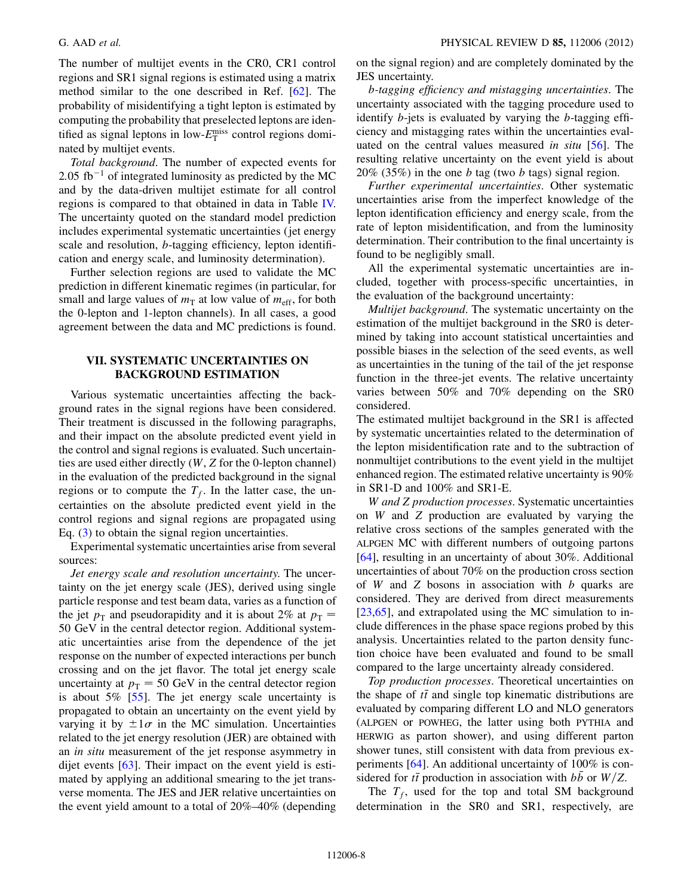The number of multijet events in the CR0, CR1 control regions and SR1 signal regions is estimated using a matrix method similar to the one described in Ref. [62]. The probability of misidentifying a tight lepton is estimated by computing the probability that preselected leptons are identified as signal leptons in low-$E_T^{miss}$ control regions dominated by multijet events.

*Total background*. The number of expected events for 2.05 $fb^{-1}$ of integrated luminosity as predicted by the MC and by the data-driven multijet estimate for all control regions is compared to that obtained in data in Table IV. The uncertainty quoted on the standard model prediction includes experimental systematic uncertainties (jet energy scale and resolution, $b$-tagging efficiency, lepton identification and energy scale, and luminosity determination).

Further selection regions are used to validate the MC prediction in different kinematic regimes (in particular, for small and large values of $m_T$ at low value of $m_{eff}$, for both the 0-lepton and 1-lepton channels). In all cases, a good agreement between the data and MC predictions is found.

## VII. SYSTEMATIC UNCERTAINTIES ON BACKGROUND ESTIMATION

Various systematic uncertainties affecting the background rates in the signal regions have been considered. Their treatment is discussed in the following paragraphs, and their impact on the absolute predicted event yield in the control and signal regions is evaluated. Such uncertainties are used either directly ($W$, $Z$ for the 0-lepton channel) in the evaluation of the predicted background in the signal regions or to compute the $T_f$. In the latter case, the uncertainties on the absolute predicted event yield in the control regions and signal regions are propagated using Eq. (3) to obtain the signal region uncertainties.

Experimental systematic uncertainties arise from several sources:

*Jet energy scale and resolution uncertainty.* The uncertainty on the jet energy scale (JES), derived using single particle response and test beam data, varies as a function of the jet $p_T$ and pseudorapidity and it is about 2% at $p_T = 50$ GeV in the central detector region. Additional systematic uncertainties arise from the dependence of the jet response on the number of expected interactions per bunch crossing and on the jet flavor. The total jet energy scale uncertainty at $p_T = 50$ GeV in the central detector region is about 5% [55]. The jet energy scale uncertainty is propagated to obtain an uncertainty on the event yield by varying it by $\pm 1\sigma$ in the MC simulation. Uncertainties related to the jet energy resolution (JER) are obtained with an *in situ* measurement of the jet response asymmetry in dijet events [63]. Their impact on the event yield is estimated by applying an additional smearing to the jet transverse momenta. The JES and JER relative uncertainties on the event yield amount to a total of 20%–40% (depending on the signal region) and are completely dominated by the JES uncertainty.

*b-tagging efficiency and mistagging uncertainties*. The uncertainty associated with the tagging procedure used to identify $b$-jets is evaluated by varying the $b$-tagging efficiency and mistagging rates within the uncertainties evaluated on the central values measured *in situ* [56]. The resulting relative uncertainty on the event yield is about 20% (35%) in the one $b$ tag (two $b$ tags) signal region.

*Further experimental uncertainties*. Other systematic uncertainties arise from the imperfect knowledge of the lepton identification efficiency and energy scale, from the rate of lepton misidentification, and from the luminosity determination. Their contribution to the final uncertainty is found to be negligibly small.

All the experimental systematic uncertainties are included, together with process-specific uncertainties, in the evaluation of the background uncertainty:

*Multijet background*. The systematic uncertainty on the estimation of the multijet background in the SR0 is determined by taking into account statistical uncertainties and possible biases in the selection of the seed events, as well as uncertainties in the tuning of the tail of the jet response function in the three-jet events. The relative uncertainty varies between 50% and 70% depending on the SR0 considered.
The estimated multijet background in the SR1 is affected by systematic uncertainties related to the determination of the lepton misidentification rate and to the subtraction of nonmultijet contributions to the event yield in the multijet enhanced region. The estimated relative uncertainty is 90% in SR1-D and 100% and SR1-E.

*W and Z production processes*. Systematic uncertainties on $W$ and $Z$ production are evaluated by varying the relative cross sections of the samples generated with the ALPGEN MC with different numbers of outgoing partons [64], resulting in an uncertainty of about 30%. Additional uncertainties of about 70% on the production cross section of $W$ and $Z$ bosons in association with $b$ quarks are considered. They are derived from direct measurements [23,65], and extrapolated using the MC simulation to include differences in the phase space regions probed by this analysis. Uncertainties related to the parton density function choice have been evaluated and found to be small compared to the large uncertainty already considered.

*Top production processes*. Theoretical uncertainties on the shape of $t\bar{t}$ and single top kinematic distributions are evaluated by comparing different LO and NLO generators (ALPGEN or POWHEG, the latter using both PYTHIA and HERWIG as parton shower), and using different parton shower tunes, still consistent with data from previous experiments [64]. An additional uncertainty of 100% is considered for $t\bar{t}$ production in association with $b\bar{b}$ or $W/Z$.

The $T_f$, used for the top and total SM background determination in the SR0 and SR1, respectively, are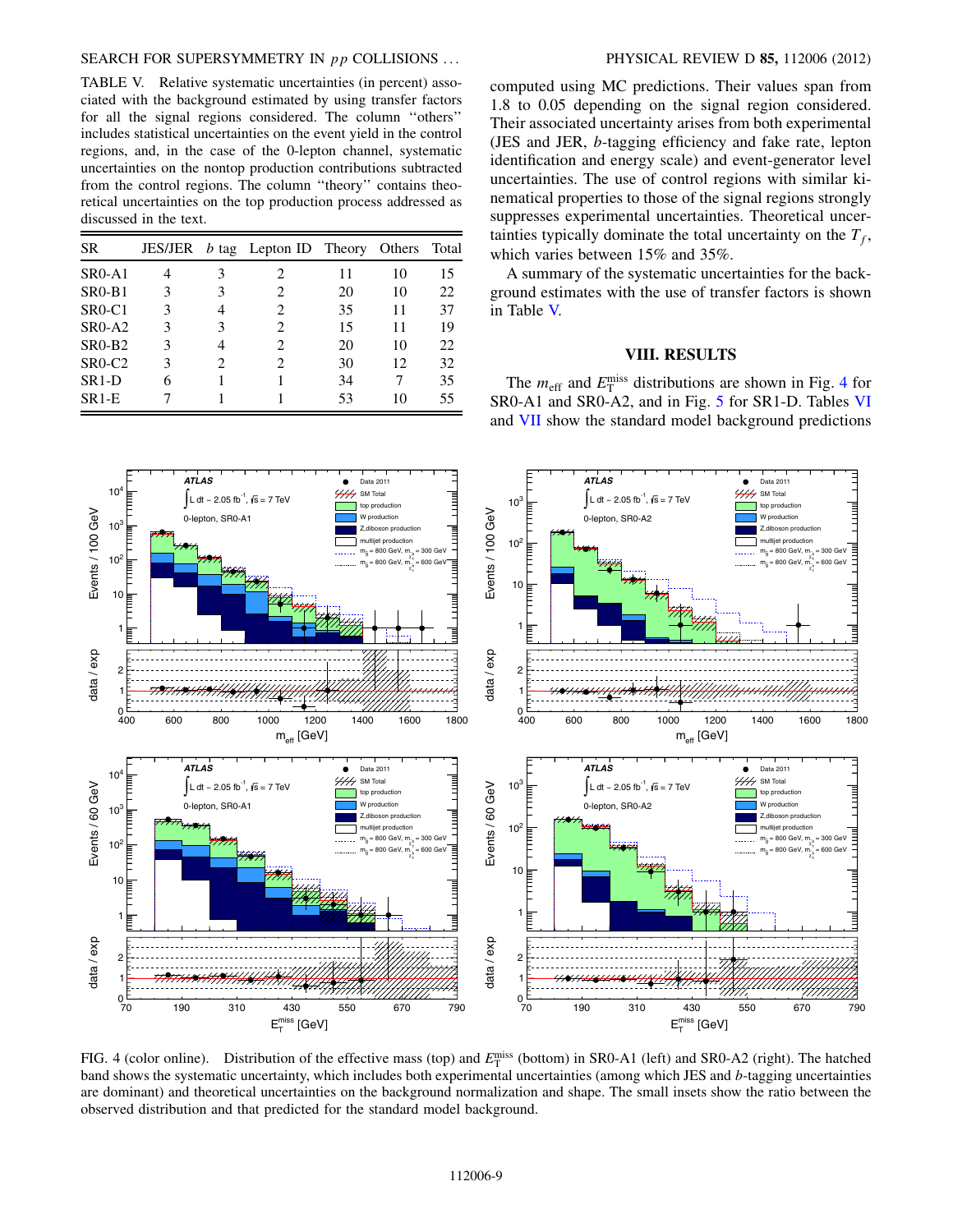TABLE V. Relative systematic uncertainties (in percent) associated with the background estimated by using transfer factors for all the signal regions considered. The column "others" includes statistical uncertainties on the event yield in the control regions, and, in the case of the 0-lepton channel, systematic uncertainties on the nontop production contributions subtracted from the control regions. The column "theory" contains theoretical uncertainties on the top production process addressed as discussed in the text.

| SR | JES/JER | $b$ tag | Lepton ID | Theory | Others | Total |
|---|---|---|---|---|---|---|
| SR0-A1 | 4 | 3 | 2 | 11 | 10 | 15 |
| SR0-B1 | 3 | 3 | 2 | 20 | 10 | 22 |
| SR0-C1 | 3 | 4 | 2 | 35 | 11 | 37 |
| SR0-A2 | 3 | 3 | 2 | 15 | 11 | 19 |
| SR0-B2 | 3 | 4 | 2 | 20 | 10 | 22 |
| SR0-C2 | 3 | 2 | 2 | 30 | 12 | 32 |
| SR1-D | 6 | 1 | 1 | 34 | 7 | 35 |
| SR1-E | 7 | 1 | 1 | 53 | 10 | 55 |

computed using MC predictions. Their values span from 1.8 to 0.05 depending on the signal region considered. Their associated uncertainty arises from both experimental (JES and JER, $b$-tagging efficiency and fake rate, lepton identification and energy scale) and event-generator level uncertainties. The use of control regions with similar kinematical properties to those of the signal regions strongly suppresses experimental uncertainties. Theoretical uncertainties typically dominate the total uncertainty on the $T_f$, which varies between 15% and 35%.

A summary of the systematic uncertainties for the background estimates with the use of transfer factors is shown in Table V.

## VIII. RESULTS

The $m_{\mathrm{eff}}$ and $E_{\mathrm{T}}^{\mathrm{miss}}$ distributions are shown in Fig. 4 for SR0-A1 and SR0-A2, and in Fig. 5 for SR1-D. Tables VI and VII show the standard model background predictions

FIG. 4 (color online). Distribution of the effective mass (top) and $E_{\mathrm{T}}^{\mathrm{miss}}$ (bottom) in SR0-A1 (left) and SR0-A2 (right). The hatched band shows the systematic uncertainty, which includes both experimental uncertainties (among which JES and $b$-tagging uncertainties are dominant) and theoretical uncertainties on the background normalization and shape. The small insets show the ratio between the observed distribution and that predicted for the standard model background.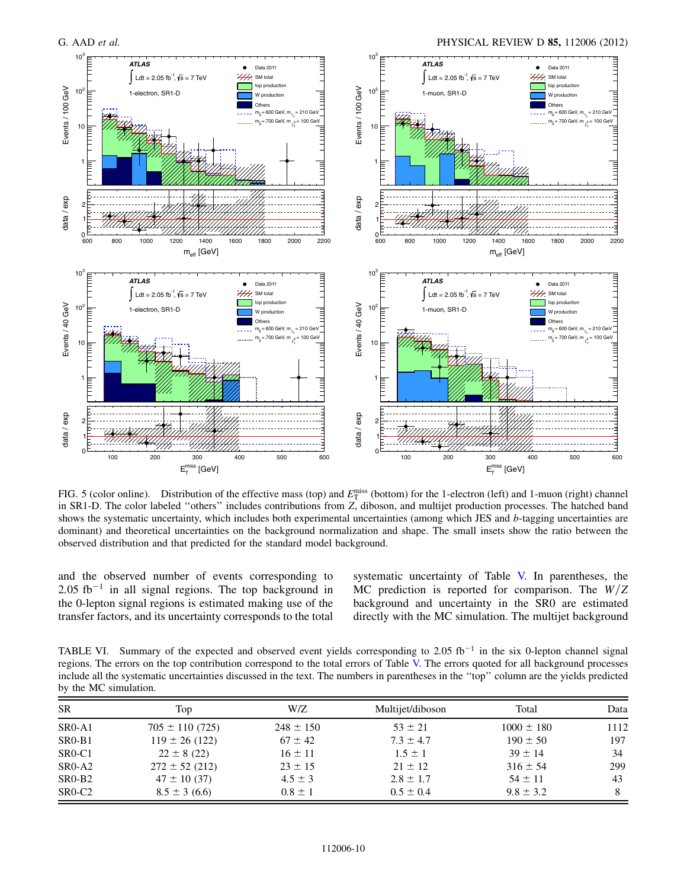FIG. 5 (color online). Distribution of the effective mass (top) and $E_T^{miss}$ (bottom) for the 1-electron (left) and 1-muon (right) channel in SR1-D. The color labeled ''others'' includes contributions from $Z$, diboson, and multijet production processes. The hatched band shows the systematic uncertainty, which includes both experimental uncertainties (among which JES and $b$-tagging uncertainties are dominant) and theoretical uncertainties on the background normalization and shape. The small insets show the ratio between the observed distribution and that predicted for the standard model background.

and the observed number of events corresponding to $2.05\ \mathrm{fb}^{-1}$ in all signal regions. The top background in the 0-lepton signal regions is estimated making use of the transfer factors, and its uncertainty corresponds to the total systematic uncertainty of Table V. In parentheses, the MC prediction is reported for comparison. The $W/Z$ background and uncertainty in the SR0 are estimated directly with the MC simulation. The multijet background

TABLE VI. Summary of the expected and observed event yields corresponding to $2.05\ \mathrm{fb}^{-1}$ in the six 0-lepton channel signal regions. The errors on the top contribution correspond to the total errors of Table V. The errors quoted for all background processes include all the systematic uncertainties discussed in the text. The numbers in parentheses in the ''top'' column are the yields predicted by the MC simulation.

| SR | Top | W/Z | Multijet/diboson | Total | Data |
|---|---|---|---|---|---|
| SR0-A1 | $705 \pm 110$ (725) | $248 \pm 150$ | $53 \pm 21$ | $1000 \pm 180$ | 1112 |
| SR0-B1 | $119 \pm 26$ (122) | $67 \pm 42$ | $7.3 \pm 4.7$ | $190 \pm 50$ | 197 |
| SR0-C1 | $22 \pm 8$ (22) | $16 \pm 11$ | $1.5 \pm 1$ | $39 \pm 14$ | 34 |
| SR0-A2 | $272 \pm 52$ (212) | $23 \pm 15$ | $21 \pm 12$ | $316 \pm 54$ | 299 |
| SR0-B2 | $47 \pm 10$ (37) | $4.5 \pm 3$ | $2.8 \pm 1.7$ | $54 \pm 11$ | 43 |
| SR0-C2 | $8.5 \pm 3$ (6.6) | $0.8 \pm 1$ | $0.5 \pm 0.4$ | $9.8 \pm 3.2$ | 8 |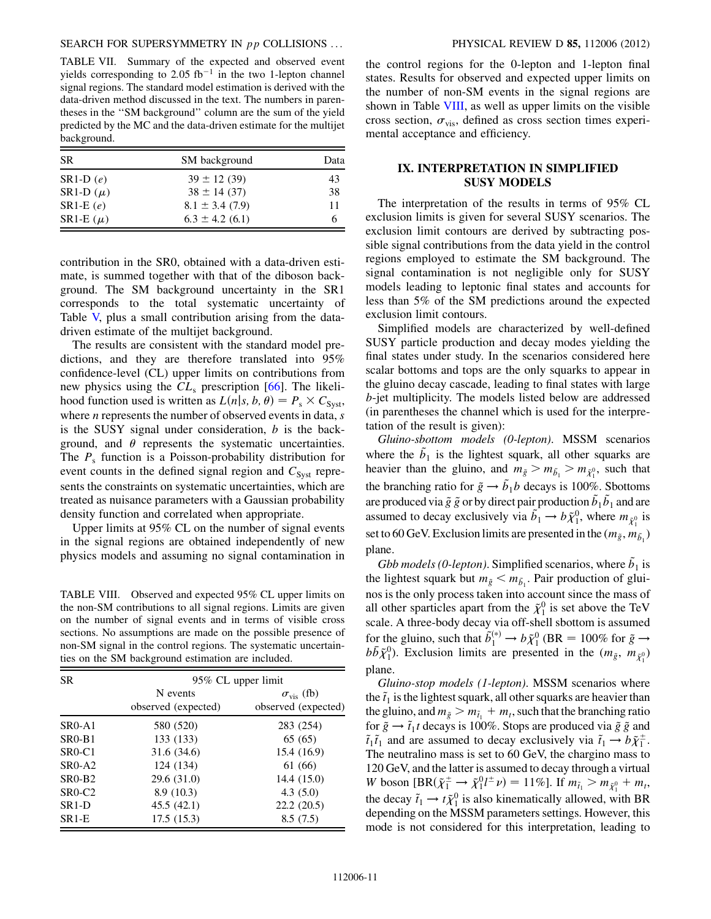TABLE VII. Summary of the expected and observed event yields corresponding to 2.05 fb$^{-1}$ in the two 1-lepton channel signal regions. The standard model estimation is derived with the data-driven method discussed in the text. The numbers in parentheses in the "SM background" column are the sum of the yield predicted by the MC and the data-driven estimate for the multijet background.

| SR | SM background | Data |
|---|---|---|
| SR1-D ($e$) | $39 \pm 12$ (39) | 43 |
| SR1-D ($\mu$) | $38 \pm 14$ (37) | 38 |
| SR1-E ($e$) | $8.1 \pm 3.4$ (7.9) | 11 |
| SR1-E ($\mu$) | $6.3 \pm 4.2$ (6.1) | 6 |

contribution in the SR0, obtained with a data-driven estimate, is summed together with that of the diboson background. The SM background uncertainty in the SR1 corresponds to the total systematic uncertainty of Table V, plus a small contribution arising from the data-driven estimate of the multijet background.

The results are consistent with the standard model predictions, and they are therefore translated into 95% confidence-level (CL) upper limits on contributions from new physics using the $CL_s$ prescription [66]. The likelihood function used is written as $L(n|s, b, \theta) = P_s \times C_{\rm Syst}$, where $n$ represents the number of observed events in data, $s$ is the SUSY signal under consideration, $b$ is the background, and $\theta$ represents the systematic uncertainties. The $P_s$ function is a Poisson-probability distribution for event counts in the defined signal region and $C_{\rm Syst}$ represents the constraints on systematic uncertainties, which are treated as nuisance parameters with a Gaussian probability density function and correlated when appropriate.

Upper limits at 95% CL on the number of signal events in the signal regions are obtained independently of new physics models and assuming no signal contamination in the control regions for the 0-lepton and 1-lepton final states. Results for observed and expected upper limits on the number of non-SM events in the signal regions are shown in Table VIII, as well as upper limits on the visible cross section, $\sigma_{\rm vis}$, defined as cross section times experimental acceptance and efficiency.

TABLE VIII. Observed and expected 95% CL upper limits on the non-SM contributions to all signal regions. Limits are given on the number of signal events and in terms of visible cross sections. No assumptions are made on the possible presence of non-SM signal in the control regions. The systematic uncertainties on the SM background estimation are included.

| SR | 95% CL upper limit | |
|---|---|---|
| | N events observed (expected) | $\sigma_{\rm vis}$ (fb) observed (expected) |
| SR0-A1 | 580 (520) | 283 (254) |
| SR0-B1 | 133 (133) | 65 (65) |
| SR0-C1 | 31.6 (34.6) | 15.4 (16.9) |
| SR0-A2 | 124 (134) | 61 (66) |
| SR0-B2 | 29.6 (31.0) | 14.4 (15.0) |
| SR0-C2 | 8.9 (10.3) | 4.3 (5.0) |
| SR1-D | 45.5 (42.1) | 22.2 (20.5) |
| SR1-E | 17.5 (15.3) | 8.5 (7.5) |

## IX. INTERPRETATION IN SIMPLIFIED SUSY MODELS

The interpretation of the results in terms of 95% CL exclusion limits is given for several SUSY scenarios. The exclusion limit contours are derived by subtracting possible signal contributions from the data yield in the control regions employed to estimate the SM background. The signal contamination is not negligible only for SUSY models leading to leptonic final states and accounts for less than 5% of the SM predictions around the expected exclusion limit contours.

Simplified models are characterized by well-defined SUSY particle production and decay modes yielding the final states under study. In the scenarios considered here scalar bottoms and tops are the only squarks to appear in the gluino decay cascade, leading to final states with large $b$-jet multiplicity. The models listed below are addressed (in parentheses the channel which is used for the interpretation of the result is given):

*Gluino-sbottom models (0-lepton)*. MSSM scenarios where the $\tilde{b}_1$ is the lightest squark, all other squarks are heavier than the gluino, and $m_{\tilde{g}} > m_{\tilde{b}_1} > m_{\tilde{\chi}_1^0}$, such that the branching ratio for $\tilde{g} \to \tilde{b}_1 b$ decays is 100%. Sbottoms are produced via $\tilde{g}\,\tilde{g}$ or by direct pair production $\tilde{b}_1\bar{\tilde{b}}_1$ and are assumed to decay exclusively via $\tilde{b}_1 \to b\tilde{\chi}_1^0$, where $m_{\tilde{\chi}_1^0}$ is set to 60 GeV. Exclusion limits are presented in the $(m_{\tilde{g}}, m_{\tilde{b}_1})$ plane.

*Gbb models (0-lepton)*. Simplified scenarios, where $\tilde{b}_1$ is the lightest squark but $m_{\tilde{g}} < m_{\tilde{b}_1}$. Pair production of gluinos is the only process taken into account since the mass of all other sparticles apart from the $\tilde{\chi}_1^0$ is set above the TeV scale. A three-body decay via off-shell sbottom is assumed for the gluino, such that $\tilde{b}_1^{(*)} \to b\tilde{\chi}_1^0$ (BR = 100% for $\tilde{g} \to b\bar{b}\tilde{\chi}_1^0$). Exclusion limits are presented in the $(m_{\tilde{g}}, m_{\tilde{\chi}_1^0})$ plane.

*Gluino-stop models (1-lepton)*. MSSM scenarios where the $\tilde{t}_1$ is the lightest squark, all other squarks are heavier than the gluino, and $m_{\tilde{g}} > m_{\tilde{t}_1} + m_t$, such that the branching ratio for $\tilde{g} \to \tilde{t}_1 t$ decays is 100%. Stops are produced via $\tilde{g}\,\tilde{g}$ and $\tilde{t}_1\bar{\tilde{t}}_1$ and are assumed to decay exclusively via $\tilde{t}_1 \to b\tilde{\chi}_1^{\pm}$. The neutralino mass is set to 60 GeV, the chargino mass to 120 GeV, and the latter is assumed to decay through a virtual $W$ boson [BR($\tilde{\chi}_1^{\pm} \to \tilde{\chi}_1^0 l^{\pm}\nu$) = 11%]. If $m_{\tilde{t}_1} > m_{\tilde{\chi}_1^0} + m_t$, the decay $\tilde{t}_1 \to t\tilde{\chi}_1^0$ is also kinematically allowed, with BR depending on the MSSM parameters settings. However, this mode is not considered for this interpretation, leading to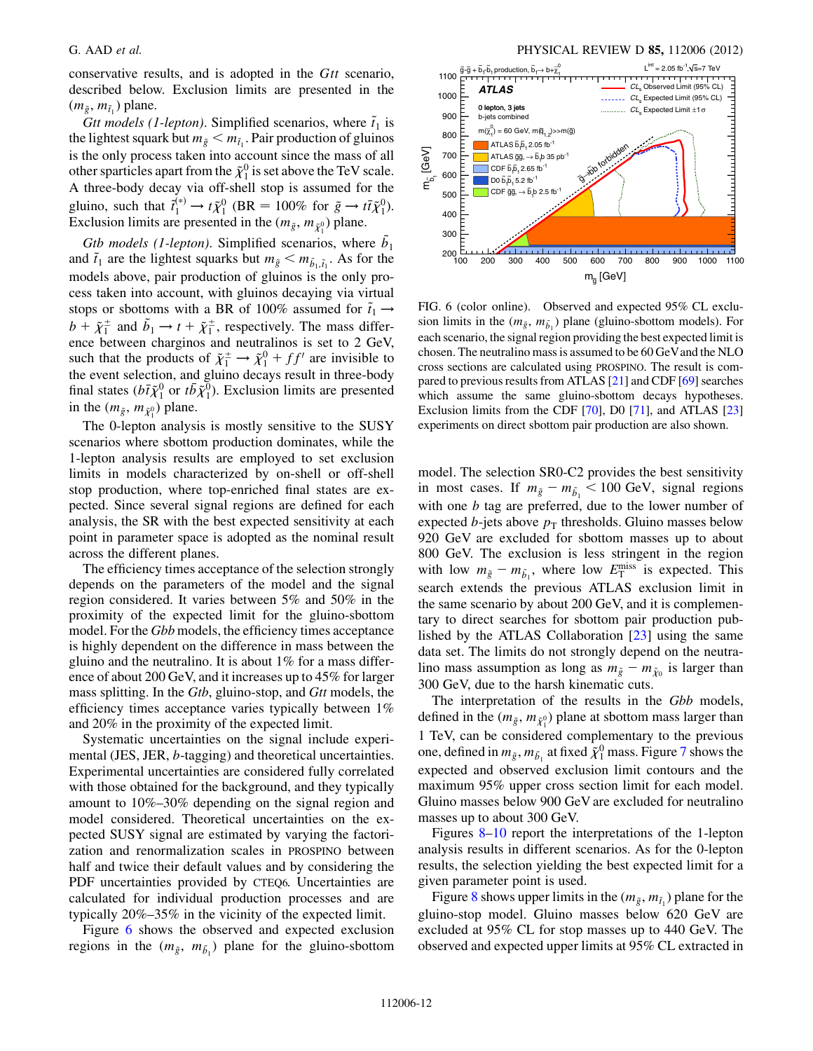conservative results, and is adopted in the *Gtt* scenario, described below. Exclusion limits are presented in the $(m_{\tilde{g}}, m_{\tilde{t}_1})$ plane.

*Gtt models (1-lepton)*. Simplified scenarios, where $\tilde{t}_1$ is the lightest squark but $m_{\tilde{g}} < m_{\tilde{t}_1}$. Pair production of gluinos is the only process taken into account since the mass of all other sparticles apart from the $\tilde{\chi}_1^0$ is set above the TeV scale. A three-body decay via off-shell stop is assumed for the gluino, such that $\tilde{t}_1^{(*)} \to t\tilde{\chi}_1^0$ (BR = 100% for $\tilde{g} \to t\bar{t}\tilde{\chi}_1^0$). Exclusion limits are presented in the $(m_{\tilde{g}}, m_{\tilde{\chi}_1^0})$ plane.

*Gtb models (1-lepton)*. Simplified scenarios, where $\tilde{b}_1$ and $\tilde{t}_1$ are the lightest squarks but $m_{\tilde{g}} < m_{\tilde{b}_1,\tilde{t}_1}$. As for the models above, pair production of gluinos is the only process taken into account, with gluinos decaying via virtual stops or sbottoms with a BR of 100% assumed for $\tilde{t}_1 \to b + \tilde{\chi}_1^{\pm}$ and $\tilde{b}_1 \to t + \tilde{\chi}_1^{\pm}$, respectively. The mass difference between charginos and neutralinos is set to 2 GeV, such that the products of $\tilde{\chi}_1^{\pm} \to \tilde{\chi}_1^0 + ff'$ are invisible to the event selection, and gluino decays result in three-body final states ($b\bar{t}\tilde{\chi}_1^0$ or $t\bar{b}\tilde{\chi}_1^0$). Exclusion limits are presented in the $(m_{\tilde{g}}, m_{\tilde{\chi}_1^0})$ plane.

The 0-lepton analysis is mostly sensitive to the SUSY scenarios where sbottom production dominates, while the 1-lepton analysis results are employed to set exclusion limits in models characterized by on-shell or off-shell stop production, where top-enriched final states are expected. Since several signal regions are defined for each analysis, the SR with the best expected sensitivity at each point in parameter space is adopted as the nominal result across the different planes.

The efficiency times acceptance of the selection strongly depends on the parameters of the model and the signal region considered. It varies between 5% and 50% in the proximity of the expected limit for the gluino-sbottom model. For the *Gbb* models, the efficiency times acceptance is highly dependent on the difference in mass between the gluino and the neutralino. It is about 1% for a mass difference of about 200 GeV, and it increases up to 45% for larger mass splitting. In the *Gtb*, gluino-stop, and *Gtt* models, the efficiency times acceptance varies typically between 1% and 20% in the proximity of the expected limit.

Systematic uncertainties on the signal include experimental (JES, JER, *b*-tagging) and theoretical uncertainties. Experimental uncertainties are considered fully correlated with those obtained for the background, and they typically amount to 10%–30% depending on the signal region and model considered. Theoretical uncertainties on the expected SUSY signal are estimated by varying the factorization and renormalization scales in PROSPINO between half and twice their default values and by considering the PDF uncertainties provided by CTEQ6. Uncertainties are calculated for individual production processes and are typically 20%–35% in the vicinity of the expected limit.

Figure 6 shows the observed and expected exclusion regions in the $(m_{\tilde{g}}, m_{\tilde{b}_1})$ plane for the gluino-sbottom model. The selection SR0-C2 provides the best sensitivity in most cases. If $m_{\tilde{g}} - m_{\tilde{b}_1} < 100$ GeV, signal regions with one *b* tag are preferred, due to the lower number of expected *b*-jets above $p_T$ thresholds. Gluino masses below 920 GeV are excluded for sbottom masses up to about 800 GeV. The exclusion is less stringent in the region with low $m_{\tilde{g}} - m_{\tilde{b}_1}$, where low $E_T^{\text{miss}}$ is expected. This search extends the previous ATLAS exclusion limit in the same scenario by about 200 GeV, and it is complementary to direct searches for sbottom pair production published by the ATLAS Collaboration [23] using the same data set. The limits do not strongly depend on the neutralino mass assumption as long as $m_{\tilde{g}} - m_{\tilde{\chi}_0}$ is larger than 300 GeV, due to the harsh kinematic cuts.

FIG. 6 (color online). Observed and expected 95% CL exclusion limits in the $(m_{\tilde{g}}, m_{\tilde{b}_1})$ plane (gluino-sbottom models). For each scenario, the signal region providing the best expected limit is chosen. The neutralino mass is assumed to be 60 GeV and the NLO cross sections are calculated using PROSPINO. The result is compared to previous results from ATLAS [21] and CDF [69] searches which assume the same gluino-sbottom decays hypotheses. Exclusion limits from the CDF [70], D0 [71], and ATLAS [23] experiments on direct sbottom pair production are also shown.

The interpretation of the results in the *Gbb* models, defined in the $(m_{\tilde{g}}, m_{\tilde{\chi}_1^0})$ plane at sbottom mass larger than 1 TeV, can be considered complementary to the previous one, defined in $m_{\tilde{g}}, m_{\tilde{b}_1}$ at fixed $\tilde{\chi}_1^0$ mass. Figure 7 shows the expected and observed exclusion limit contours and the maximum 95% upper cross section limit for each model. Gluino masses below 900 GeV are excluded for neutralino masses up to about 300 GeV.

Figures 8–10 report the interpretations of the 1-lepton analysis results in different scenarios. As for the 0-lepton results, the selection yielding the best expected limit for a given parameter point is used.

Figure 8 shows upper limits in the $(m_{\tilde{g}}, m_{\tilde{t}_1})$ plane for the gluino-stop model. Gluino masses below 620 GeV are excluded at 95% CL for stop masses up to 440 GeV. The observed and expected upper limits at 95% CL extracted in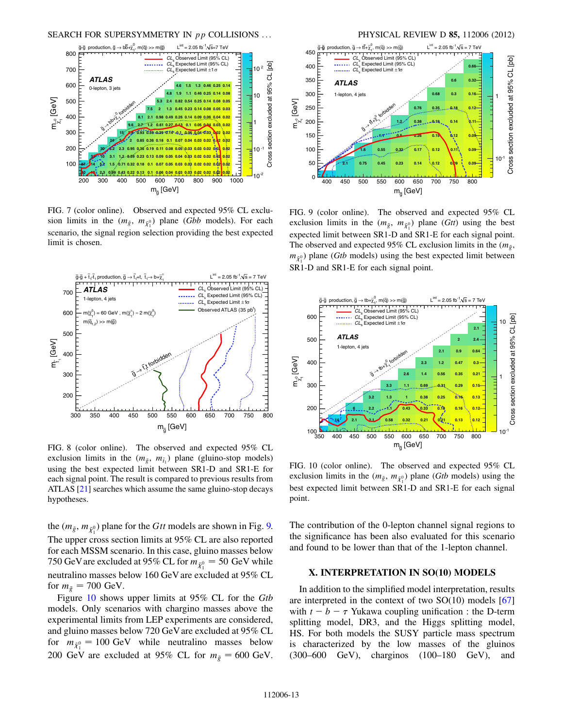FIG. 7 (color online). Observed and expected 95% CL exclusion limits in the ($m_{\tilde{g}}$, $m_{\tilde{\chi}_1^0}$) plane (*Gbb* models). For each scenario, the signal region selection providing the best expected limit is chosen.

FIG. 8 (color online). The observed and expected 95% CL exclusion limits in the ($m_{\tilde{g}}$, $m_{\tilde{t}_1}$) plane (gluino-stop models) using the best expected limit between SR1-D and SR1-E for each signal point. The result is compared to previous results from ATLAS [21] searches which assume the same gluino-stop decays hypotheses.

FIG. 9 (color online). The observed and expected 95% CL exclusion limits in the ($m_{\tilde{g}}$, $m_{\tilde{\chi}_1^0}$) plane (*Gtt*) using the best expected limit between SR1-D and SR1-E for each signal point. The observed and expected 95% CL exclusion limits in the ($m_{\tilde{g}}$, $m_{\tilde{\chi}_1^0}$) plane (*Gtb* models) using the best expected limit between SR1-D and SR1-E for each signal point.

FIG. 10 (color online). The observed and expected 95% CL exclusion limits in the ($m_{\tilde{g}}$, $m_{\tilde{\chi}_1^0}$) plane (*Gtb* models) using the best expected limit between SR1-D and SR1-E for each signal point.

the ($m_{\tilde{g}}$, $m_{\tilde{\chi}_1^0}$) plane for the *Gtt* models are shown in Fig. 9. The upper cross section limits at 95% CL are also reported for each MSSM scenario. In this case, gluino masses below 750 GeV are excluded at 95% CL for $m_{\tilde{\chi}_1^0} = 50$ GeV while neutralino masses below 160 GeV are excluded at 95% CL for $m_{\tilde{g}} = 700$ GeV.

Figure 10 shows upper limits at 95% CL for the *Gtb* models. Only scenarios with chargino masses above the experimental limits from LEP experiments are considered, and gluino masses below 720 GeV are excluded at 95% CL for $m_{\tilde{\chi}_1^0} = 100$ GeV while neutralino masses below 200 GeV are excluded at 95% CL for $m_{\tilde{g}} = 600$ GeV. The contribution of the 0-lepton channel signal regions to the significance has been also evaluated for this scenario and found to be lower than that of the 1-lepton channel.

## X. INTERPRETATION IN SO(10) MODELS

In addition to the simplified model interpretation, results are interpreted in the context of two SO(10) models [67] with $t - b - \tau$ Yukawa coupling unification : the D-term splitting model, DR3, and the Higgs splitting model, HS. For both models the SUSY particle mass spectrum is characterized by the low masses of the gluinos (300–600 GeV), charginos (100–180 GeV), and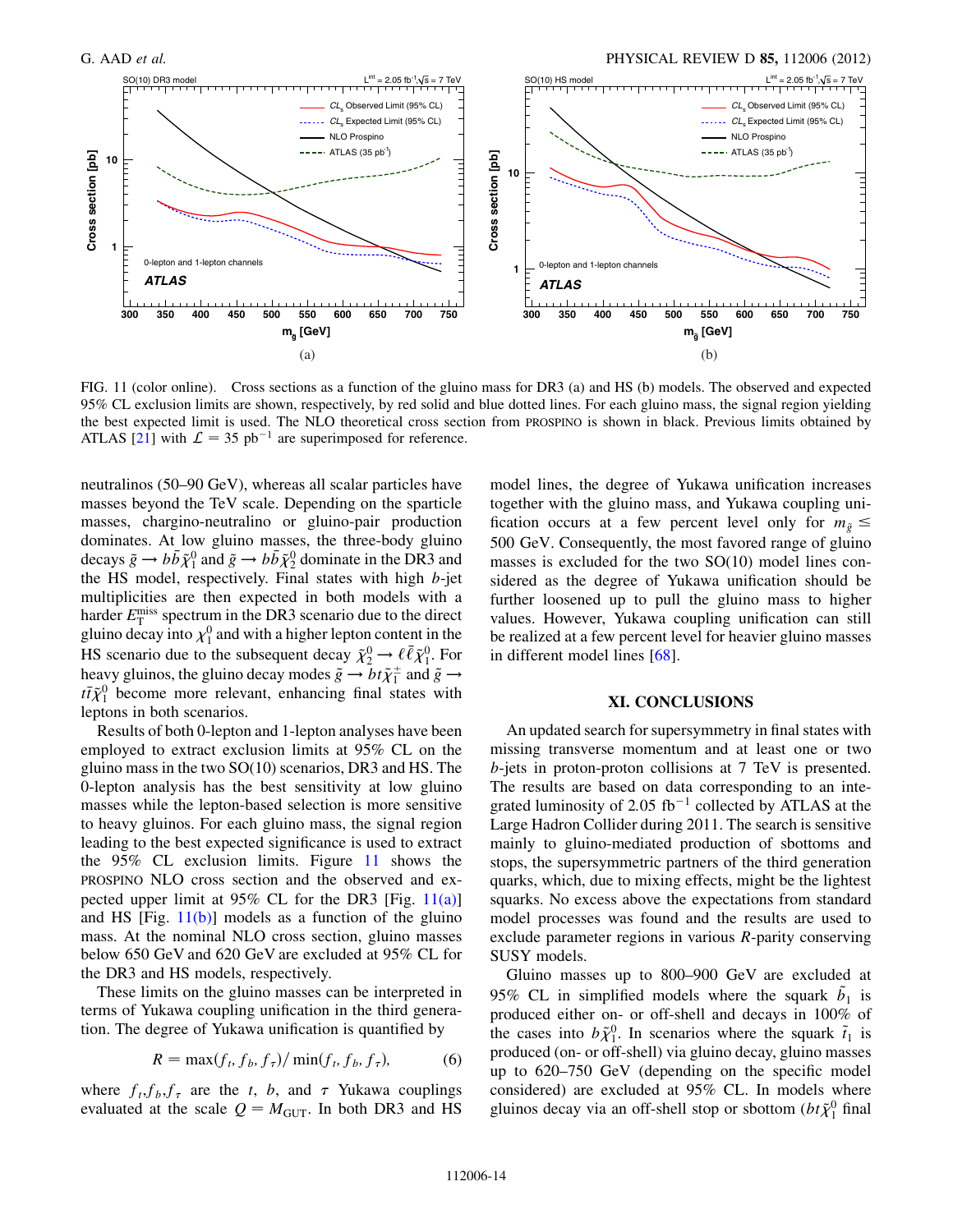FIG. 11 (color online). Cross sections as a function of the gluino mass for DR3 (a) and HS (b) models. The observed and expected 95% CL exclusion limits are shown, respectively, by red solid and blue dotted lines. For each gluino mass, the signal region yielding the best expected limit is used. The NLO theoretical cross section from PROSPINO is shown in black. Previous limits obtained by ATLAS [21] with $\mathcal{L} = 35$ pb$^{-1}$ are superimposed for reference.

neutralinos (50–90 GeV), whereas all scalar particles have masses beyond the TeV scale. Depending on the sparticle masses, chargino-neutralino or gluino-pair production dominates. At low gluino masses, the three-body gluino decays $\tilde{g} \rightarrow b\bar{b}\tilde{\chi}_1^0$ and $\tilde{g} \rightarrow b\bar{b}\tilde{\chi}_2^0$ dominate in the DR3 and the HS model, respectively. Final states with high $b$-jet multiplicities are then expected in both models with a harder $E_T^{\rm miss}$ spectrum in the DR3 scenario due to the direct gluino decay into $\chi_1^0$ and with a higher lepton content in the HS scenario due to the subsequent decay $\tilde{\chi}_2^0 \rightarrow \ell\bar{\ell}\tilde{\chi}_1^0$. For heavy gluinos, the gluino decay modes $\tilde{g} \rightarrow bt\tilde{\chi}_1^{\pm}$ and $\tilde{g} \rightarrow t\bar{t}\tilde{\chi}_1^0$ become more relevant, enhancing final states with leptons in both scenarios.

Results of both 0-lepton and 1-lepton analyses have been employed to extract exclusion limits at 95% CL on the gluino mass in the two SO(10) scenarios, DR3 and HS. The 0-lepton analysis has the best sensitivity at low gluino masses while the lepton-based selection is more sensitive to heavy gluinos. For each gluino mass, the signal region leading to the best expected significance is used to extract the 95% CL exclusion limits. Figure 11 shows the PROSPINO NLO cross section and the observed and expected upper limit at 95% CL for the DR3 [Fig. 11(a)] and HS [Fig. 11(b)] models as a function of the gluino mass. At the nominal NLO cross section, gluino masses below 650 GeV and 620 GeV are excluded at 95% CL for the DR3 and HS models, respectively.

These limits on the gluino masses can be interpreted in terms of Yukawa coupling unification in the third generation. The degree of Yukawa unification is quantified by

$$R = \max(f_t, f_b, f_\tau)/\min(f_t, f_b, f_\tau), \qquad (6)$$

where $f_t$,$f_b$,$f_\tau$ are the $t$, $b$, and $\tau$ Yukawa couplings evaluated at the scale $Q = M_{\rm GUT}$. In both DR3 and HS model lines, the degree of Yukawa unification increases together with the gluino mass, and Yukawa coupling unification occurs at a few percent level only for $m_{\tilde{g}} \leq 500$ GeV. Consequently, the most favored range of gluino masses is excluded for the two SO(10) model lines considered as the degree of Yukawa unification should be further loosened up to pull the gluino mass to higher values. However, Yukawa coupling unification can still be realized at a few percent level for heavier gluino masses in different model lines [68].

## XI. CONCLUSIONS

An updated search for supersymmetry in final states with missing transverse momentum and at least one or two $b$-jets in proton-proton collisions at 7 TeV is presented. The results are based on data corresponding to an integrated luminosity of 2.05 fb$^{-1}$ collected by ATLAS at the Large Hadron Collider during 2011. The search is sensitive mainly to gluino-mediated production of sbottoms and stops, the supersymmetric partners of the third generation quarks, which, due to mixing effects, might be the lightest squarks. No excess above the expectations from standard model processes was found and the results are used to exclude parameter regions in various $R$-parity conserving SUSY models.

Gluino masses up to 800–900 GeV are excluded at 95% CL in simplified models where the squark $\tilde{b}_1$ is produced either on- or off-shell and decays in 100% of the cases into $b\tilde{\chi}_1^0$. In scenarios where the squark $\tilde{t}_1$ is produced (on- or off-shell) via gluino decay, gluino masses up to 620–750 GeV (depending on the specific model considered) are excluded at 95% CL. In models where gluinos decay via an off-shell stop or sbottom ($bt\tilde{\chi}_1^{\pm}$ final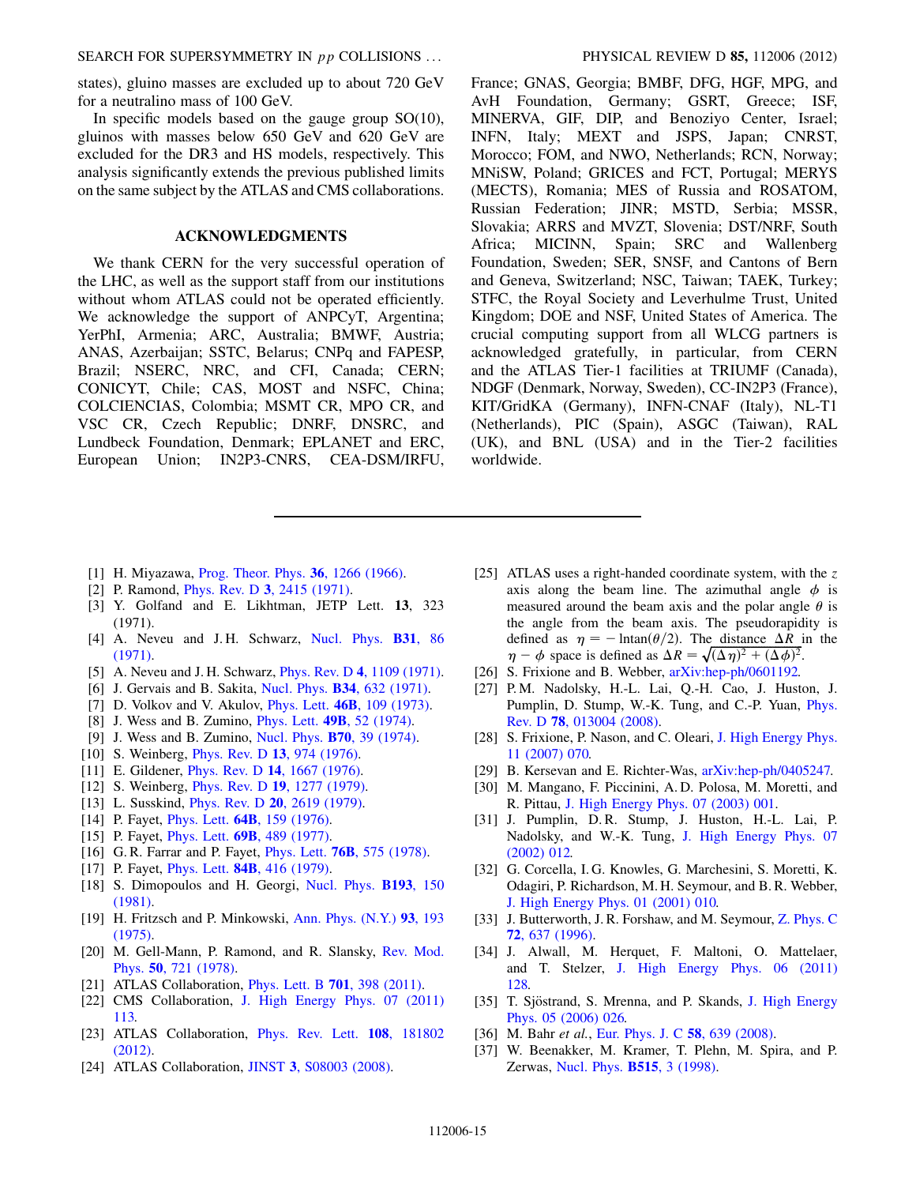states), gluino masses are excluded up to about 720 GeV for a neutralino mass of 100 GeV.

In specific models based on the gauge group SO(10), gluinos with masses below 650 GeV and 620 GeV are excluded for the DR3 and HS models, respectively. This analysis significantly extends the previous published limits on the same subject by the ATLAS and CMS collaborations.

## ACKNOWLEDGMENTS

We thank CERN for the very successful operation of the LHC, as well as the support staff from our institutions without whom ATLAS could not be operated efficiently. We acknowledge the support of ANPCyT, Argentina; YerPhI, Armenia; ARC, Australia; BMWF, Austria; ANAS, Azerbaijan; SSTC, Belarus; CNPq and FAPESP, Brazil; NSERC, NRC, and CFI, Canada; CERN; CONICYT, Chile; CAS, MOST and NSFC, China; COLCIENCIAS, Colombia; MSMT CR, MPO CR, and VSC CR, Czech Republic; DNRF, DNSRC, and Lundbeck Foundation, Denmark; EPLANET and ERC, European Union; IN2P3-CNRS, CEA-DSM/IRFU, France; GNAS, Georgia; BMBF, DFG, HGF, MPG, and AvH Foundation, Germany; GSRT, Greece; ISF, MINERVA, GIF, DIP, and Benoziyo Center, Israel; INFN, Italy; MEXT and JSPS, Japan; CNRST, Morocco; FOM, and NWO, Netherlands; RCN, Norway; MNiSW, Poland; GRICES and FCT, Portugal; MERYS (MECTS), Romania; MES of Russia and ROSATOM, Russian Federation; JINR; MSTD, Serbia; MSSR, Slovakia; ARRS and MVZT, Slovenia; DST/NRF, South Africa; MICINN, Spain; SRC and Wallenberg Foundation, Sweden; SER, SNSF, and Cantons of Bern and Geneva, Switzerland; NSC, Taiwan; TAEK, Turkey; STFC, the Royal Society and Leverhulme Trust, United Kingdom; DOE and NSF, United States of America. The crucial computing support from all WLCG partners is acknowledged gratefully, in particular, from CERN and the ATLAS Tier-1 facilities at TRIUMF (Canada), NDGF (Denmark, Norway, Sweden), CC-IN2P3 (France), KIT/GridKA (Germany), INFN-CNAF (Italy), NL-T1 (Netherlands), PIC (Spain), ASGC (Taiwan), RAL (UK), and BNL (USA) and in the Tier-2 facilities worldwide.

---

[1] H. Miyazawa, Prog. Theor. Phys. **36**, 1266 (1966).
[2] P. Ramond, Phys. Rev. D **3**, 2415 (1971).
[3] Y. Golfand and E. Likhtman, JETP Lett. **13**, 323 (1971).
[4] A. Neveu and J. H. Schwarz, Nucl. Phys. **B31**, 86 (1971).
[5] A. Neveu and J. H. Schwarz, Phys. Rev. D **4**, 1109 (1971).
[6] J. Gervais and B. Sakita, Nucl. Phys. **B34**, 632 (1971).
[7] D. Volkov and V. Akulov, Phys. Lett. **46B**, 109 (1973).
[8] J. Wess and B. Zumino, Phys. Lett. **49B**, 52 (1974).
[9] J. Wess and B. Zumino, Nucl. Phys. **B70**, 39 (1974).
[10] S. Weinberg, Phys. Rev. D **13**, 974 (1976).
[11] E. Gildener, Phys. Rev. D **14**, 1667 (1976).
[12] S. Weinberg, Phys. Rev. D **19**, 1277 (1979).
[13] L. Susskind, Phys. Rev. D **20**, 2619 (1979).
[14] P. Fayet, Phys. Lett. **64B**, 159 (1976).
[15] P. Fayet, Phys. Lett. **69B**, 489 (1977).
[16] G. R. Farrar and P. Fayet, Phys. Lett. **76B**, 575 (1978).
[17] P. Fayet, Phys. Lett. **84B**, 416 (1979).
[18] S. Dimopoulos and H. Georgi, Nucl. Phys. **B193**, 150 (1981).
[19] H. Fritzsch and P. Minkowski, Ann. Phys. (N.Y.) **93**, 193 (1975).
[20] M. Gell-Mann, P. Ramond, and R. Slansky, Rev. Mod. Phys. **50**, 721 (1978).
[21] ATLAS Collaboration, Phys. Lett. B **701**, 398 (2011).
[22] CMS Collaboration, J. High Energy Phys. 07 (2011) 113.
[23] ATLAS Collaboration, Phys. Rev. Lett. **108**, 181802 (2012).
[24] ATLAS Collaboration, JINST **3**, S08003 (2008).
[25] ATLAS uses a right-handed coordinate system, with the $z$ axis along the beam line. The azimuthal angle $\phi$ is measured around the beam axis and the polar angle $\theta$ is the angle from the beam axis. The pseudorapidity is defined as $\eta = -\ln\tan(\theta/2)$. The distance $\Delta R$ in the $\eta - \phi$ space is defined as $\Delta R = \sqrt{(\Delta\eta)^2 + (\Delta\phi)^2}$.
[26] S. Frixione and B. Webber, arXiv:hep-ph/0601192.
[27] P. M. Nadolsky, H.-L. Lai, Q.-H. Cao, J. Huston, J. Pumplin, D. Stump, W.-K. Tung, and C.-P. Yuan, Phys. Rev. D **78**, 013004 (2008).
[28] S. Frixione, P. Nason, and C. Oleari, J. High Energy Phys. 11 (2007) 070.
[29] B. Kersevan and E. Richter-Was, arXiv:hep-ph/0405247.
[30] M. Mangano, F. Piccinini, A. D. Polosa, M. Moretti, and R. Pittau, J. High Energy Phys. 07 (2003) 001.
[31] J. Pumplin, D. R. Stump, J. Huston, H.-L. Lai, P. Nadolsky, and W.-K. Tung, J. High Energy Phys. 07 (2002) 012.
[32] G. Corcella, I. G. Knowles, G. Marchesini, S. Moretti, K. Odagiri, P. Richardson, M. H. Seymour, and B. R. Webber, J. High Energy Phys. 01 (2001) 010.
[33] J. Butterworth, J. R. Forshaw, and M. Seymour, Z. Phys. C **72**, 637 (1996).
[34] J. Alwall, M. Herquet, F. Maltoni, O. Mattelaer, and T. Stelzer, J. High Energy Phys. 06 (2011) 128.
[35] T. Sjöstrand, S. Mrenna, and P. Skands, J. High Energy Phys. 05 (2006) 026.
[36] M. Bahr *et al.*, Eur. Phys. J. C **58**, 639 (2008).
[37] W. Beenakker, M. Kramer, T. Plehn, M. Spira, and P. Zerwas, Nucl. Phys. **B515**, 3 (1998).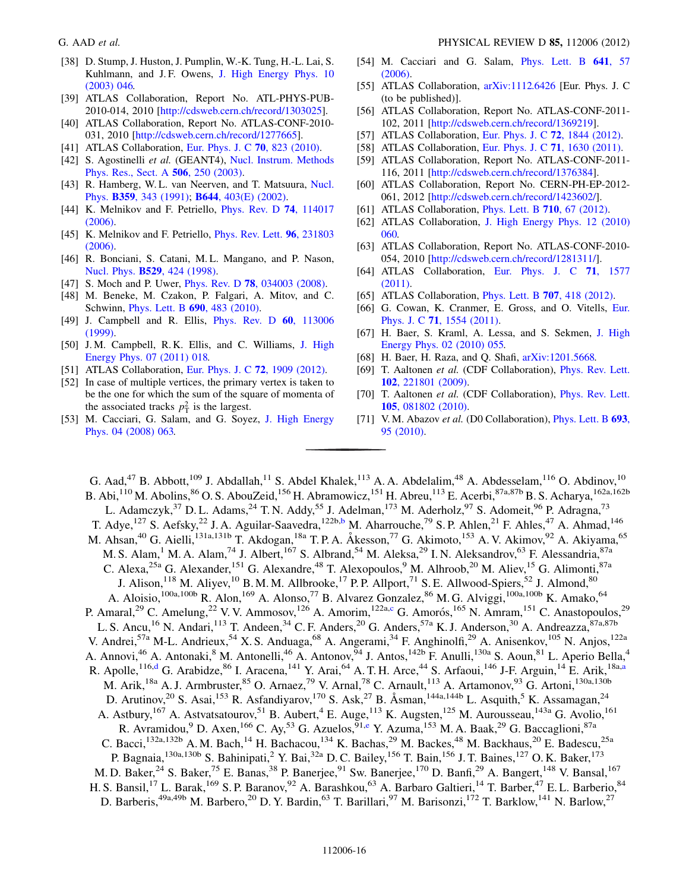[38] D. Stump, J. Huston, J. Pumplin, W.-K. Tung, H.-L. Lai, S. Kuhlmann, and J. F. Owens, J. High Energy Phys. 10 (2003) 046.

[39] ATLAS Collaboration, Report No. ATL-PHYS-PUB-2010-014, 2010 [http://cdsweb.cern.ch/record/1303025].

[40] ATLAS Collaboration, Report No. ATLAS-CONF-2010-031, 2010 [http://cdsweb.cern.ch/record/1277665].

[41] ATLAS Collaboration, Eur. Phys. J. C **70**, 823 (2010).

[42] S. Agostinelli *et al.* (GEANT4), Nucl. Instrum. Methods Phys. Res., Sect. A **506**, 250 (2003).

[43] R. Hamberg, W. L. van Neerven, and T. Matsuura, Nucl. Phys. **B359**, 343 (1991); **B644**, 403(E) (2002).

[44] K. Melnikov and F. Petriello, Phys. Rev. D **74**, 114017 (2006).

[45] K. Melnikov and F. Petriello, Phys. Rev. Lett. **96**, 231803 (2006).

[46] R. Bonciani, S. Catani, M. L. Mangano, and P. Nason, Nucl. Phys. **B529**, 424 (1998).

[47] S. Moch and P. Uwer, Phys. Rev. D **78**, 034003 (2008).

[48] M. Beneke, M. Czakon, P. Falgari, A. Mitov, and C. Schwinn, Phys. Lett. B **690**, 483 (2010).

[49] J. Campbell and R. Ellis, Phys. Rev. D **60**, 113006 (1999).

[50] J. M. Campbell, R. K. Ellis, and C. Williams, J. High Energy Phys. 07 (2011) 018.

[51] ATLAS Collaboration, Eur. Phys. J. C **72**, 1909 (2012).

[52] In case of multiple vertices, the primary vertex is taken to be the one for which the sum of the square of momenta of the associated tracks $p_T^2$ is the largest.

[53] M. Cacciari, G. Salam, and G. Soyez, J. High Energy Phys. 04 (2008) 063.

[54] M. Cacciari and G. Salam, Phys. Lett. B **641**, 57 (2006).

[55] ATLAS Collaboration, arXiv:1112.6426 [Eur. Phys. J. C (to be published)].

[56] ATLAS Collaboration, Report No. ATLAS-CONF-2011-102, 2011 [http://cdsweb.cern.ch/record/1369219].

[57] ATLAS Collaboration, Eur. Phys. J. C **72**, 1844 (2012).

[58] ATLAS Collaboration, Eur. Phys. J. C **71**, 1630 (2011).

[59] ATLAS Collaboration, Report No. ATLAS-CONF-2011-116, 2011 [http://cdsweb.cern.ch/record/1376384].

[60] ATLAS Collaboration, Report No. CERN-PH-EP-2012-061, 2012 [http://cdsweb.cern.ch/record/1423602/].

[61] ATLAS Collaboration, Phys. Lett. B **710**, 67 (2012).

[62] ATLAS Collaboration, J. High Energy Phys. 12 (2010) 060.

[63] ATLAS Collaboration, Report No. ATLAS-CONF-2010-054, 2010 [http://cdsweb.cern.ch/record/1281311/].

[64] ATLAS Collaboration, Eur. Phys. J. C **71**, 1577 (2011).

[65] ATLAS Collaboration, Phys. Lett. B **707**, 418 (2012).

[66] G. Cowan, K. Cranmer, E. Gross, and O. Vitells, Eur. Phys. J. C **71**, 1554 (2011).

[67] H. Baer, S. Kraml, A. Lessa, and S. Sekmen, J. High Energy Phys. 02 (2010) 055.

[68] H. Baer, H. Raza, and Q. Shafi, arXiv:1201.5668.

[69] T. Aaltonen *et al.* (CDF Collaboration), Phys. Rev. Lett. **102**, 221801 (2009).

[70] T. Aaltonen *et al.* (CDF Collaboration), Phys. Rev. Lett. **105**, 081802 (2010).

[71] V. M. Abazov *et al.* (D0 Collaboration), Phys. Lett. B **693**, 95 (2010).

---

G. Aad,[47] B. Abbott,[109] J. Abdallah,[11] S. Abdel Khalek,[113] A. A. Abdelalim,[48] A. Abdesselam,[116] O. Abdinov,[10] B. Abi,[110] M. Abolins,[86] O. S. AbouZeid,[156] H. Abramowicz,[151] H. Abreu,[113] E. Acerbi,[87a,87b] B. S. Acharya,[162a,162b] L. Adamczyk,[37] D. L. Adams,[24] T. N. Addy,[55] J. Adelman,[173] M. Aderholz,[97] S. Adomeit,[96] P. Adragna,[73] T. Adye,[127] S. Aefsky,[22] J. A. Aguilar-Saavedra,[122b,b] M. Aharrouche,[79] S. P. Ahlen,[21] F. Ahles,[47] A. Ahmad,[146] M. Ahsan,[40] G. Aielli,[131a,131b] T. Akdogan,[18a] T. P. A. Åkesson,[77] G. Akimoto,[153] A. V. Akimov,[92] A. Akiyama,[65] M. S. Alam,[1] M. A. Alam,[74] J. Albert,[167] S. Albrand,[54] M. Aleksa,[29] I. N. Aleksandrov,[63] F. Alessandria,[87a] C. Alexa,[25a] G. Alexander,[151] G. Alexandre,[48] T. Alexopoulos,[9] M. Alhroob,[20] M. Aliev,[15] G. Alimonti,[87a] J. Alison,[118] M. Aliyev,[10] B. M. M. Allbrooke,[17] P. P. Allport,[71] S. E. Allwood-Spiers,[52] J. Almond,[80] A. Aloisio,[100a,100b] R. Alon,[169] A. Alonso,[77] B. Alvarez Gonzalez,[86] M. G. Alviggi,[100a,100b] K. Amako,[64] P. Amaral,[29] C. Amelung,[22] V. V. Ammosov,[126] A. Amorim,[122a,c] G. Amorós,[165] N. Amram,[151] C. Anastopoulos,[29] L. S. Ancu,[16] N. Andari,[113] T. Andeen,[34] C. F. Anders,[20] G. Anders,[57a] K. J. Anderson,[30] A. Andreazza,[87a,87b] V. Andrei,[57a] M-L. Andrieux,[54] X. S. Anduaga,[68] A. Angerami,[34] F. Anghinolfi,[29] A. Anisenkov,[105] N. Anjos,[122a] A. Annovi,[46] A. Antonaki,[8] M. Antonelli,[46] A. Antonov,[94] J. Antos,[142b] F. Anulli,[130a] S. Aoun,[81] L. Aperio Bella,[4] R. Apolle,[116,d] G. Arabidze,[86] I. Aracena,[141] Y. Arai,[64] A. T. H. Arce,[44] S. Arfaoui,[146] J-F. Arguin,[14] E. Arik,[18a,a] M. Arik,[18a] A. J. Armbruster,[85] O. Arnaez,[79] V. Arnal,[78] C. Arnault,[113] A. Artamonov,[93] G. Artoni,[130a,130b] D. Arutinov,[20] S. Asai,[153] R. Asfandiyarov,[170] S. Ask,[27] B. Åsman,[144a,144b] L. Asquith,[5] K. Assamagan,[24] A. Astbury,[167] A. Astvatsatourov,[51] B. Aubert,[4] E. Auge,[113] K. Augsten,[125] M. Aurousseau,[143a] G. Avolio,[161] R. Avramidou,[9] D. Axen,[166] C. Ay,[53] G. Azuelos,[91,e] Y. Azuma,[153] M. A. Baak,[29] G. Baccaglioni,[87a] C. Bacci,[132a,132b] A. M. Bach,[14] H. Bachacou,[134] K. Bachas,[29] M. Backes,[48] M. Backhaus,[20] E. Badescu,[25a] P. Bagnaia,[130a,130b] S. Bahinipati,[2] Y. Bai,[32a] D. C. Bailey,[156] T. Bain,[156] J. T. Baines,[127] O. K. Baker,[173] M. D. Baker,[24] S. Baker,[75] E. Banas,[38] P. Banerjee,[91] Sw. Banerjee,[170] D. Banfi,[29] A. Bangert,[148] V. Bansal,[167] H. S. Bansil,[17] L. Barak,[169] S. P. Baranov,[92] A. Barashkou,[63] A. Barbaro Galtieri,[14] T. Barber,[47] E. L. Barberio,[84] D. Barberis,[49a,49b] M. Barbero,[20] D. Y. Bardin,[63] T. Barillari,[97] M. Barisonzi,[172] T. Barklow,[141] N. Barlow,[27]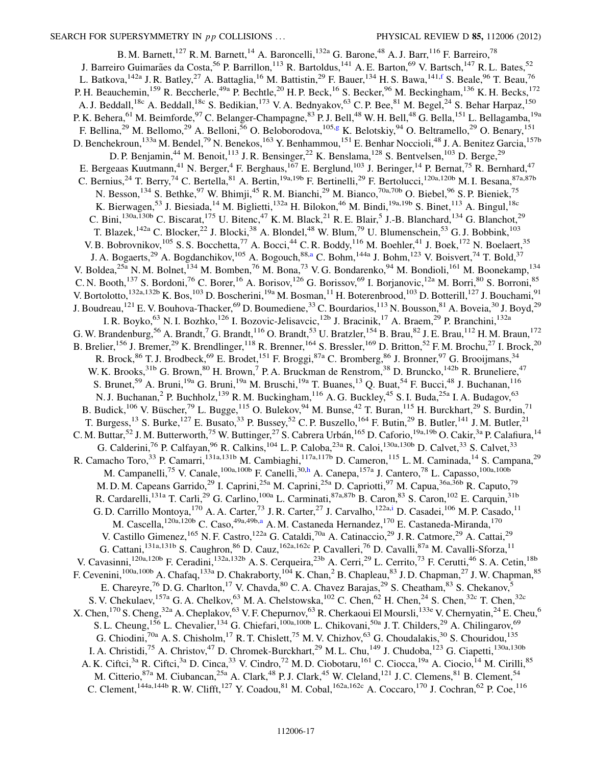B. M. Barnett,[127] R. M. Barnett,[14] A. Baroncelli,[132a] G. Barone,[48] A. J. Barr,[116] F. Barreiro,[78] J. Barreiro Guimarães da Costa,[56] P. Barrillon,[113] R. Bartoldus,[141] A. E. Barton,[69] V. Bartsch,[147] R. L. Bates,[52] L. Batkova,[142a] J. R. Batley,[27] A. Battaglia,[16] M. Battistin,[29] F. Bauer,[134] H. S. Bawa,[141,f] S. Beale,[96] T. Beau,[76] P. H. Beauchemin,[159] R. Beccherle,[49a] P. Bechtle,[20] H. P. Beck,[16] S. Becker,[96] M. Beckingham,[136] K. H. Becks,[172] A. J. Beddall,[18c] A. Beddall,[18c] S. Bedikian,[173] V. A. Bednyakov,[63] C. P. Bee,[81] M. Begel,[24] S. Behar Harpaz,[150] P. K. Behera,[61] M. Beimforde,[97] C. Belanger-Champagne,[83] P. J. Bell,[48] W. H. Bell,[48] G. Bella,[151] L. Bellagamba,[19a] F. Bellina,[29] M. Bellomo,[29] A. Belloni,[56] O. Beloborodova,[105,g] K. Belotskiy,[94] O. Beltramello,[29] O. Benary,[151] D. Benchekroun,[133a] M. Bendel,[79] N. Benekos,[163] Y. Benhammou,[151] E. Benhar Noccioli,[48] J. A. Benitez Garcia,[157b] D. P. Benjamin,[44] M. Benoit,[113] J. R. Bensinger,[22] K. Benslama,[128] S. Bentvelsen,[103] D. Berge,[29] E. Bergeaas Kuutmann,[41] N. Berger,[4] F. Berghaus,[167] E. Berglund,[103] J. Beringer,[14] P. Bernat,[75] R. Bernhard,[47] C. Bernius,[24] T. Berry,[74] C. Bertella,[81] A. Bertin,[19a,19b] F. Bertinelli,[29] F. Bertolucci,[120a,120b] M. I. Besana,[87a,87b] N. Besson,[134] S. Bethke,[97] W. Bhimji,[45] R. M. Bianchi,[29] M. Bianco,[70a,70b] O. Biebel,[96] S. P. Bieniek,[75] K. Bierwagen,[53] J. Biesiada,[14] M. Biglietti,[132a] H. Bilokon,[46] M. Bindi,[19a,19b] S. Binet,[113] A. Bingul,[18c] C. Bini,[130a,130b] C. Biscarat,[175] U. Bitenc,[47] K. M. Black,[21] R. E. Blair,[5] J.-B. Blanchard,[134] G. Blanchot,[29] T. Blazek,[142a] C. Blocker,[22] J. Blocki,[38] A. Blondel,[48] W. Blum,[79] U. Blumenschein,[53] G. J. Bobbink,[103] V. B. Bobrovnikov,[105] S. S. Bocchetta,[77] A. Bocci,[44] C. R. Boddy,[116] M. Boehler,[41] J. Boek,[172] N. Boelaert,[35] J. A. Bogaerts,[29] A. Bogdanchikov,[105] A. Bogouch,[88,a] C. Bohm,[144a] J. Bohm,[123] V. Boisvert,[74] T. Bold,[37] V. Boldea,[25a] N. M. Bolnet,[134] M. Bomben,[76] M. Bona,[73] V. G. Bondarenko,[94] M. Bondioli,[161] M. Boonekamp,[134] C. N. Booth,[137] S. Bordoni,[76] C. Borer,[16] A. Borisov,[126] G. Borissov,[69] I. Borjanovic,[12a] M. Borri,[80] S. Borroni,[85] V. Bortolotto,[132a,132b] K. Bos,[103] D. Boscherini,[19a] M. Bosman,[11] H. Boterenbrood,[103] D. Botterill,[127] J. Bouchami,[91] J. Boudreau,[121] E. V. Bouhova-Thacker,[69] D. Boumediene,[33] C. Bourdarios,[113] N. Bousson,[81] A. Boveia,[30] J. Boyd,[29] I. R. Boyko,[63] N. I. Bozhko,[126] I. Bozovic-Jelisavcic,[12b] J. Bracinik,[17] A. Braem,[29] P. Branchini,[132a] G. W. Brandenburg,[56] A. Brandt,[7] G. Brandt,[116] O. Brandt,[53] U. Bratzler,[154] B. Brau,[82] J. E. Brau,[112] H. M. Braun,[172] B. Brelier,[156] J. Bremer,[29] K. Brendlinger,[118] R. Brenner,[164] S. Bressler,[169] D. Britton,[52] F. M. Brochu,[27] I. Brock,[20] R. Brock,[86] T. J. Brodbeck,[69] E. Brodet,[151] F. Broggi,[87a] C. Bromberg,[86] J. Bronner,[97] G. Brooijmans,[34] W. K. Brooks,[31b] G. Brown,[80] H. Brown,[7] P. A. Bruckman de Renstrom,[38] D. Bruncko,[142b] R. Bruneliere,[47] S. Brunet,[59] A. Bruni,[19a] G. Bruni,[19a] M. Bruschi,[19a] T. Buanes,[13] Q. Buat,[54] F. Bucci,[48] J. Buchanan,[116] N. J. Buchanan,[2] P. Buchholz,[139] R. M. Buckingham,[116] A. G. Buckley,[45] S. I. Buda,[25a] I. A. Budagov,[63] B. Budick,[106] V. Büscher,[79] L. Bugge,[115] O. Bulekov,[94] M. Bunse,[42] T. Buran,[115] H. Burckhart,[29] S. Burdin,[71] T. Burgess,[13] S. Burke,[127] E. Busato,[33] P. Bussey,[52] C. P. Buszello,[164] F. Butin,[29] B. Butler,[141] J. M. Butler,[21] C. M. Buttar,[52] J. M. Butterworth,[75] W. Buttinger,[27] S. Cabrera Urbán,[165] D. Caforio,[19a,19b] O. Cakir,[3a] P. Calafiura,[14] G. Calderini,[76] P. Calfayan,[96] R. Calkins,[104] L. P. Caloba,[23a] R. Caloi,[130a,130b] D. Calvet,[33] S. Calvet,[33] R. Camacho Toro,[33] P. Camarri,[131a,131b] M. Cambiaghi,[117a,117b] D. Cameron,[115] L. M. Caminada,[14] S. Campana,[29] M. Campanelli,[75] V. Canale,[100a,100b] F. Canelli,[30,h] A. Canepa,[157a] J. Cantero,[78] L. Capasso,[100a,100b] M. D. M. Capeans Garrido,[29] I. Caprini,[25a] M. Caprini,[25a] D. Capriotti,[97] M. Capua,[36a,36b] R. Caputo,[79] R. Cardarelli,[131a] T. Carli,[29] G. Carlino,[100a] L. Carminati,[87a,87b] B. Caron,[83] S. Caron,[102] E. Carquin,[31b] G. D. Carrillo Montoya,[170] A. A. Carter,[73] J. R. Carter,[27] J. Carvalho,[122a,i] D. Casadei,[106] M. P. Casado,[11] M. Cascella,[120a,120b] C. Caso,[49a,49b,a] A. M. Castaneda Hernandez,[170] E. Castaneda-Miranda,[170] V. Castillo Gimenez,[165] N. F. Castro,[122a] G. Cataldi,[70a] A. Catinaccio,[29] J. R. Catmore,[29] A. Cattai,[29] G. Cattani,[131a,131b] S. Caughron,[86] D. Cauz,[162a,162c] P. Cavalleri,[76] D. Cavalli,[87a] M. Cavalli-Sforza,[11] V. Cavasinni,[120a,120b] F. Ceradini,[132a,132b] A. S. Cerqueira,[23b] A. Cerri,[29] L. Cerrito,[73] F. Cerutti,[46] S. A. Cetin,[18b] F. Cevenini,[100a,100b] A. Chafaq,[133a] D. Chakraborty,[104] K. Chan,[2] B. Chapleau,[83] J. D. Chapman,[27] J. W. Chapman,[85] E. Chareyre,[76] D. G. Charlton,[17] V. Chavda,[80] C. A. Chavez Barajas,[29] S. Cheatham,[83] S. Chekanov,[5] S. V. Chekulaev,[157a] G. A. Chelkov,[63] M. A. Chelstowska,[102] C. Chen,[62] H. Chen,[24] S. Chen,[32c] T. Chen,[32c] X. Chen,[170] S. Cheng,[32a] A. Cheplakov,[63] V. F. Chepurnov,[63] R. Cherkaoui El Moursli,[133e] V. Chernyatin,[24] E. Cheu,[6] S. L. Cheung,[156] L. Chevalier,[134] G. Chiefari,[100a,100b] L. Chikovani,[50a] J. T. Childers,[29] A. Chilingarov,[69] G. Chiodini,[70a] A. S. Chisholm,[17] R. T. Chislett,[75] M. V. Chizhov,[63] G. Choudalakis,[30] S. Chouridou,[135] I. A. Christidi,[75] A. Christov,[47] D. Chromek-Burckhart,[29] M. L. Chu,[149] J. Chudoba,[123] G. Ciapetti,[130a,130b] A. K. Ciftci,[3a] R. Ciftci,[3a] D. Cinca,[33] V. Cindro,[72] M. D. Ciobotaru,[161] C. Ciocca,[19a] A. Ciocio,[14] M. Cirilli,[85] M. Citterio,[87a] M. Ciubancan,[25a] A. Clark,[48] P. J. Clark,[45] W. Cleland,[121] J. C. Clemens,[81] B. Clement,[54] C. Clement,[144a,144b] R. W. Clifft,[127] Y. Coadou,[81] M. Cobal,[162a,162c] A. Coccaro,[170] J. Cochran,[62] P. Coe,[116]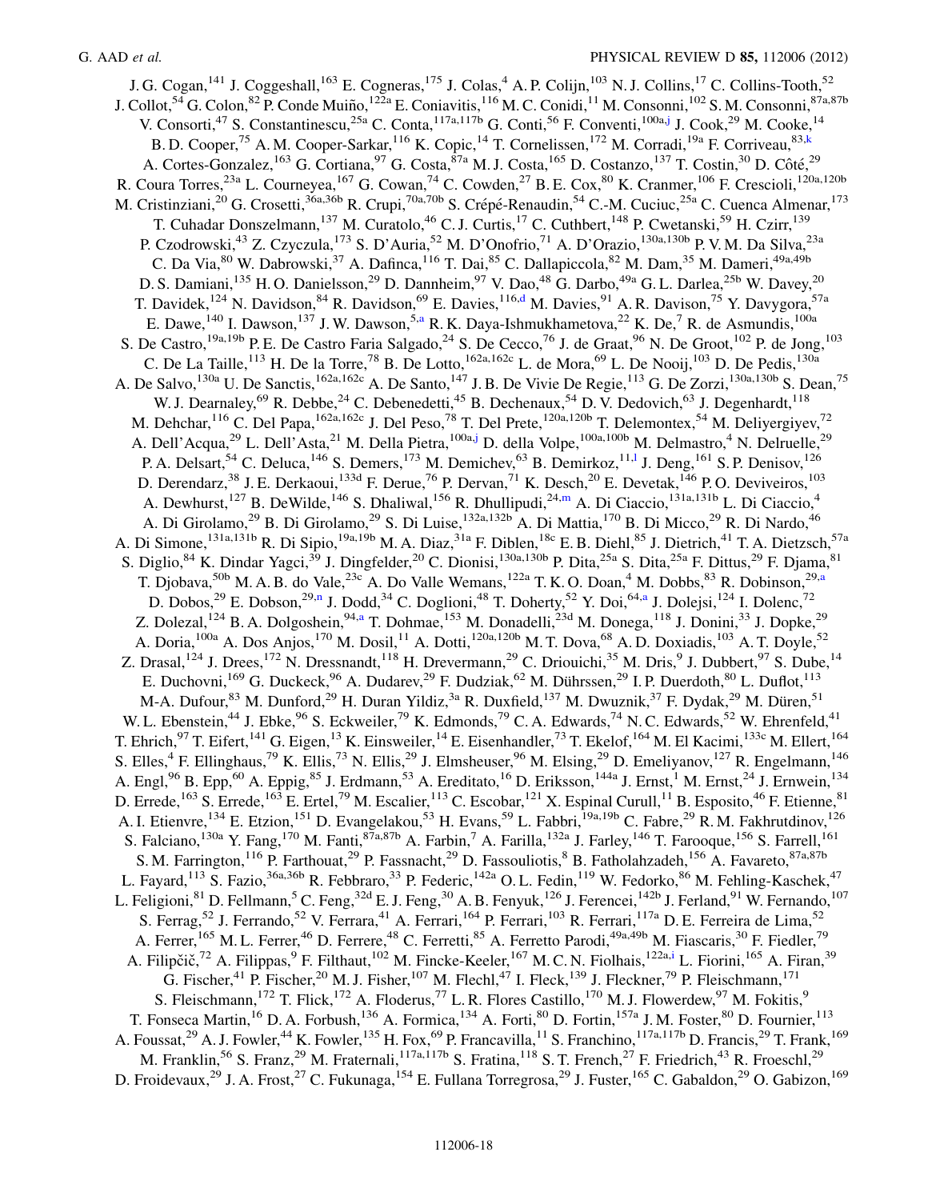J. G. Cogan,[141] J. Coggeshall,[163] E. Cogneras,[175] J. Colas,[4] A. P. Colijn,[103] N. J. Collins,[17] C. Collins-Tooth,[52] J. Collot,[54] G. Colon,[82] P. Conde Muiño,[122a] E. Coniavitis,[116] M. C. Conidi,[11] M. Consonni,[102] S. M. Consonni,[87a,87b] V. Consorti,[47] S. Constantinescu,[25a] C. Conta,[117a,117b] G. Conti,[56] F. Conventi,[100a,j] J. Cook,[29] M. Cooke,[14] B. D. Cooper,[75] A. M. Cooper-Sarkar,[116] K. Copic,[14] T. Cornelissen,[172] M. Corradi,[19a] F. Corriveau,[83,k] A. Cortes-Gonzalez,[163] G. Cortiana,[97] G. Costa,[87a] M. J. Costa,[165] D. Costanzo,[137] T. Costin,[30] D. Côté,[29] R. Coura Torres,[23a] L. Courneyea,[167] G. Cowan,[74] C. Cowden,[27] B. E. Cox,[80] K. Cranmer,[106] F. Crescioli,[120a,120b] M. Cristinziani,[20] G. Crosetti,[36a,36b] R. Crupi,[70a,70b] S. Crépé-Renaudin,[54] C.-M. Cuciuc,[25a] C. Cuenca Almenar,[173] T. Cuhadar Donszelmann,[137] M. Curatolo,[46] C. J. Curtis,[17] C. Cuthbert,[148] P. Cwetanski,[59] H. Czirr,[139] P. Czodrowski,[43] Z. Czyczula,[173] S. D'Auria,[52] M. D'Onofrio,[71] A. D'Orazio,[130a,130b] P. V. M. Da Silva,[23a] C. Da Via,[80] W. Dabrowski,[37] A. Dafinca,[116] T. Dai,[85] C. Dallapiccola,[82] M. Dam,[35] M. Dameri,[49a,49b] D. S. Damiani,[135] H. O. Danielsson,[29] D. Dannheim,[97] V. Dao,[48] G. Darbo,[49a] G. L. Darlea,[25b] W. Davey,[20] T. Davidek,[124] N. Davidson,[84] R. Davidson,[69] E. Davies,[116,d] M. Davies,[91] A. R. Davison,[75] Y. Davygora,[57a] E. Dawe,[140] I. Dawson,[137] J. W. Dawson,[5,a] R. K. Daya-Ishmukhametova,[22] K. De,[7] R. de Asmundis,[100a] S. De Castro,[19a,19b] P. E. De Castro Faria Salgado,[24] S. De Cecco,[76] J. de Graat,[96] N. De Groot,[102] P. de Jong,[103] C. De La Taille,[113] H. De la Torre,[78] B. De Lotto,[162a,162c] L. de Mora,[69] L. De Nooij,[103] D. De Pedis,[130a] A. De Salvo,[130a] U. De Sanctis,[162a,162c] A. De Santo,[147] J. B. De Vivie De Regie,[113] G. De Zorzi,[130a,130b] S. Dean,[75] W. J. Dearnaley,[69] R. Debbe,[24] C. Debenedetti,[45] B. Dechenaux,[54] D. V. Dedovich,[63] J. Degenhardt,[118] M. Dehchar,[116] C. Del Papa,[162a,162c] J. Del Peso,[78] T. Del Prete,[120a,120b] T. Delemontex,[54] M. Deliyergiyev,[72] A. Dell'Acqua,[29] L. Dell'Asta,[21] M. Della Pietra,[100a,j] D. della Volpe,[100a,100b] M. Delmastro,[4] N. Delruelle,[29] P. A. Delsart,[54] C. Deluca,[146] S. Demers,[173] M. Demichev,[63] B. Demirkoz,[11,l] J. Deng,[161] S. P. Denisov,[126] D. Derendarz,[38] J. E. Derkaoui,[133d] F. Derue,[76] P. Dervan,[71] K. Desch,[20] E. Devetak,[146] P. O. Deviveiros,[103] A. Dewhurst,[127] B. DeWilde,[146] S. Dhaliwal,[156] R. Dhullipudi,[24,m] A. Di Ciaccio,[131a,131b] L. Di Ciaccio,[4] A. Di Girolamo,[29] B. Di Girolamo,[29] S. Di Luise,[132a,132b] A. Di Mattia,[170] B. Di Micco,[29] R. Di Nardo,[46] A. Di Simone,[131a,131b] R. Di Sipio,[19a,19b] M. A. Diaz,[31a] F. Diblen,[18c] E. B. Diehl,[85] J. Dietrich,[41] T. A. Dietzsch,[57a] S. Diglio,[84] K. Dindar Yagci,[39] J. Dingfelder,[20] C. Dionisi,[130a,130b] P. Dita,[25a] S. Dita,[25a] F. Dittus,[29] F. Djama,[81] T. Djobava,[50b] M. A. B. do Vale,[23c] A. Do Valle Wemans,[122a] T. K. O. Doan,[4] M. Dobbs,[83] R. Dobinson,[29,a] D. Dobos,[29] E. Dobson,[29,n] J. Dodd,[34] C. Doglioni,[48] T. Doherty,[52] Y. Doi,[64,a] J. Dolejsi,[124] I. Dolenc,[72] Z. Dolezal,[124] B. A. Dolgoshein,[94,a] T. Dohmae,[153] M. Donadelli,[23d] M. Donega,[118] J. Donini,[33] J. Dopke,[29] A. Doria,[100a] A. Dos Anjos,[170] M. Dosil,[11] A. Dotti,[120a,120b] M. T. Dova,[68] A. D. Doxiadis,[103] A. T. Doyle,[52] Z. Drasal,[124] J. Drees,[172] N. Dressnandt,[118] H. Drevermann,[29] C. Driouichi,[35] M. Dris,[9] J. Dubbert,[97] S. Dube,[14] E. Duchovni,[169] G. Duckeck,[96] A. Dudarev,[29] F. Dudziak,[62] M. Dührssen,[29] I. P. Duerdoth,[80] L. Duflot,[113] M-A. Dufour,[83] M. Dunford,[29] H. Duran Yildiz,[3a] R. Duxfield,[137] M. Dwuznik,[37] F. Dydak,[29] M. Düren,[51] W. L. Ebenstein,[44] J. Ebke,[96] S. Eckweiler,[79] K. Edmonds,[79] C. A. Edwards,[74] N. C. Edwards,[52] W. Ehrenfeld,[41] T. Ehrich,[97] T. Eifert,[141] G. Eigen,[13] K. Einsweiler,[14] E. Eisenhandler,[73] T. Ekelof,[164] M. El Kacimi,[133c] M. Ellert,[164] S. Elles,[4] F. Ellinghaus,[79] K. Ellis,[73] N. Ellis,[29] J. Elmsheuser,[96] M. Elsing,[29] D. Emeliyanov,[127] R. Engelmann,[146] A. Engl,[96] B. Epp,[60] A. Eppig,[85] J. Erdmann,[53] A. Ereditato,[16] D. Eriksson,[144a] J. Ernst,[1] M. Ernst,[24] J. Ernwein,[134] D. Errede,[163] S. Errede,[163] E. Ertel,[79] M. Escalier,[113] C. Escobar,[121] X. Espinal Curull,[11] B. Esposito,[46] F. Etienne,[81] A. I. Etienvre,[134] E. Etzion,[151] D. Evangelakou,[53] H. Evans,[59] L. Fabbri,[19a,19b] C. Fabre,[29] R. M. Fakhrutdinov,[126] S. Falciano,[130a] Y. Fang,[170] M. Fanti,[87a,87b] A. Farbin,[7] A. Farilla,[132a] J. Farley,[146] T. Farooque,[156] S. Farrell,[161] S. M. Farrington,[116] P. Farthouat,[29] P. Fassnacht,[29] D. Fassouliotis,[8] B. Fatholahzadeh,[156] A. Favareto,[87a,87b] L. Fayard,[113] S. Fazio,[36a,36b] R. Febbraro,[33] P. Federic,[142a] O. L. Fedin,[119] W. Fedorko,[86] M. Fehling-Kaschek,[47] L. Feligioni,[81] D. Fellmann,[5] C. Feng,[32d] E. J. Feng,[30] A. B. Fenyuk,[126] J. Ferencei,[142b] J. Ferland,[91] W. Fernando,[107] S. Ferrag,[52] J. Ferrando,[52] V. Ferrara,[41] A. Ferrari,[164] P. Ferrari,[103] R. Ferrari,[117a] D. E. Ferreira de Lima,[52] A. Ferrer,[165] M. L. Ferrer,[46] D. Ferrere,[48] C. Ferretti,[85] A. Ferretto Parodi,[49a,49b] M. Fiascaris,[30] F. Fiedler,[79] A. Filipčič,[72] A. Filippas,[9] F. Filthaut,[102] M. Fincke-Keeler,[167] M. C. N. Fiolhais,[122a,i] L. Fiorini,[165] A. Firan,[39] G. Fischer,[41] P. Fischer,[20] M. J. Fisher,[107] M. Flechl,[47] I. Fleck,[139] J. Fleckner,[79] P. Fleischmann,[171] S. Fleischmann,[172] T. Flick,[172] A. Floderus,[77] L. R. Flores Castillo,[170] M. J. Flowerdew,[97] M. Fokitis,[9] T. Fonseca Martin,[16] D. A. Forbush,[136] A. Formica,[134] A. Forti,[80] D. Fortin,[157a] J. M. Foster,[80] D. Fournier,[113] A. Foussat,[29] A. J. Fowler,[44] K. Fowler,[135] H. Fox,[69] P. Francavilla,[11] S. Franchino,[117a,117b] D. Francis,[29] T. Frank,[169] M. Franklin,[56] S. Franz,[29] M. Fraternali,[117a,117b] S. Fratina,[118] S. T. French,[27] F. Friedrich,[43] R. Froeschl,[29] D. Froidevaux,[29] J. A. Frost,[27] C. Fukunaga,[154] E. Fullana Torregrosa,[29] J. Fuster,[165] C. Gabaldon,[29] O. Gabizon,[169]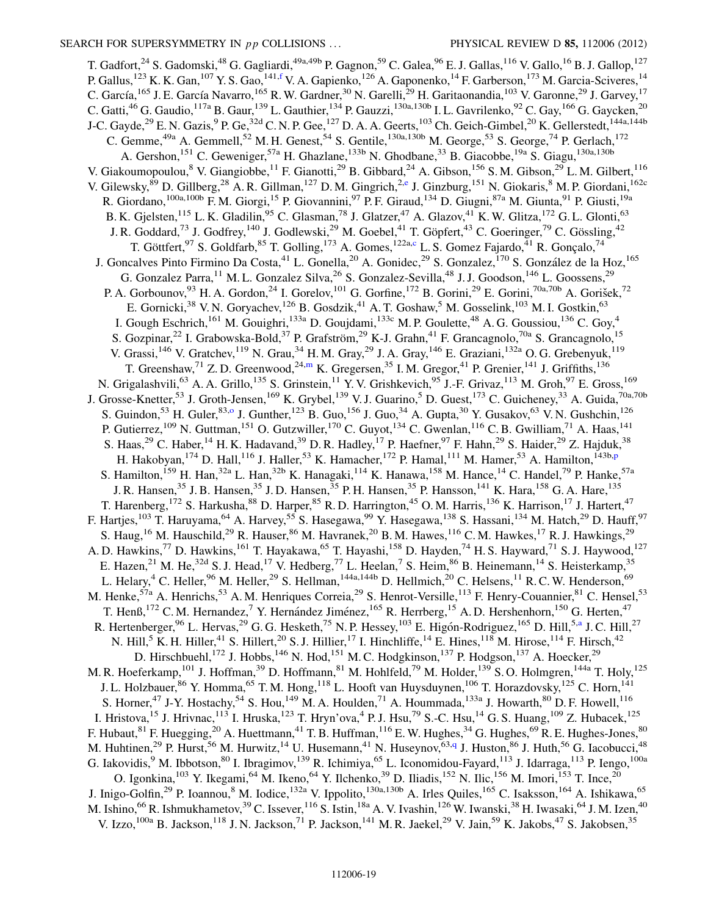T. Gadfort,[24] S. Gadomski,[48] G. Gagliardi,[49a,49b] P. Gagnon,[59] C. Galea,[96] E. J. Gallas,[116] V. Gallo,[16] B. J. Gallop,[127] P. Gallus,[123] K. K. Gan,[107] Y. S. Gao,[141,f] V. A. Gapienko,[126] A. Gaponenko,[14] F. Garberson,[173] M. Garcia-Sciveres,[14] C. García,[165] J. E. García Navarro,[165] R. W. Gardner,[30] N. Garelli,[29] H. Garitaonandia,[103] V. Garonne,[29] J. Garvey,[17] C. Gatti,[46] G. Gaudio,[117a] B. Gaur,[139] L. Gauthier,[134] P. Gauzzi,[130a,130b] I. L. Gavrilenko,[92] C. Gay,[166] G. Gaycken,[20] J-C. Gayde,[29] E. N. Gazis,[9] P. Ge,[32d] C. N. P. Gee,[127] D. A. A. Geerts,[103] Ch. Geich-Gimbel,[20] K. Gellerstedt,[144a,144b] C. Gemme,[49a] A. Gemmell,[52] M. H. Genest,[54] S. Gentile,[130a,130b] M. George,[53] S. George,[74] P. Gerlach,[172] A. Gershon,[151] C. Geweniger,[57a] H. Ghazlane,[133b] N. Ghodbane,[33] B. Giacobbe,[19a] S. Giagu,[130a,130b] V. Giakoumopoulou,[8] V. Giangiobbe,[11] F. Gianotti,[29] B. Gibbard,[24] A. Gibson,[156] S. M. Gibson,[29] L. M. Gilbert,[116] V. Gilewsky,[89] D. Gillberg,[28] A. R. Gillman,[127] D. M. Gingrich,[2,e] J. Ginzburg,[151] N. Giokaris,[8] M. P. Giordani,[162c] R. Giordano,[100a,100b] F. M. Giorgi,[15] P. Giovannini,[97] P. F. Giraud,[134] D. Giugni,[87a] M. Giunta,[91] P. Giusti,[19a] B. K. Gjelsten,[115] L. K. Gladilin,[95] C. Glasman,[78] J. Glatzer,[47] A. Glazov,[41] K. W. Glitza,[172] G. L. Glonti,[63] J. R. Goddard,[73] J. Godfrey,[140] J. Godlewski,[29] M. Goebel,[41] T. Göpfert,[43] C. Goeringer,[79] C. Gössling,[42] T. Göttfert,[97] S. Goldfarb,[85] T. Golling,[173] A. Gomes,[122a,c] L. S. Gomez Fajardo,[41] R. Gonçalo,[74] J. Goncalves Pinto Firmino Da Costa,[41] L. Gonella,[20] A. Gonidec,[29] S. Gonzalez,[170] S. González de la Hoz,[165] G. Gonzalez Parra,[11] M. L. Gonzalez Silva,[26] S. Gonzalez-Sevilla,[48] J. J. Goodson,[146] L. Goossens,[29] P. A. Gorbounov,[93] H. A. Gordon,[24] I. Gorelov,[101] G. Gorfine,[172] B. Gorini,[29] E. Gorini,[70a,70b] A. Gorišek,[72] E. Gornicki,[38] V. N. Goryachev,[126] B. Gosdzik,[41] A. T. Goshaw,[5] M. Gosselink,[103] M. I. Gostkin,[63] I. Gough Eschrich,[161] M. Gouighri,[133a] D. Goujdami,[133c] M. P. Goulette,[48] A. G. Goussiou,[136] C. Goy,[4] S. Gozpinar,[22] I. Grabowska-Bold,[37] P. Grafström,[29] K-J. Grahn,[41] F. Grancagnolo,[70a] S. Grancagnolo,[15] V. Grassi,[146] V. Gratchev,[119] N. Grau,[34] H. M. Gray,[29] J. A. Gray,[146] E. Graziani,[132a] O. G. Grebenyuk,[119] T. Greenshaw,[71] Z. D. Greenwood,[24,m] K. Gregersen,[35] I. M. Gregor,[41] P. Grenier,[141] J. Griffiths,[136] N. Grigalashvili,[63] A. A. Grillo,[135] S. Grinstein,[11] Y. V. Grishkevich,[95] J.-F. Grivaz,[113] M. Groh,[97] E. Gross,[169] J. Grosse-Knetter,[53] J. Groth-Jensen,[169] K. Grybel,[139] V. J. Guarino,[5] D. Guest,[173] C. Guicheney,[33] A. Guida,[70a,70b] S. Guindon,[53] H. Guler,[83,o] J. Gunther,[123] B. Guo,[156] J. Guo,[34] A. Gupta,[30] Y. Gusakov,[63] V. N. Gushchin,[126] P. Gutierrez,[109] N. Guttman,[151] O. Gutzwiller,[170] C. Guyot,[134] C. Gwenlan,[116] C. B. Gwilliam,[71] A. Haas,[141] S. Haas,[29] C. Haber,[14] H. K. Hadavand,[39] D. R. Hadley,[17] P. Haefner,[97] F. Hahn,[29] S. Haider,[29] Z. Hajduk,[38] H. Hakobyan,[174] D. Hall,[116] J. Haller,[53] K. Hamacher,[172] P. Hamal,[111] M. Hamer,[53] A. Hamilton,[143b,p] S. Hamilton,[159] H. Han,[32a] L. Han,[32b] K. Hanagaki,[114] K. Hanawa,[158] M. Hance,[14] C. Handel,[79] P. Hanke,[57a] J. R. Hansen,[35] J. B. Hansen,[35] J. D. Hansen,[35] P. H. Hansen,[35] P. Hansson,[141] K. Hara,[158] G. A. Hare,[135] T. Harenberg,[172] S. Harkusha,[88] D. Harper,[85] R. D. Harrington,[45] O. M. Harris,[136] K. Harrison,[17] J. Hartert,[47] F. Hartjes,[103] T. Haruyama,[64] A. Harvey,[55] S. Hasegawa,[99] Y. Hasegawa,[138] S. Hassani,[134] M. Hatch,[29] D. Hauff,[97] S. Haug,[16] M. Hauschild,[29] R. Hauser,[86] M. Havranek,[20] B. M. Hawes,[116] C. M. Hawkes,[17] R. J. Hawkings,[29] A. D. Hawkins,[77] D. Hawkins,[161] T. Hayakawa,[65] T. Hayashi,[158] D. Hayden,[74] H. S. Hayward,[71] S. J. Haywood,[127] E. Hazen,[21] M. He,[32d] S. J. Head,[17] V. Hedberg,[77] L. Heelan,[7] S. Heim,[86] B. Heinemann,[14] S. Heisterkamp,[35] L. Helary,[4] C. Heller,[96] M. Heller,[29] S. Hellman,[144a,144b] D. Hellmich,[20] C. Helsens,[11] R. C. W. Henderson,[69] M. Henke,[57a] A. Henrichs,[53] A. M. Henriques Correia,[29] S. Henrot-Versille,[113] F. Henry-Couannier,[81] C. Hensel,[53] T. Henß,[172] C. M. Hernandez,[7] Y. Hernández Jiménez,[165] R. Herrberg,[15] A. D. Hershenhorn,[150] G. Herten,[47] R. Hertenberger,[96] L. Hervas,[29] G. G. Hesketh,[75] N. P. Hessey,[103] E. Higón-Rodriguez,[165] D. Hill,[5,a] J. C. Hill,[27] N. Hill,[5] K. H. Hiller,[41] S. Hillert,[20] S. J. Hillier,[17] I. Hinchliffe,[14] E. Hines,[118] M. Hirose,[114] F. Hirsch,[42] D. Hirschbuehl,[172] J. Hobbs,[146] N. Hod,[151] M. C. Hodgkinson,[137] P. Hodgson,[137] A. Hoecker,[29] M. R. Hoeferkamp,[101] J. Hoffman,[39] D. Hoffmann,[81] M. Hohlfeld,[79] M. Holder,[139] S. O. Holmgren,[144a] T. Holy,[125] J. L. Holzbauer,[86] Y. Homma,[65] T. M. Hong,[118] L. Hooft van Huysduynen,[106] T. Horazdovsky,[125] C. Horn,[141] S. Horner,[47] J-Y. Hostachy,[54] S. Hou,[149] M. A. Houlden,[71] A. Hoummada,[133a] J. Howarth,[80] D. F. Howell,[116] I. Hristova,[15] J. Hrivnac,[113] I. Hruska,[123] T. Hryn'ova,[4] P. J. Hsu,[79] S.-C. Hsu,[14] G. S. Huang,[109] Z. Hubacek,[125] F. Hubaut,[81] F. Huegging,[20] A. Huettmann,[41] T. B. Huffman,[116] E. W. Hughes,[34] G. Hughes,[69] R. E. Hughes-Jones,[80] M. Huhtinen,[29] P. Hurst,[56] M. Hurwitz,[14] U. Husemann,[41] N. Huseynov,[63,q] J. Huston,[86] J. Huth,[56] G. Iacobucci,[48] G. Iakovidis,[9] M. Ibbotson,[80] I. Ibragimov,[139] R. Ichimiya,[65] L. Iconomidou-Fayard,[113] J. Idarraga,[113] P. Iengo,[100a] O. Igonkina,[103] Y. Ikegami,[64] M. Ikeno,[64] Y. Ilchenko,[39] D. Iliadis,[152] N. Ilic,[156] M. Imori,[153] T. Ince,[20] J. Inigo-Golfin,[29] P. Ioannou,[8] M. Iodice,[132a] V. Ippolito,[130a,130b] A. Irles Quiles,[165] C. Isaksson,[164] A. Ishikawa,[65] M. Ishino,[66] R. Ishmukhametov,[39] C. Issever,[116] S. Istin,[18a] A. V. Ivashin,[126] W. Iwanski,[38] H. Iwasaki,[64] J. M. Izen,[40] V. Izzo,[100a] B. Jackson,[118] J. N. Jackson,[71] P. Jackson,[141] M. R. Jaekel,[29] V. Jain,[59] K. Jakobs,[47] S. Jakobsen,[35]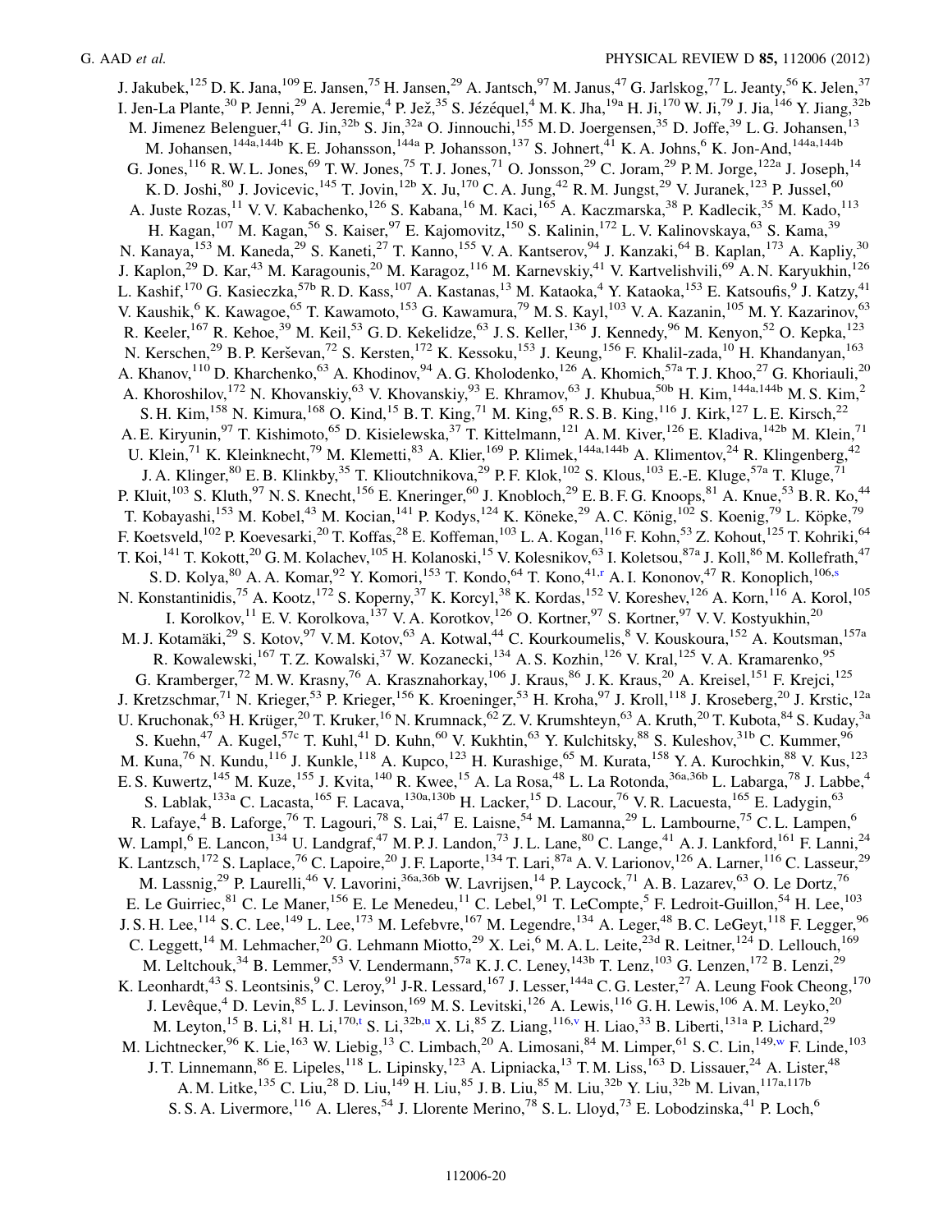J. Jakubek,[125] D. K. Jana,[109] E. Jansen,[75] H. Jansen,[29] A. Jantsch,[97] M. Janus,[47] G. Jarlskog,[77] L. Jeanty,[56] K. Jelen,[37] I. Jen-La Plante,[30] P. Jenni,[29] A. Jeremie,[4] P. Jež,[35] S. Jézéquel,[4] M. K. Jha,[19a] H. Ji,[170] W. Ji,[79] J. Jia,[146] Y. Jiang,[32b] M. Jimenez Belenguer,[41] G. Jin,[32b] S. Jin,[32a] O. Jinnouchi,[155] M. D. Joergensen,[35] D. Joffe,[39] L. G. Johansen,[13] M. Johansen,[144a,144b] K. E. Johansson,[144a] P. Johansson,[137] S. Johnert,[41] K. A. Johns,[6] K. Jon-And,[144a,144b] G. Jones,[116] R. W. L. Jones,[69] T. W. Jones,[75] T. J. Jones,[71] O. Jonsson,[29] C. Joram,[29] P. M. Jorge,[122a] J. Joseph,[14] K. D. Joshi,[80] J. Jovicevic,[145] T. Jovin,[12b] X. Ju,[170] C. A. Jung,[42] R. M. Jungst,[29] V. Juranek,[123] P. Jussel,[60] A. Juste Rozas,[11] V. V. Kabachenko,[126] S. Kabana,[16] M. Kaci,[165] A. Kaczmarska,[38] P. Kadlecik,[35] M. Kado,[113] H. Kagan,[107] M. Kagan,[56] S. Kaiser,[97] E. Kajomovitz,[150] S. Kalinin,[172] L. V. Kalinovskaya,[63] S. Kama,[39] N. Kanaya,[153] M. Kaneda,[29] S. Kaneti,[27] T. Kanno,[155] V. A. Kantserov,[94] J. Kanzaki,[64] B. Kaplan,[173] A. Kapliy,[30] J. Kaplon,[29] D. Kar,[43] M. Karagounis,[20] M. Karagoz,[116] M. Karnevskiy,[41] V. Kartvelishvili,[69] A. N. Karyukhin,[126] L. Kashif,[170] G. Kasieczka,[57b] R. D. Kass,[107] A. Kastanas,[13] M. Kataoka,[4] Y. Kataoka,[153] E. Katsoufis,[9] J. Katzy,[41] V. Kaushik,[6] K. Kawagoe,[65] T. Kawamoto,[153] G. Kawamura,[79] M. S. Kayl,[103] V. A. Kazanin,[105] M. Y. Kazarinov,[63] R. Keeler,[167] R. Kehoe,[39] M. Keil,[53] G. D. Kekelidze,[63] J. S. Keller,[136] J. Kennedy,[96] M. Kenyon,[52] O. Kepka,[123] N. Kerschen,[29] B. P. Kerševan,[72] S. Kersten,[172] K. Kessoku,[153] J. Keung,[156] F. Khalil-zada,[10] H. Khandanyan,[163] A. Khanov,[110] D. Kharchenko,[63] A. Khodinov,[94] A. G. Kholodenko,[126] A. Khomich,[57a] T. J. Khoo,[27] G. Khoriauli,[20] A. Khoroshilov,[172] N. Khovanskiy,[63] V. Khovanskiy,[93] E. Khramov,[63] J. Khubua,[50b] H. Kim,[144a,144b] M. S. Kim,[2] S. H. Kim,[158] N. Kimura,[168] O. Kind,[15] B. T. King,[71] M. King,[65] R. S. B. King,[116] J. Kirk,[127] L. E. Kirsch,[22] A. E. Kiryunin,[97] T. Kishimoto,[65] D. Kisielewska,[37] T. Kittelmann,[121] A. M. Kiver,[126] E. Kladiva,[142b] M. Klein,[71] U. Klein,[71] K. Kleinknecht,[79] M. Klemetti,[83] A. Klier,[169] P. Klimek,[144a,144b] A. Klimentov,[24] R. Klingenberg,[42] J. A. Klinger,[80] E. B. Klinkby,[35] T. Klioutchnikova,[29] P. F. Klok,[102] S. Klous,[103] E.-E. Kluge,[57a] T. Kluge,[71] P. Kluit,[103] S. Kluth,[97] N. S. Knecht,[156] E. Kneringer,[60] J. Knobloch,[29] E. B. F. G. Knoops,[81] A. Knue,[53] B. R. Ko,[44] T. Kobayashi,[153] M. Kobel,[43] M. Kocian,[141] P. Kodys,[124] K. Köneke,[29] A. C. König,[102] S. Koenig,[79] L. Köpke,[79] F. Koetsveld,[102] P. Koevesarki,[20] T. Koffas,[28] E. Koffeman,[103] L. A. Kogan,[116] F. Kohn,[53] Z. Kohout,[125] T. Kohriki,[64] T. Koi,[141] T. Kokott,[20] G. M. Kolachev,[105] H. Kolanoski,[15] V. Kolesnikov,[63] I. Koletsou,[87a] J. Koll,[86] M. Kollefrath,[47] S. D. Kolya,[80] A. A. Komar,[92] Y. Komori,[153] T. Kondo,[64] T. Kono,[41,r] A. I. Kononov,[47] R. Konoplich,[106,s] N. Konstantinidis,[75] A. Kootz,[172] S. Koperny,[37] K. Korcyl,[38] K. Kordas,[152] V. Koreshev,[126] A. Korn,[116] A. Korol,[105] I. Korolkov,[11] E. V. Korolkova,[137] V. A. Korotkov,[126] O. Kortner,[97] S. Kortner,[97] V. V. Kostyukhin,[20] M. J. Kotamäki,[29] S. Kotov,[97] V. M. Kotov,[63] A. Kotwal,[44] C. Kourkoumelis,[8] V. Kouskoura,[152] A. Koutsman,[157a] R. Kowalewski,[167] T. Z. Kowalski,[37] W. Kozanecki,[134] A. S. Kozhin,[126] V. Kral,[125] V. A. Kramarenko,[95] G. Kramberger,[72] M. W. Krasny,[76] A. Krasznahorkay,[106] J. Kraus,[86] J. K. Kraus,[20] A. Kreisel,[151] F. Krejci,[125] J. Kretzschmar,[71] N. Krieger,[53] P. Krieger,[156] K. Kroeninger,[53] H. Kroha,[97] J. Kroll,[118] J. Kroseberg,[20] J. Krstic,[12a] U. Kruchonak,[63] H. Krüger,[20] T. Kruker,[16] N. Krumnack,[62] Z. V. Krumshteyn,[63] A. Kruth,[20] T. Kubota,[84] S. Kuday,[3a] S. Kuehn,[47] A. Kugel,[57c] T. Kuhl,[41] D. Kuhn,[60] V. Kukhtin,[63] Y. Kulchitsky,[88] S. Kuleshov,[31b] C. Kummer,[96] M. Kuna,[76] N. Kundu,[116] J. Kunkle,[118] A. Kupco,[123] H. Kurashige,[65] M. Kurata,[158] Y. A. Kurochkin,[88] V. Kus,[123] E. S. Kuwertz,[145] M. Kuze,[155] J. Kvita,[140] R. Kwee,[15] A. La Rosa,[48] L. La Rotonda,[36a,36b] L. Labarga,[78] J. Labbe,[4] S. Lablak,[133a] C. Lacasta,[165] F. Lacava,[130a,130b] H. Lacker,[15] D. Lacour,[76] V. R. Lacuesta,[165] E. Ladygin,[63] R. Lafaye,[4] B. Laforge,[76] T. Lagouri,[78] S. Lai,[47] E. Laisne,[54] M. Lamanna,[29] L. Lambourne,[75] C. L. Lampen,[6] W. Lampl,[6] E. Lancon,[134] U. Landgraf,[47] M. P. J. Landon,[73] J. L. Lane,[80] C. Lange,[41] A. J. Lankford,[161] F. Lanni,[24] K. Lantzsch,[172] S. Laplace,[76] C. Lapoire,[20] J. F. Laporte,[134] T. Lari,[87a] A. V. Larionov,[126] A. Larner,[116] C. Lasseur,[29] M. Lassnig,[29] P. Laurelli,[46] V. Lavorini,[36a,36b] W. Lavrijsen,[14] P. Laycock,[71] A. B. Lazarev,[63] O. Le Dortz,[76] E. Le Guirriec,[81] C. Le Maner,[156] E. Le Menedeu,[11] C. Lebel,[91] T. LeCompte,[5] F. Ledroit-Guillon,[54] H. Lee,[103] J. S. H. Lee,[114] S. C. Lee,[149] L. Lee,[173] M. Lefebvre,[167] M. Legendre,[134] A. Leger,[48] B. C. LeGeyt,[118] F. Legger,[96] C. Leggett,[14] M. Lehmacher,[20] G. Lehmann Miotto,[29] X. Lei,[6] M. A. L. Leite,[23d] R. Leitner,[124] D. Lellouch,[169] M. Leltchouk,[34] B. Lemmer,[53] V. Lendermann,[57a] K. J. C. Leney,[143b] T. Lenz,[103] G. Lenzen,[172] B. Lenzi,[29] K. Leonhardt,[43] S. Leontsinis,[9] C. Leroy,[91] J-R. Lessard,[167] J. Lesser,[144a] C. G. Lester,[27] A. Leung Fook Cheong,[170] J. Levêque,[4] D. Levin,[85] L. J. Levinson,[169] M. S. Levitski,[126] A. Lewis,[116] G. H. Lewis,[106] A. M. Leyko,[20] M. Leyton,[15] B. Li,[81] H. Li,[170,t] S. Li,[32b,u] X. Li,[85] Z. Liang,[116,v] H. Liao,[33] B. Liberti,[131a] P. Lichard,[29] M. Lichtnecker,[96] K. Lie,[163] W. Liebig,[13] C. Limbach,[20] A. Limosani,[84] M. Limper,[61] S. C. Lin,[149,w] F. Linde,[103] J. T. Linnemann,[86] E. Lipeles,[118] L. Lipinsky,[123] A. Lipniacka,[13] T. M. Liss,[163] D. Lissauer,[24] A. Lister,[48] A. M. Litke,[135] C. Liu,[28] D. Liu,[149] H. Liu,[85] J. B. Liu,[85] M. Liu,[32b] Y. Liu,[32b] M. Livan,[117a,117b] S. S. A. Livermore,[116] A. Lleres,[54] J. Llorente Merino,[78] S. L. Lloyd,[73] E. Lobodzinska,[41] P. Loch,[6]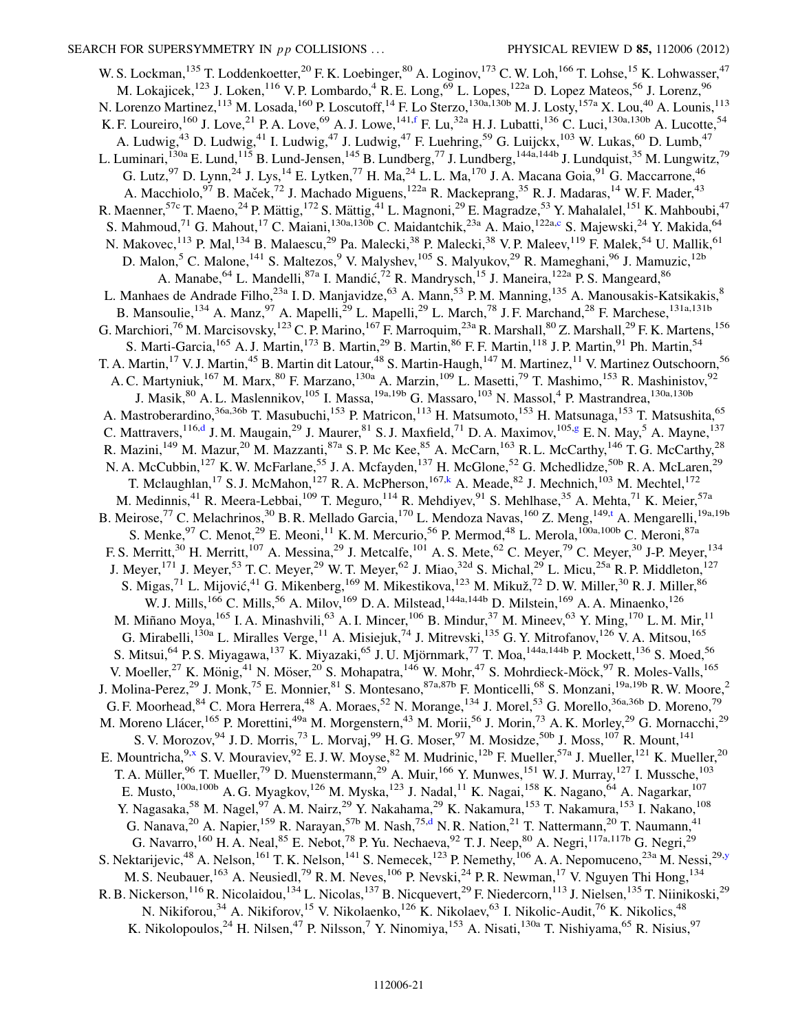W. S. Lockman,[135] T. Loddenkoetter,[20] F. K. Loebinger,[80] A. Loginov,[173] C. W. Loh,[166] T. Lohse,[15] K. Lohwasser,[47] M. Lokajicek,[123] J. Loken,[116] V. P. Lombardo,[4] R. E. Long,[69] L. Lopes,[122a] D. Lopez Mateos,[56] J. Lorenz,[96] N. Lorenzo Martinez,[113] M. Losada,[160] P. Loscutoff,[14] F. Lo Sterzo,[130a,130b] M. J. Losty,[157a] X. Lou,[40] A. Lounis,[113] K. F. Loureiro,[160] J. Love,[21] P. A. Love,[69] A. J. Lowe,[141,f] F. Lu,[32a] H. J. Lubatti,[136] C. Luci,[130a,130b] A. Lucotte,[54] A. Ludwig,[43] D. Ludwig,[41] I. Ludwig,[47] J. Ludwig,[47] F. Luehring,[59] G. Luijckx,[103] W. Lukas,[60] D. Lumb,[47] L. Luminari,[130a] E. Lund,[115] B. Lund-Jensen,[145] B. Lundberg,[77] J. Lundberg,[144a,144b] J. Lundquist,[35] M. Lungwitz,[79] G. Lutz,[97] D. Lynn,[24] J. Lys,[14] E. Lytken,[77] H. Ma,[24] L. L. Ma,[170] J. A. Macana Goia,[91] G. Maccarrone,[46] A. Macchiolo,[97] B. Maček,[72] J. Machado Miguens,[122a] R. Mackeprang,[35] R. J. Madaras,[14] W. F. Mader,[43] R. Maenner,[57c] T. Maeno,[24] P. Mättig,[172] S. Mättig,[41] L. Magnoni,[29] E. Magradze,[53] Y. Mahalalel,[151] K. Mahboubi,[47] S. Mahmoud,[71] G. Mahout,[17] C. Maiani,[130a,130b] C. Maidantchik,[23a] A. Maio,[122a,c] S. Majewski,[24] Y. Makida,[64] N. Makovec,[113] P. Mal,[134] B. Malaescu,[29] Pa. Malecki,[38] P. Malecki,[38] V. P. Maleev,[119] F. Malek,[54] U. Mallik,[61] D. Malon,[5] C. Malone,[141] S. Maltezos,[9] V. Malyshev,[105] S. Malyukov,[29] R. Mameghani,[96] J. Mamuzic,[12b] A. Manabe,[64] L. Mandelli,[87a] I. Mandić,[72] R. Mandrysch,[15] J. Maneira,[122a] P. S. Mangeard,[86] L. Manhaes de Andrade Filho,[23a] I. D. Manjavidze,[63] A. Mann,[53] P. M. Manning,[135] A. Manousakis-Katsikakis,[8] B. Mansoulie,[134] A. Manz,[97] A. Mapelli,[29] L. Mapelli,[29] L. March,[78] J. F. Marchand,[28] F. Marchese,[131a,131b] G. Marchiori,[76] M. Marcisovsky,[123] C. P. Marino,[167] F. Marroquim,[23a] R. Marshall,[80] Z. Marshall,[29] F. K. Martens,[156] S. Marti-Garcia,[165] A. J. Martin,[173] B. Martin,[29] B. Martin,[86] F. F. Martin,[118] J. P. Martin,[91] Ph. Martin,[54] T. A. Martin,[17] V. J. Martin,[45] B. Martin dit Latour,[48] S. Martin-Haugh,[147] M. Martinez,[11] V. Martinez Outschoorn,[56] A. C. Martyniuk,[167] M. Marx,[80] F. Marzano,[130a] A. Marzin,[109] L. Masetti,[79] T. Mashimo,[153] R. Mashinistov,[92] J. Masik,[80] A. L. Maslennikov,[105] I. Massa,[19a,19b] G. Massaro,[103] N. Massol,[4] P. Mastrandrea,[130a,130b] A. Mastroberardino,[36a,36b] T. Masubuchi,[153] P. Matricon,[113] H. Matsumoto,[153] H. Matsunaga,[153] T. Matsushita,[65] C. Mattravers,[116,d] J. M. Maugain,[29] J. Maurer,[81] S. J. Maxfield,[71] D. A. Maximov,[105,g] E. N. May,[5] A. Mayne,[137] R. Mazini,[149] M. Mazur,[20] M. Mazzanti,[87a] S. P. Mc Kee,[85] A. McCarn,[163] R. L. McCarthy,[146] T. G. McCarthy,[28] N. A. McCubbin,[127] K. W. McFarlane,[55] J. A. Mcfayden,[137] H. McGlone,[52] G. Mchedlidze,[50b] R. A. McLaren,[29] T. Mclaughlan,[17] S. J. McMahon,[127] R. A. McPherson,[167,k] A. Meade,[82] J. Mechnich,[103] M. Mechtel,[172] M. Medinnis,[41] R. Meera-Lebbai,[109] T. Meguro,[114] R. Mehdiyev,[91] S. Mehlhase,[35] A. Mehta,[71] K. Meier,[57a] B. Meirose,[77] C. Melachrinos,[30] B. R. Mellado Garcia,[170] L. Mendoza Navas,[160] Z. Meng,[149,t] A. Mengarelli,[19a,19b] S. Menke,[97] C. Menot,[29] E. Meoni,[11] K. M. Mercurio,[56] P. Mermod,[48] L. Merola,[100a,100b] C. Meroni,[87a] F. S. Merritt,[30] H. Merritt,[107] A. Messina,[29] J. Metcalfe,[101] A. S. Mete,[62] C. Meyer,[79] C. Meyer,[30] J-P. Meyer,[134] J. Meyer,[171] J. Meyer,[53] T. C. Meyer,[29] W. T. Meyer,[62] J. Miao,[32d] S. Michal,[29] L. Micu,[25a] R. P. Middleton,[127] S. Migas,[71] L. Mijović,[41] G. Mikenberg,[169] M. Mikestikova,[123] M. Mikuž,[72] D. W. Miller,[30] R. J. Miller,[86] W. J. Mills,[166] C. Mills,[56] A. Milov,[169] D. A. Milstead,[144a,144b] D. Milstein,[169] A. A. Minaenko,[126] M. Miñano Moya,[165] I. A. Minashvili,[63] A. I. Mincer,[106] B. Mindur,[37] M. Mineev,[63] Y. Ming,[170] L. M. Mir,[11] G. Mirabelli,[130a] L. Miralles Verge,[11] A. Misiejuk,[74] J. Mitrevski,[135] G. Y. Mitrofanov,[126] V. A. Mitsou,[165] S. Mitsui,[64] P. S. Miyagawa,[137] K. Miyazaki,[65] J. U. Mjörnmark,[77] T. Moa,[144a,144b] P. Mockett,[136] S. Moed,[56] V. Moeller,[27] K. Mönig,[41] N. Möser,[20] S. Mohapatra,[146] W. Mohr,[47] S. Mohrdieck-Möck,[97] R. Moles-Valls,[165] J. Molina-Perez,[29] J. Monk,[75] E. Monnier,[81] S. Montesano,[87a,87b] F. Monticelli,[68] S. Monzani,[19a,19b] R. W. Moore,[2] G. F. Moorhead,[84] C. Mora Herrera,[48] A. Moraes,[52] N. Morange,[134] J. Morel,[53] G. Morello,[36a,36b] D. Moreno,[79] M. Moreno Llácer,[165] P. Morettini,[49a] M. Morgenstern,[43] M. Morii,[56] J. Morin,[73] A. K. Morley,[29] G. Mornacchi,[29] S. V. Morozov,[94] J. D. Morris,[73] L. Morvaj,[99] H. G. Moser,[97] M. Mosidze,[50b] J. Moss,[107] R. Mount,[141] E. Mountricha,[9,x] S. V. Mouraviev,[92] E. J. W. Moyse,[82] M. Mudrinic,[12b] F. Mueller,[57a] J. Mueller,[121] K. Mueller,[20] T. A. Müller,[96] T. Mueller,[79] D. Muenstermann,[29] A. Muir,[166] Y. Munwes,[151] W. J. Murray,[127] I. Mussche,[103] E. Musto,[100a,100b] A. G. Myagkov,[126] M. Myska,[123] J. Nadal,[11] K. Nagai,[158] K. Nagano,[64] A. Nagarkar,[107] Y. Nagasaka,[58] M. Nagel,[97] A. M. Nairz,[29] Y. Nakahama,[29] K. Nakamura,[153] T. Nakamura,[153] I. Nakano,[108] G. Nanava,[20] A. Napier,[159] R. Narayan,[57b] M. Nash,[75,d] N. R. Nation,[21] T. Nattermann,[20] T. Naumann,[41] G. Navarro,[160] H. A. Neal,[85] E. Nebot,[78] P. Yu. Nechaeva,[92] T. J. Neep,[80] A. Negri,[117a,117b] G. Negri,[29] S. Nektarijevic,[48] A. Nelson,[161] T. K. Nelson,[141] S. Nemecek,[123] P. Nemethy,[106] A. A. Nepomuceno,[23a] M. Nessi,[29,y] M. S. Neubauer,[163] A. Neusiedl,[79] R. M. Neves,[106] P. Nevski,[24] P. R. Newman,[17] V. Nguyen Thi Hong,[134] R. B. Nickerson,[116] R. Nicolaidou,[134] L. Nicolas,[137] B. Nicquevert,[29] F. Niedercorn,[113] J. Nielsen,[135] T. Niinikoski,[29] N. Nikiforou,[34] A. Nikiforov,[15] V. Nikolaenko,[126] K. Nikolaev,[63] I. Nikolic-Audit,[76] K. Nikolics,[48] K. Nikolopoulos,[24] H. Nilsen,[47] P. Nilsson,[7] Y. Ninomiya,[153] A. Nisati,[130a] T. Nishiyama,[65] R. Nisius,[97]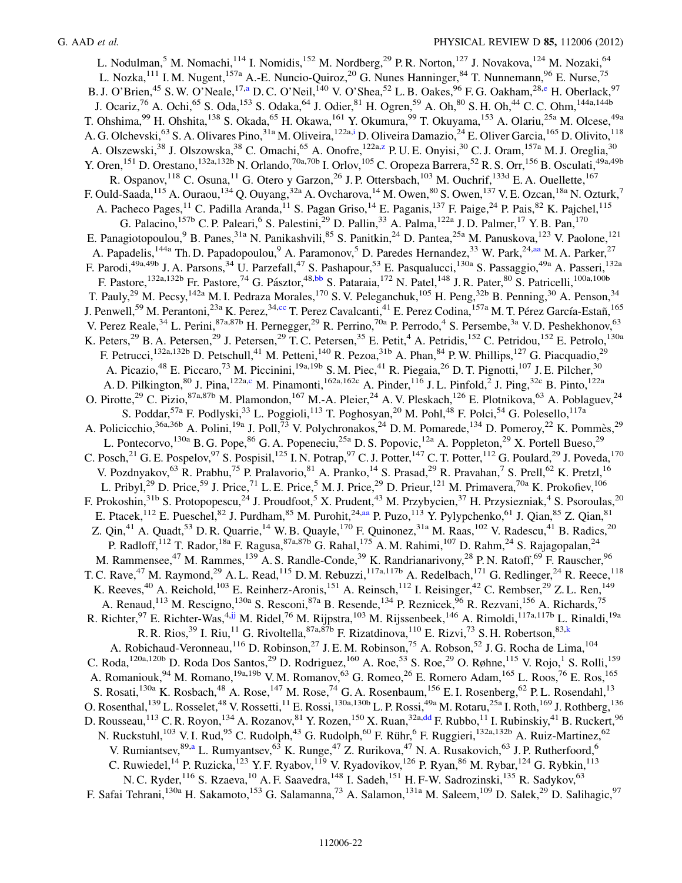L. Nodulman,[5] M. Nomachi,[114] I. Nomidis,[152] M. Nordberg,[29] P. R. Norton,[127] J. Novakova,[124] M. Nozaki,[64] L. Nozka,[111] I. M. Nugent,[157a] A.-E. Nuncio-Quiroz,[20] G. Nunes Hanninger,[84] T. Nunnemann,[96] E. Nurse,[75] B. J. O'Brien,[45] S. W. O'Neale,[17,a] D. C. O'Neil,[140] V. O'Shea,[52] L. B. Oakes,[96] F. G. Oakham,[28,e] H. Oberlack,[97] J. Ocariz,[76] A. Ochi,[65] S. Oda,[153] S. Odaka,[64] J. Odier,[81] H. Ogren,[59] A. Oh,[80] S. H. Oh,[44] C. C. Ohm,[144a,144b] T. Ohshima,[99] H. Ohshita,[138] S. Okada,[65] H. Okawa,[161] Y. Okumura,[99] T. Okuyama,[153] A. Olariu,[25a] M. Olcese,[49a] A. G. Olchevski,[63] S. A. Olivares Pino,[31a] M. Oliveira,[122a,i] D. Oliveira Damazio,[24] E. Oliver Garcia,[165] D. Olivito,[118] A. Olszewski,[38] J. Olszowska,[38] C. Omachi,[65] A. Onofre,[122a,z] P. U. E. Onyisi,[30] C. J. Oram,[157a] M. J. Oreglia,[30] Y. Oren,[151] D. Orestano,[132a,132b] N. Orlando,[70a,70b] I. Orlov,[105] C. Oropeza Barrera,[52] R. S. Orr,[156] B. Osculati,[49a,49b] R. Ospanov,[118] C. Osuna,[11] G. Otero y Garzon,[26] J. P. Ottersbach,[103] M. Ouchrif,[133d] E. A. Ouellette,[167] F. Ould-Saada,[115] A. Ouraou,[134] Q. Ouyang,[32a] A. Ovcharova,[14] M. Owen,[80] S. Owen,[137] V. E. Ozcan,[18a] N. Ozturk,[7] A. Pacheco Pages,[11] C. Padilla Aranda,[11] S. Pagan Griso,[14] E. Paganis,[137] F. Paige,[24] P. Pais,[82] K. Pajchel,[115] G. Palacino,[157b] C. P. Paleari,[6] S. Palestini,[29] D. Pallin,[33] A. Palma,[122a] J. D. Palmer,[17] Y. B. Pan,[170] E. Panagiotopoulou,[9] B. Panes,[31a] N. Panikashvili,[85] S. Panitkin,[24] D. Pantea,[25a] M. Panuskova,[123] V. Paolone,[121] A. Papadelis,[144a] Th. D. Papadopoulou,[9] A. Paramonov,[5] D. Paredes Hernandez,[33] W. Park,[24,aa] M. A. Parker,[27] F. Parodi,[49a,49b] J. A. Parsons,[34] U. Parzefall,[47] S. Pashapour,[53] E. Pasqualucci,[130a] S. Passaggio,[49a] A. Passeri,[132a] F. Pastore,[132a,132b] Fr. Pastore,[74] G. Pásztor,[48,bb] S. Pataraia,[172] N. Patel,[148] J. R. Pater,[80] S. Patricelli,[100a,100b] T. Pauly,[29] M. Pecsy,[142a] M. I. Pedraza Morales,[170] S. V. Peleganchuk,[105] H. Peng,[32b] B. Penning,[30] A. Penson,[34] J. Penwell,[59] M. Perantoni,[23a] K. Perez,[34,cc] T. Perez Cavalcanti,[41] E. Perez Codina,[157a] M. T. Pérez García-Estañ,[165] V. Perez Reale,[34] L. Perini,[87a,87b] H. Pernegger,[29] R. Perrino,[70a] P. Perrodo,[4] S. Persembe,[3a] V. D. Peshekhonov,[63] K. Peters,[29] B. A. Petersen,[29] J. Petersen,[29] T. C. Petersen,[35] E. Petit,[4] A. Petridis,[152] C. Petridou,[152] E. Petrolo,[130a] F. Petrucci,[132a,132b] D. Petschull,[41] M. Petteni,[140] R. Pezoa,[31b] A. Phan,[84] P. W. Phillips,[127] G. Piacquadio,[29] A. Picazio,[48] E. Piccaro,[73] M. Piccinini,[19a,19b] S. M. Piec,[41] R. Piegaia,[26] D. T. Pignotti,[107] J. E. Pilcher,[30] A. D. Pilkington,[80] J. Pina,[122a,c] M. Pinamonti,[162a,162c] A. Pinder,[116] J. L. Pinfold,[2] J. Ping,[32c] B. Pinto,[122a] O. Pirotte,[29] C. Pizio,[87a,87b] M. Plamondon,[167] M.-A. Pleier,[24] A. V. Pleskach,[126] E. Plotnikova,[63] A. Poblaguev,[24] S. Poddar,[57a] F. Podlyski,[33] L. Poggioli,[113] T. Poghosyan,[20] M. Pohl,[48] F. Polci,[54] G. Polesello,[117a] A. Policicchio,[36a,36b] A. Polini,[19a] J. Poll,[73] V. Polychronakos,[24] D. M. Pomarede,[134] D. Pomeroy,[22] K. Pommès,[29] L. Pontecorvo,[130a] B. G. Pope,[86] G. A. Popeneciu,[25a] D. S. Popovic,[12a] A. Poppleton,[29] X. Portell Bueso,[29] C. Posch,[21] G. E. Pospelov,[97] S. Pospisil,[125] I. N. Potrap,[97] C. J. Potter,[147] C. T. Potter,[112] G. Poulard,[29] J. Poveda,[170] V. Pozdnyakov,[63] R. Prabhu,[75] P. Pralavorio,[81] A. Pranko,[14] S. Prasad,[29] R. Pravahan,[7] S. Prell,[62] K. Pretzl,[16] L. Pribyl,[29] D. Price,[59] J. Price,[71] L. E. Price,[5] M. J. Price,[29] D. Prieur,[121] M. Primavera,[70a] K. Prokofiev,[106] F. Prokoshin,[31b] S. Protopopescu,[24] J. Proudfoot,[5] X. Prudent,[43] M. Przybycien,[37] H. Przysiezniak,[4] S. Psoroulas,[20] E. Ptacek,[112] E. Pueschel,[82] J. Purdham,[85] M. Purohit,[24,aa] P. Puzo,[113] Y. Pylypchenko,[61] J. Qian,[85] Z. Qian,[81] Z. Qin,[41] A. Quadt,[53] D. R. Quarrie,[14] W. B. Quayle,[170] F. Quinonez,[31a] M. Raas,[102] V. Radescu,[41] B. Radics,[20] P. Radloff,[112] T. Rador,[18a] F. Ragusa,[87a,87b] G. Rahal,[175] A. M. Rahimi,[107] D. Rahm,[24] S. Rajagopalan,[24] M. Rammensee,[47] M. Rammes,[139] A. S. Randle-Conde,[39] K. Randrianarivony,[28] P. N. Ratoff,[69] F. Rauscher,[96] T. C. Rave,[47] M. Raymond,[29] A. L. Read,[115] D. M. Rebuzzi,[117a,117b] A. Redelbach,[171] G. Redlinger,[24] R. Reece,[118] K. Reeves,[40] A. Reichold,[103] E. Reinherz-Aronis,[151] A. Reinsch,[112] I. Reisinger,[42] C. Rembser,[29] Z. L. Ren,[149] A. Renaud,[113] M. Rescigno,[130a] S. Resconi,[87a] B. Resende,[134] P. Reznicek,[96] R. Rezvani,[156] A. Richards,[75] R. Richter,[97] E. Richter-Was,[4,jj] M. Ridel,[76] M. Rijpstra,[103] M. Rijssenbeek,[146] A. Rimoldi,[117a,117b] L. Rinaldi,[19a] R. R. Rios,[39] I. Riu,[11] G. Rivoltella,[87a,87b] F. Rizatdinova,[110] E. Rizvi,[73] S. H. Robertson,[83,k] A. Robichaud-Veronneau,[116] D. Robinson,[27] J. E. M. Robinson,[75] A. Robson,[52] J. G. Rocha de Lima,[104] C. Roda,[120a,120b] D. Roda Dos Santos,[29] D. Rodriguez,[160] A. Roe,[53] S. Roe,[29] O. Røhne,[115] V. Rojo,[1] S. Rolli,[159] A. Romaniouk,[94] M. Romano,[19a,19b] V. M. Romanov,[63] G. Romeo,[26] E. Romero Adam,[165] L. Roos,[76] E. Ros,[165] S. Rosati,[130a] K. Rosbach,[48] A. Rose,[147] M. Rose,[74] G. A. Rosenbaum,[156] E. I. Rosenberg,[62] P. L. Rosendahl,[13] O. Rosenthal,[139] L. Rosselet,[48] V. Rossetti,[11] E. Rossi,[130a,130b] L. P. Rossi,[49a] M. Rotaru,[25a] I. Roth,[169] J. Rothberg,[136] D. Rousseau,[113] C. R. Royon,[134] A. Rozanov,[81] Y. Rozen,[150] X. Ruan,[32a,dd] F. Rubbo,[11] I. Rubinskiy,[41] B. Ruckert,[96] N. Ruckstuhl,[103] V. I. Rud,[95] C. Rudolph,[43] G. Rudolph,[60] F. Rühr,[6] F. Ruggieri,[132a,132b] A. Ruiz-Martinez,[62] V. Rumiantsev,[89,a] L. Rumyantsev,[63] K. Runge,[47] Z. Rurikova,[47] N. A. Rusakovich,[63] J. P. Rutherfoord,[6] C. Ruwiedel,[14] P. Ruzicka,[123] Y. F. Ryabov,[119] V. Ryadovikov,[126] P. Ryan,[86] M. Rybar,[124] G. Rybkin,[113] N. C. Ryder,[116] S. Rzaeva,[10] A. F. Saavedra,[148] I. Sadeh,[151] H. F-W. Sadrozinski,[135] R. Sadykov,[63] F. Safai Tehrani,[130a] H. Sakamoto,[153] G. Salamanna,[73] A. Salamon,[131a] M. Saleem,[109] D. Salek,[29] D. Salihagic,[97]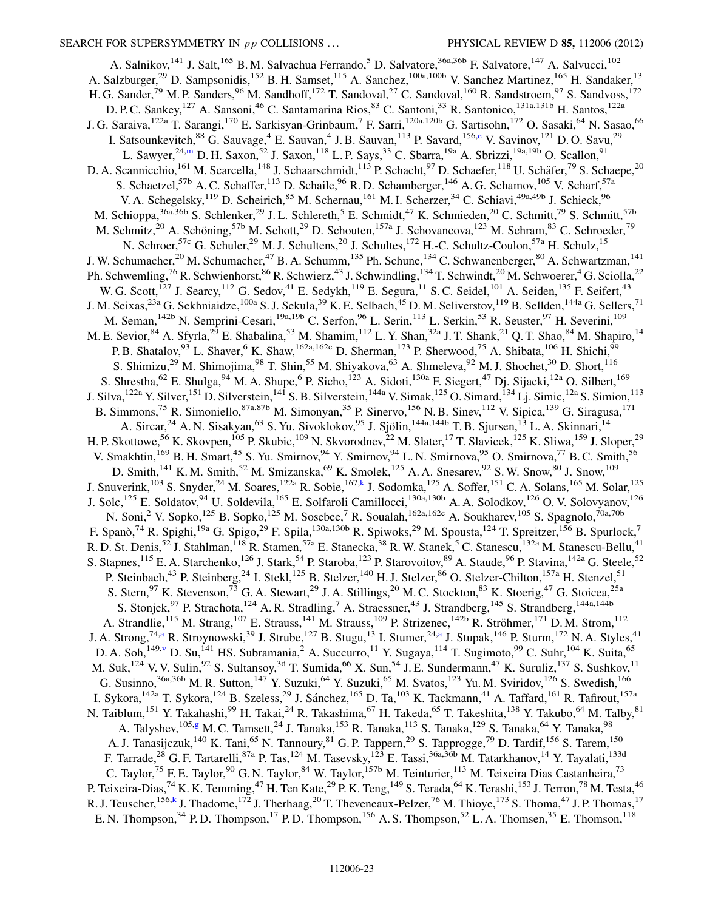A. Salnikov,[141] J. Salt,[165] B. M. Salvachua Ferrando,[5] D. Salvatore,[36a,36b] F. Salvatore,[147] A. Salvucci,[102] A. Salzburger,[29] D. Sampsonidis,[152] B. H. Samset,[115] A. Sanchez,[100a,100b] V. Sanchez Martinez,[165] H. Sandaker,[13] H. G. Sander,[79] M. P. Sanders,[96] M. Sandhoff,[172] T. Sandoval,[27] C. Sandoval,[160] R. Sandstroem,[97] S. Sandvoss,[172] D. P. C. Sankey,[127] A. Sansoni,[46] C. Santamarina Rios,[83] C. Santoni,[33] R. Santonico,[131a,131b] H. Santos,[122a] J. G. Saraiva,[122a] T. Sarangi,[170] E. Sarkisyan-Grinbaum,[7] F. Sarri,[120a,120b] G. Sartisohn,[172] O. Sasaki,[64] N. Sasao,[66] I. Satsounkevitch,[88] G. Sauvage,[4] E. Sauvan,[4] J. B. Sauvan,[113] P. Savard,[156,e] V. Savinov,[121] D. O. Savu,[29] L. Sawyer,[24,m] D. H. Saxon,[52] J. Saxon,[118] L. P. Says,[33] C. Sbarra,[19a] A. Sbrizzi,[19a,19b] O. Scallon,[91] D. A. Scannicchio,[161] M. Scarcella,[148] J. Schaarschmidt,[113] P. Schacht,[97] D. Schaefer,[118] U. Schäfer,[79] S. Schaepe,[20] S. Schaetzel,[57b] A. C. Schaffer,[113] D. Schaile,[96] R. D. Schamberger,[146] A. G. Schamov,[105] V. Scharf,[57a] V. A. Schegelsky,[119] D. Scheirich,[85] M. Schernau,[161] M. I. Scherzer,[34] C. Schiavi,[49a,49b] J. Schieck,[96] M. Schioppa,[36a,36b] S. Schlenker,[29] J. L. Schlereth,[5] E. Schmidt,[47] K. Schmieden,[20] C. Schmitt,[79] S. Schmitt,[57b] M. Schmitz,[20] A. Schöning,[57b] M. Schott,[29] D. Schouten,[157a] J. Schovancova,[123] M. Schram,[83] C. Schroeder,[79] N. Schroer,[57c] G. Schuler,[29] M. J. Schultens,[20] J. Schultes,[172] H.-C. Schultz-Coulon,[57a] H. Schulz,[15] J. W. Schumacher,[20] M. Schumacher,[47] B. A. Schumm,[135] Ph. Schune,[134] C. Schwanenberger,[80] A. Schwartzman,[141] Ph. Schwemling,[76] R. Schwienhorst,[86] R. Schwierz,[43] J. Schwindling,[134] T. Schwindt,[20] M. Schwoerer,[4] G. Sciolla,[22] W. G. Scott,[127] J. Searcy,[112] G. Sedov,[41] E. Sedykh,[119] E. Segura,[11] S. C. Seidel,[101] A. Seiden,[135] F. Seifert,[43] J. M. Seixas,[23a] G. Sekhniaidze,[100a] S. J. Sekula,[39] K. E. Selbach,[45] D. M. Seliverstov,[119] B. Sellden,[144a] G. Sellers,[71] M. Seman,[142b] N. Semprini-Cesari,[19a,19b] C. Serfon,[96] L. Serin,[113] L. Serkin,[53] R. Seuster,[97] H. Severini,[109] M. E. Sevior,[84] A. Sfyrla,[29] E. Shabalina,[53] M. Shamim,[112] L. Y. Shan,[32a] J. T. Shank,[21] Q. T. Shao,[84] M. Shapiro,[14] P. B. Shatalov,[93] L. Shaver,[6] K. Shaw,[162a,162c] D. Sherman,[173] P. Sherwood,[75] A. Shibata,[106] H. Shichi,[99] S. Shimizu,[29] M. Shimojima,[98] T. Shin,[55] M. Shiyakova,[63] A. Shmeleva,[92] M. J. Shochet,[30] D. Short,[116] S. Shrestha,[62] E. Shulga,[94] M. A. Shupe,[6] P. Sicho,[123] A. Sidoti,[130a] F. Siegert,[47] Dj. Sijacki,[12a] O. Silbert,[169] J. Silva,[122a] Y. Silver,[151] D. Silverstein,[141] S. B. Silverstein,[144a] V. Simak,[125] O. Simard,[134] Lj. Simic,[12a] S. Simion,[113] B. Simmons,[75] R. Simoniello,[87a,87b] M. Simonyan,[35] P. Sinervo,[156] N. B. Sinev,[112] V. Sipica,[139] G. Siragusa,[171] A. Sircar,[24] A. N. Sisakyan,[63] S. Yu. Sivoklokov,[95] J. Sjölin,[144a,144b] T. B. Sjursen,[13] L. A. Skinnari,[14] H. P. Skottowe,[56] K. Skovpen,[105] P. Skubic,[109] N. Skvorodnev,[22] M. Slater,[17] T. Slavicek,[125] K. Sliwa,[159] J. Sloper,[29] V. Smakhtin,[169] B. H. Smart,[45] S. Yu. Smirnov,[94] Y. Smirnov,[94] L. N. Smirnova,[95] O. Smirnova,[77] B. C. Smith,[56] D. Smith,[141] K. M. Smith,[52] M. Smizanska,[69] K. Smolek,[125] A. A. Snesarev,[92] S. W. Snow,[80] J. Snow,[109] J. Snuverink,[103] S. Snyder,[24] M. Soares,[122a] R. Sobie,[167,k] J. Sodomka,[125] A. Soffer,[151] C. A. Solans,[165] M. Solar,[125] J. Solc,[125] E. Soldatov,[94] U. Soldevila,[165] E. Solfaroli Camillocci,[130a,130b] A. A. Solodkov,[126] O. V. Solovyanov,[126] N. Soni,[2] V. Sopko,[125] B. Sopko,[125] M. Sosebee,[7] R. Soualah,[162a,162c] A. Soukharev,[105] S. Spagnolo,[70a,70b] F. Spanò,[74] R. Spighi,[19a] G. Spigo,[29] F. Spila,[130a,130b] R. Spiwoks,[29] M. Spousta,[124] T. Spreitzer,[156] B. Spurlock,[7] R. D. St. Denis,[52] J. Stahlman,[118] R. Stamen,[57a] E. Stanecka,[38] R. W. Stanek,[5] C. Stanescu,[132a] M. Stanescu-Bellu,[41] S. Stapnes,[115] E. A. Starchenko,[126] J. Stark,[54] P. Staroba,[123] P. Starovoitov,[89] A. Staude,[96] P. Stavina,[142a] G. Steele,[52] P. Steinbach,[43] P. Steinberg,[24] I. Stekl,[125] B. Stelzer,[140] H. J. Stelzer,[86] O. Stelzer-Chilton,[157a] H. Stenzel,[51] S. Stern,[97] K. Stevenson,[73] G. A. Stewart,[29] J. A. Stillings,[20] M. C. Stockton,[83] K. Stoerig,[47] G. Stoicea,[25a] S. Stonjek,[97] P. Strachota,[124] A. R. Stradling,[7] A. Straessner,[43] J. Strandberg,[145] S. Strandberg,[144a,144b] A. Strandlie,[115] M. Strang,[107] E. Strauss,[141] M. Strauss,[109] P. Strizenec,[142b] R. Ströhmer,[171] D. M. Strom,[112] J. A. Strong,[74,a] R. Stroynowski,[39] J. Strube,[127] B. Stugu,[13] I. Stumer,[24,a] J. Stupak,[146] P. Sturm,[172] N. A. Styles,[41] D. A. Soh,[149,v] D. Su,[141] HS. Subramania,[2] A. Succurro,[11] Y. Sugaya,[114] T. Sugimoto,[99] C. Suhr,[104] K. Suita,[65] M. Suk,[124] V. V. Sulin,[92] S. Sultansoy,[3d] T. Sumida,[66] X. Sun,[54] J. E. Sundermann,[47] K. Suruliz,[137] S. Sushkov,[11] G. Susinno,[36a,36b] M. R. Sutton,[147] Y. Suzuki,[64] Y. Suzuki,[65] M. Svatos,[123] Yu. M. Sviridov,[126] S. Swedish,[166] I. Sykora,[142a] T. Sykora,[124] B. Szeless,[29] J. Sánchez,[165] D. Ta,[103] K. Tackmann,[41] A. Taffard,[161] R. Tafirout,[157a] N. Taiblum,[151] Y. Takahashi,[99] H. Takai,[24] R. Takashima,[67] H. Takeda,[65] T. Takeshita,[138] Y. Takubo,[64] M. Talby,[81] A. Talyshev,[105,g] M. C. Tamsett,[24] J. Tanaka,[153] R. Tanaka,[113] S. Tanaka,[129] S. Tanaka,[64] Y. Tanaka,[98] A. J. Tanasijczuk,[140] K. Tani,[65] N. Tannoury,[81] G. P. Tappern,[29] S. Tapprogge,[79] D. Tardif,[156] S. Tarem,[150] F. Tarrade,[28] G. F. Tartarelli,[87a] P. Tas,[124] M. Tasevsky,[123] E. Tassi,[36a,36b] M. Tatarkhanov,[14] Y. Tayalati,[133d] C. Taylor,[75] F. E. Taylor,[90] G. N. Taylor,[84] W. Taylor,[157b] M. Teinturier,[113] M. Teixeira Dias Castanheira,[73] P. Teixeira-Dias,[74] K. K. Temming,[47] H. Ten Kate,[29] P. K. Teng,[149] S. Terada,[64] K. Terashi,[153] J. Terron,[78] M. Testa,[46] R. J. Teuscher,[156,k] J. Thadome,[172] J. Therhaag,[20] T. Theveneaux-Pelzer,[76] M. Thioye,[173] S. Thoma,[47] J. P. Thomas,[17] E. N. Thompson,[34] P. D. Thompson,[17] P. D. Thompson,[156] A. S. Thompson,[52] L. A. Thomsen,[35] E. Thomson,[118]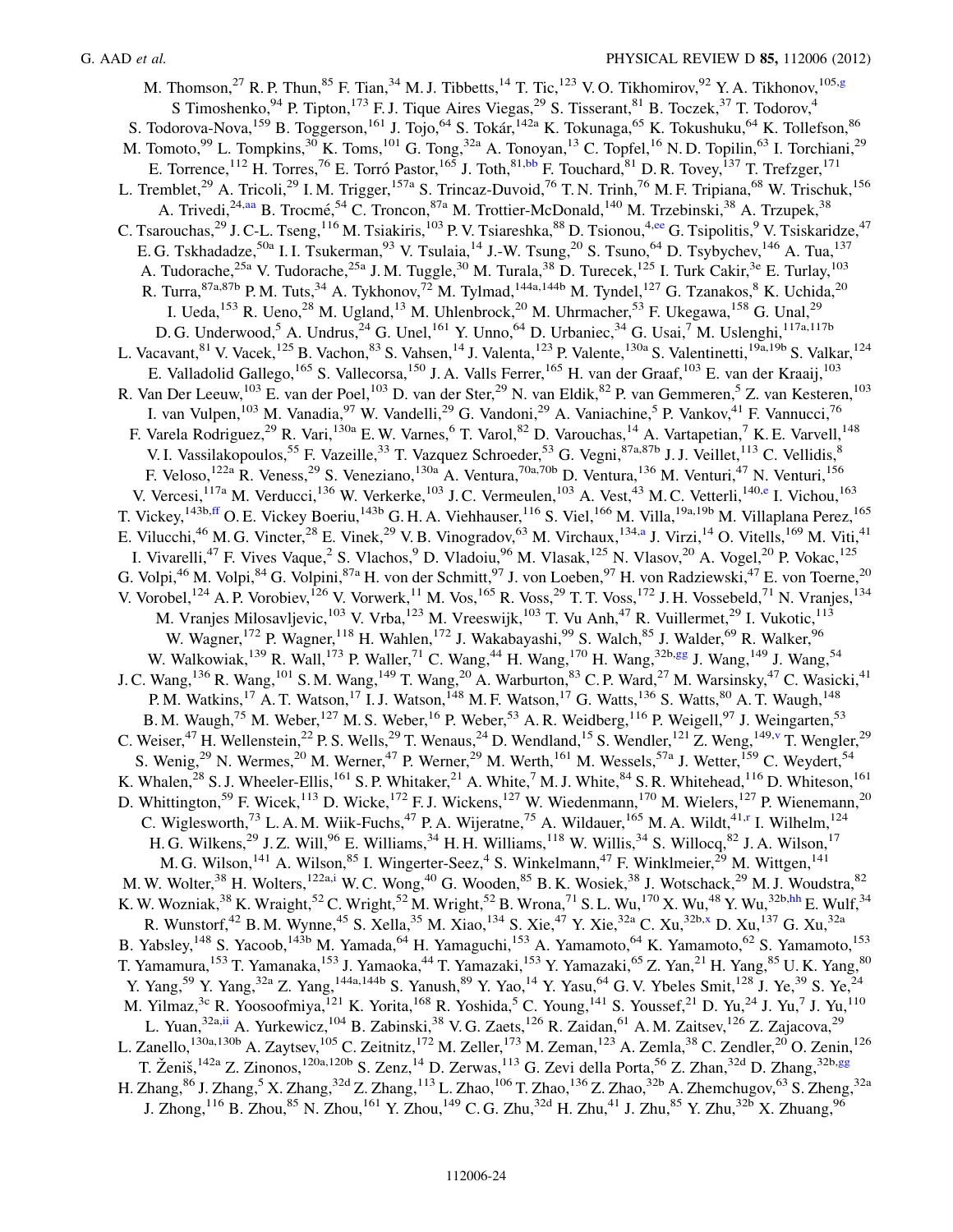M. Thomson,[27] R. P. Thun,[85] F. Tian,[34] M. J. Tibbetts,[14] T. Tic,[123] V. O. Tikhomirov,[92] Y. A. Tikhonov,[105,g] S Timoshenko,[94] P. Tipton,[173] F. J. Tique Aires Viegas,[29] S. Tisserant,[81] B. Toczek,[37] T. Todorov,[4] S. Todorova-Nova,[159] B. Toggerson,[161] J. Tojo,[64] S. Tokár,[142a] K. Tokunaga,[65] K. Tokushuku,[64] K. Tollefson,[86] M. Tomoto,[99] L. Tompkins,[30] K. Toms,[101] G. Tong,[32a] A. Tonoyan,[13] C. Topfel,[16] N. D. Topilin,[63] I. Torchiani,[29] E. Torrence,[112] H. Torres,[76] E. Torró Pastor,[165] J. Toth,[81,bb] F. Touchard,[81] D. R. Tovey,[137] T. Trefzger,[171] L. Tremblet,[29] A. Tricoli,[29] I. M. Trigger,[157a] S. Trincaz-Duvoid,[76] T. N. Trinh,[76] M. F. Tripiana,[68] W. Trischuk,[156] A. Trivedi,[24,aa] B. Trocmé,[54] C. Troncon,[87a] M. Trottier-McDonald,[140] M. Trzebinski,[38] A. Trzupek,[38] C. Tsarouchas,[29] J. C-L. Tseng,[116] M. Tsiakiris,[103] P. V. Tsiareshka,[88] D. Tsionou,[4,ee] G. Tsipolitis,[9] V. Tsiskaridze,[47] E. G. Tskhadadze,[50a] I. I. Tsukerman,[93] V. Tsulaia,[14] J.-W. Tsung,[20] S. Tsuno,[64] D. Tsybychev,[146] A. Tua,[137] A. Tudorache,[25a] V. Tudorache,[25a] J. M. Tuggle,[30] M. Turala,[38] D. Turecek,[125] I. Turk Cakir,[3e] E. Turlay,[103] R. Turra,[87a,87b] P. M. Tuts,[34] A. Tykhonov,[72] M. Tylmad,[144a,144b] M. Tyndel,[127] G. Tzanakos,[8] K. Uchida,[20] I. Ueda,[153] R. Ueno,[28] M. Ugland,[13] M. Uhlenbrock,[20] M. Uhrmacher,[53] F. Ukegawa,[158] G. Unal,[29] D. G. Underwood,[5] A. Undrus,[24] G. Unel,[161] Y. Unno,[64] D. Urbaniec,[34] G. Usai,[7] M. Uslenghi,[117a,117b] L. Vacavant,[81] V. Vacek,[125] B. Vachon,[83] S. Vahsen,[14] J. Valenta,[123] P. Valente,[130a] S. Valentinetti,[19a,19b] S. Valkar,[124] E. Valladolid Gallego,[165] S. Vallecorsa,[150] J. A. Valls Ferrer,[165] H. van der Graaf,[103] E. van der Kraaij,[103] R. Van Der Leeuw,[103] E. van der Poel,[103] D. van der Ster,[29] N. van Eldik,[82] P. van Gemmeren,[5] Z. van Kesteren,[103] I. van Vulpen,[103] M. Vanadia,[97] W. Vandelli,[29] G. Vandoni,[29] A. Vaniachine,[5] P. Vankov,[41] F. Vannucci,[76] F. Varela Rodriguez,[29] R. Vari,[130a] E. W. Varnes,[6] T. Varol,[82] D. Varouchas,[14] A. Vartapetian,[7] K. E. Varvell,[148] V. I. Vassilakopoulos,[55] F. Vazeille,[33] T. Vazquez Schroeder,[53] G. Vegni,[87a,87b] J. J. Veillet,[113] C. Vellidis,[8] F. Veloso,[122a] R. Veness,[29] S. Veneziano,[130a] A. Ventura,[70a,70b] D. Ventura,[136] M. Venturi,[47] N. Venturi,[156] V. Vercesi,[117a] M. Verducci,[136] W. Verkerke,[103] J. C. Vermeulen,[103] A. Vest,[43] M. C. Vetterli,[140,e] I. Vichou,[163] T. Vickey,[143b,ff] O. E. Vickey Boeriu,[143b] G. H. A. Viehhauser,[116] S. Viel,[166] M. Villa,[19a,19b] M. Villaplana Perez,[165] E. Vilucchi,[46] M. G. Vincter,[28] E. Vinek,[29] V. B. Vinogradov,[63] M. Virchaux,[134,a] J. Virzi,[14] O. Vitells,[169] M. Viti,[41] I. Vivarelli,[47] F. Vives Vaque,[2] S. Vlachos,[9] D. Vladoiu,[96] M. Vlasak,[125] N. Vlasov,[20] A. Vogel,[20] P. Vokac,[125] G. Volpi,[46] M. Volpi,[84] G. Volpini,[87a] H. von der Schmitt,[97] J. von Loeben,[97] H. von Radziewski,[47] E. von Toerne,[20] V. Vorobel,[124] A. P. Vorobiev,[126] V. Vorwerk,[11] M. Vos,[165] R. Voss,[29] T. T. Voss,[172] J. H. Vossebeld,[71] N. Vranjes,[134] M. Vranjes Milosavljevic,[103] V. Vrba,[123] M. Vreeswijk,[103] T. Vu Anh,[47] R. Vuillermet,[29] I. Vukotic,[113] W. Wagner,[172] P. Wagner,[118] H. Wahlen,[172] J. Wakabayashi,[99] S. Walch,[85] J. Walder,[69] R. Walker,[96] W. Walkowiak,[139] R. Wall,[173] P. Waller,[71] C. Wang,[44] H. Wang,[170] H. Wang,[32b,gg] J. Wang,[149] J. Wang,[54] J. C. Wang,[136] R. Wang,[101] S. M. Wang,[149] T. Wang,[20] A. Warburton,[83] C. P. Ward,[27] M. Warsinsky,[47] C. Wasicki,[41] P. M. Watkins,[17] A. T. Watson,[17] I. J. Watson,[148] M. F. Watson,[17] G. Watts,[136] S. Watts,[80] A. T. Waugh,[148] B. M. Waugh,[75] M. Weber,[127] M. S. Weber,[16] P. Weber,[53] A. R. Weidberg,[116] P. Weigell,[97] J. Weingarten,[53] C. Weiser,[47] H. Wellenstein,[22] P. S. Wells,[29] T. Wenaus,[24] D. Wendland,[15] S. Wendler,[121] Z. Weng,[149,v] T. Wengler,[29] S. Wenig,[29] N. Wermes,[20] M. Werner,[47] P. Werner,[29] M. Werth,[161] M. Wessels,[57a] J. Wetter,[159] C. Weydert,[54] K. Whalen,[28] S. J. Wheeler-Ellis,[161] S. P. Whitaker,[21] A. White,[7] M. J. White,[84] S. R. Whitehead,[116] D. Whiteson,[161] D. Whittington,[59] F. Wicek,[113] D. Wicke,[172] F. J. Wickens,[127] W. Wiedenmann,[170] M. Wielers,[127] P. Wienemann,[20] C. Wiglesworth,[73] L. A. M. Wiik-Fuchs,[47] P. A. Wijeratne,[75] A. Wildauer,[165] M. A. Wildt,[41,r] I. Wilhelm,[124] H. G. Wilkens,[29] J. Z. Will,[96] E. Williams,[34] H. H. Williams,[118] W. Willis,[34] S. Willocq,[82] J. A. Wilson,[17] M. G. Wilson,[141] A. Wilson,[85] I. Wingerter-Seez,[4] S. Winkelmann,[47] F. Winklmeier,[29] M. Wittgen,[141] M. W. Wolter,[38] H. Wolters,[122a,i] W. C. Wong,[40] G. Wooden,[85] B. K. Wosiek,[38] J. Wotschack,[29] M. J. Woudstra,[82] K. W. Wozniak,[38] K. Wraight,[52] C. Wright,[52] M. Wright,[52] B. Wrona,[71] S. L. Wu,[170] X. Wu,[48] Y. Wu,[32b,hh] E. Wulf,[34] R. Wunstorf,[42] B. M. Wynne,[45] S. Xella,[35] M. Xiao,[134] S. Xie,[47] Y. Xie,[32a] C. Xu,[32b,x] D. Xu,[137] G. Xu,[32a] B. Yabsley,[148] S. Yacoob,[143b] M. Yamada,[64] H. Yamaguchi,[153] A. Yamamoto,[64] K. Yamamoto,[62] S. Yamamoto,[153] T. Yamamura,[153] T. Yamanaka,[153] J. Yamaoka,[44] T. Yamazaki,[153] Y. Yamazaki,[65] Z. Yan,[21] H. Yang,[85] U. K. Yang,[80] Y. Yang,[59] Y. Yang,[32a] Z. Yang,[144a,144b] S. Yanush,[89] Y. Yao,[14] Y. Yasu,[64] G. V. Ybeles Smit,[128] J. Ye,[39] S. Ye,[24] M. Yilmaz,[3c] R. Yoosoofmiya,[121] K. Yorita,[168] R. Yoshida,[5] C. Young,[141] S. Youssef,[21] D. Yu,[24] J. Yu,[7] J. Yu,[110] L. Yuan,[32a,ii] A. Yurkewicz,[104] B. Zabinski,[38] V. G. Zaets,[126] R. Zaidan,[61] A. M. Zaitsev,[126] Z. Zajacova,[29] L. Zanello,[130a,130b] A. Zaytsev,[105] C. Zeitnitz,[172] M. Zeller,[173] M. Zeman,[123] A. Zemla,[38] C. Zendler,[20] O. Zenin,[126] T. Ženiš,[142a] Z. Zinonos,[120a,120b] S. Zenz,[14] D. Zerwas,[113] G. Zevi della Porta,[56] Z. Zhan,[32d] D. Zhang,[32b,gg] H. Zhang,[86] J. Zhang,[5] X. Zhang,[32d] Z. Zhang,[113] L. Zhao,[106] T. Zhao,[136] Z. Zhao,[32b] A. Zhemchugov,[63] S. Zheng,[32a] J. Zhong,[116] B. Zhou,[85] N. Zhou,[161] Y. Zhou,[149] C. G. Zhu,[32d] H. Zhu,[41] J. Zhu,[85] Y. Zhu,[32b] X. Zhuang,[96]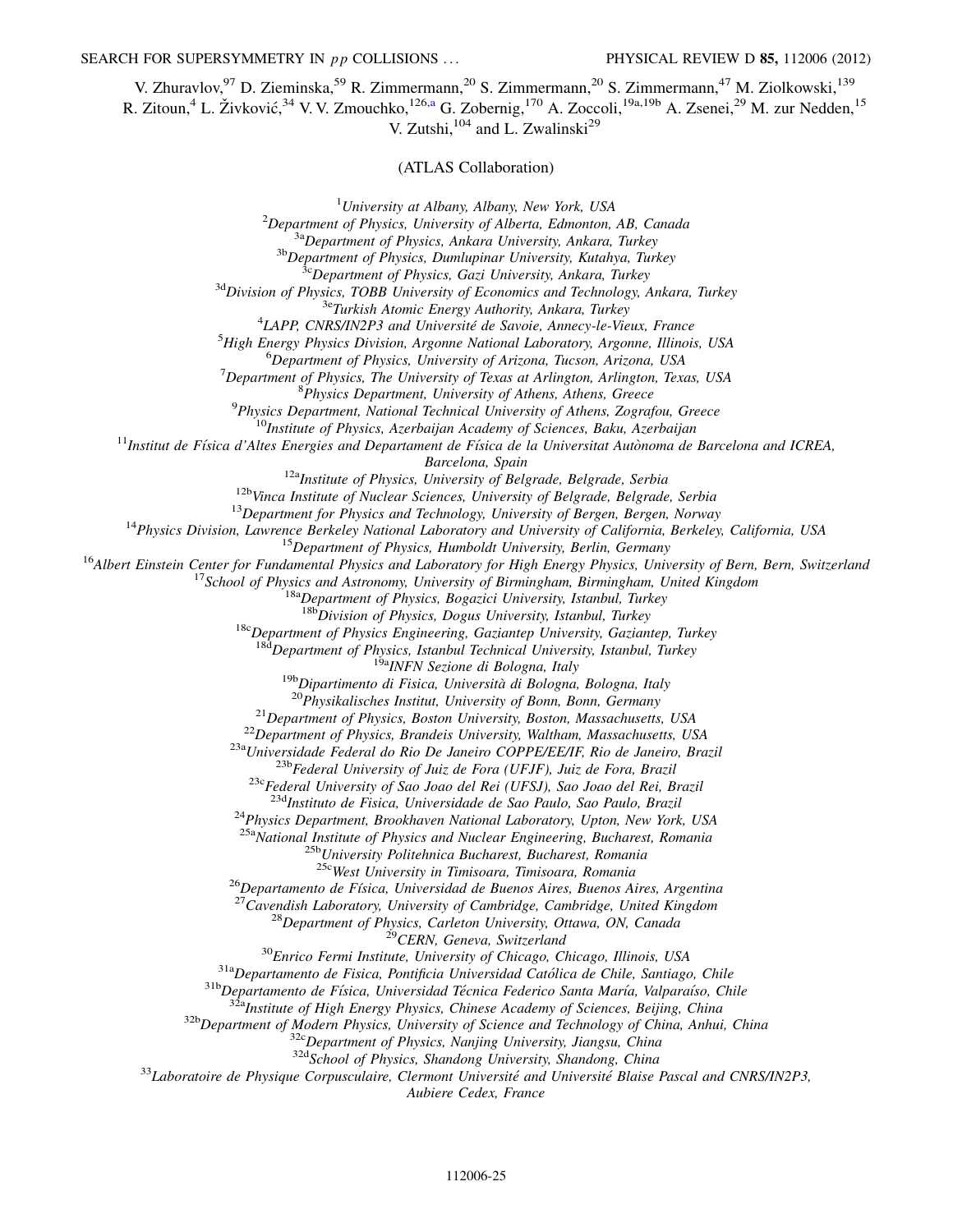V. Zhuravlov,[97] D. Zieminska,[59] R. Zimmermann,[20] S. Zimmermann,[20] S. Zimmermann,[47] M. Ziolkowski,[139] R. Zitoun,[4] L. Živković,[34] V. V. Zmouchko,[126,a] G. Zobernig,[170] A. Zoccoli,[19a,19b] A. Zsenei,[29] M. zur Nedden,[15] V. Zutshi,[104] and L. Zwalinski[29]

(ATLAS Collaboration)

[1]*University at Albany, Albany, New York, USA*
[2]*Department of Physics, University of Alberta, Edmonton, AB, Canada*
[3a]*Department of Physics, Ankara University, Ankara, Turkey*
[3b]*Department of Physics, Dumlupinar University, Kutahya, Turkey*
[3c]*Department of Physics, Gazi University, Ankara, Turkey*
[3d]*Division of Physics, TOBB University of Economics and Technology, Ankara, Turkey*
[3e]*Turkish Atomic Energy Authority, Ankara, Turkey*
[4]*LAPP, CNRS/IN2P3 and Université de Savoie, Annecy-le-Vieux, France*
[5]*High Energy Physics Division, Argonne National Laboratory, Argonne, Illinois, USA*
[6]*Department of Physics, University of Arizona, Tucson, Arizona, USA*
[7]*Department of Physics, The University of Texas at Arlington, Arlington, Texas, USA*
[8]*Physics Department, University of Athens, Athens, Greece*
[9]*Physics Department, National Technical University of Athens, Zografou, Greece*
[10]*Institute of Physics, Azerbaijan Academy of Sciences, Baku, Azerbaijan*
[11]*Institut de Física d'Altes Energies and Departament de Física de la Universitat Autònoma de Barcelona and ICREA, Barcelona, Spain*
[12a]*Institute of Physics, University of Belgrade, Belgrade, Serbia*
[12b]*Vinca Institute of Nuclear Sciences, University of Belgrade, Belgrade, Serbia*
[13]*Department for Physics and Technology, University of Bergen, Bergen, Norway*
[14]*Physics Division, Lawrence Berkeley National Laboratory and University of California, Berkeley, California, USA*
[15]*Department of Physics, Humboldt University, Berlin, Germany*
[16]*Albert Einstein Center for Fundamental Physics and Laboratory for High Energy Physics, University of Bern, Bern, Switzerland*
[17]*School of Physics and Astronomy, University of Birmingham, Birmingham, United Kingdom*
[18a]*Department of Physics, Bogazici University, Istanbul, Turkey*
[18b]*Division of Physics, Dogus University, Istanbul, Turkey*
[18c]*Department of Physics Engineering, Gaziantep University, Gaziantep, Turkey*
[18d]*Department of Physics, Istanbul Technical University, Istanbul, Turkey*
[19a]*INFN Sezione di Bologna, Italy*
[19b]*Dipartimento di Fisica, Università di Bologna, Bologna, Italy*
[20]*Physikalisches Institut, University of Bonn, Bonn, Germany*
[21]*Department of Physics, Boston University, Boston, Massachusetts, USA*
[22]*Department of Physics, Brandeis University, Waltham, Massachusetts, USA*
[23a]*Universidade Federal do Rio De Janeiro COPPE/EE/IF, Rio de Janeiro, Brazil*
[23b]*Federal University of Juiz de Fora (UFJF), Juiz de Fora, Brazil*
[23c]*Federal University of Sao Joao del Rei (UFSJ), Sao Joao del Rei, Brazil*
[23d]*Instituto de Fisica, Universidade de Sao Paulo, Sao Paulo, Brazil*
[24]*Physics Department, Brookhaven National Laboratory, Upton, New York, USA*
[25a]*National Institute of Physics and Nuclear Engineering, Bucharest, Romania*
[25b]*University Politehnica Bucharest, Bucharest, Romania*
[25c]*West University in Timisoara, Timisoara, Romania*
[26]*Departamento de Física, Universidad de Buenos Aires, Buenos Aires, Argentina*
[27]*Cavendish Laboratory, University of Cambridge, Cambridge, United Kingdom*
[28]*Department of Physics, Carleton University, Ottawa, ON, Canada*
[29]*CERN, Geneva, Switzerland*
[30]*Enrico Fermi Institute, University of Chicago, Chicago, Illinois, USA*
[31a]*Departamento de Fisica, Pontificia Universidad Católica de Chile, Santiago, Chile*
[31b]*Departamento de Física, Universidad Técnica Federico Santa María, Valparaíso, Chile*
[32a]*Institute of High Energy Physics, Chinese Academy of Sciences, Beijing, China*
[32b]*Department of Modern Physics, University of Science and Technology of China, Anhui, China*
[32c]*Department of Physics, Nanjing University, Jiangsu, China*
[32d]*School of Physics, Shandong University, Shandong, China*
[33]*Laboratoire de Physique Corpusculaire, Clermont Université and Université Blaise Pascal and CNRS/IN2P3, Aubiere Cedex, France*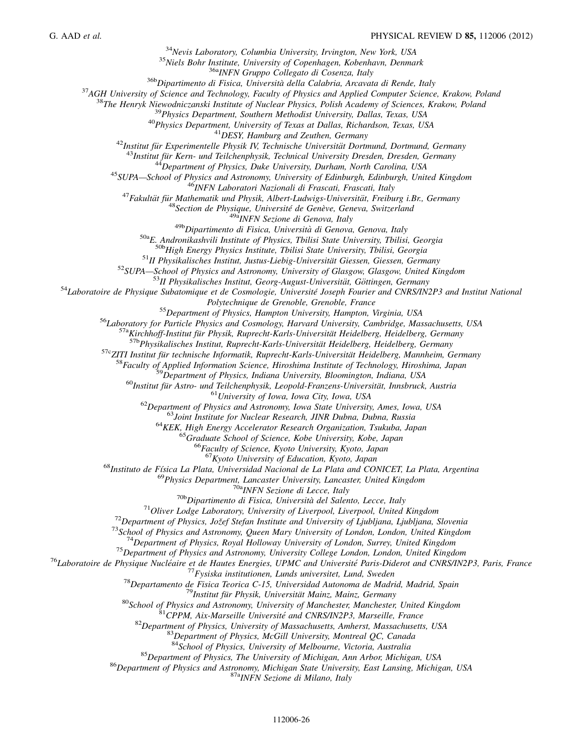[34]Nevis Laboratory, Columbia University, Irvington, New York, USA

[35]Niels Bohr Institute, University of Copenhagen, Kobenhavn, Denmark

[36a]INFN Gruppo Collegato di Cosenza, Italy

[36b]Dipartimento di Fisica, Università della Calabria, Arcavata di Rende, Italy

[37]AGH University of Science and Technology, Faculty of Physics and Applied Computer Science, Krakow, Poland

[38]The Henryk Niewodniczanski Institute of Nuclear Physics, Polish Academy of Sciences, Krakow, Poland

[39]Physics Department, Southern Methodist University, Dallas, Texas, USA

[40]Physics Department, University of Texas at Dallas, Richardson, Texas, USA

[41]DESY, Hamburg and Zeuthen, Germany

[42]Institut für Experimentelle Physik IV, Technische Universität Dortmund, Dortmund, Germany

[43]Institut für Kern- und Teilchenphysik, Technical University Dresden, Dresden, Germany

[44]Department of Physics, Duke University, Durham, North Carolina, USA

[45]SUPA—School of Physics and Astronomy, University of Edinburgh, Edinburgh, United Kingdom

[46]INFN Laboratori Nazionali di Frascati, Frascati, Italy

[47]Fakultät für Mathematik und Physik, Albert-Ludwigs-Universität, Freiburg i.Br., Germany

[48]Section de Physique, Université de Genève, Geneva, Switzerland

[49a]INFN Sezione di Genova, Italy

[49b]Dipartimento di Fisica, Università di Genova, Genova, Italy

[50a]E. Andronikashvili Institute of Physics, Tbilisi State University, Tbilisi, Georgia

[50b]High Energy Physics Institute, Tbilisi State University, Tbilisi, Georgia

[51]II Physikalisches Institut, Justus-Liebig-Universität Giessen, Giessen, Germany

[52]SUPA—School of Physics and Astronomy, University of Glasgow, Glasgow, United Kingdom

[53]II Physikalisches Institut, Georg-August-Universität, Göttingen, Germany

[54]Laboratoire de Physique Subatomique et de Cosmologie, Université Joseph Fourier and CNRS/IN2P3 and Institut National Polytechnique de Grenoble, Grenoble, France

[55]Department of Physics, Hampton University, Hampton, Virginia, USA

[56]Laboratory for Particle Physics and Cosmology, Harvard University, Cambridge, Massachusetts, USA

[57a]Kirchhoff-Institut für Physik, Ruprecht-Karls-Universität Heidelberg, Heidelberg, Germany

[57b]Physikalisches Institut, Ruprecht-Karls-Universität Heidelberg, Heidelberg, Germany

[57c]ZITI Institut für technische Informatik, Ruprecht-Karls-Universität Heidelberg, Mannheim, Germany

[58]Faculty of Applied Information Science, Hiroshima Institute of Technology, Hiroshima, Japan

[59]Department of Physics, Indiana University, Bloomington, Indiana, USA

[60]Institut für Astro- und Teilchenphysik, Leopold-Franzens-Universität, Innsbruck, Austria

[61]University of Iowa, Iowa City, Iowa, USA

[62]Department of Physics and Astronomy, Iowa State University, Ames, Iowa, USA

[63]Joint Institute for Nuclear Research, JINR Dubna, Dubna, Russia

[64]KEK, High Energy Accelerator Research Organization, Tsukuba, Japan

[65]Graduate School of Science, Kobe University, Kobe, Japan

[66]Faculty of Science, Kyoto University, Kyoto, Japan

[67]Kyoto University of Education, Kyoto, Japan

[68]Instituto de Física La Plata, Universidad Nacional de La Plata and CONICET, La Plata, Argentina

[69]Physics Department, Lancaster University, Lancaster, United Kingdom

[70a]INFN Sezione di Lecce, Italy

[70b]Dipartimento di Fisica, Università del Salento, Lecce, Italy

[71]Oliver Lodge Laboratory, University of Liverpool, Liverpool, United Kingdom

[72]Department of Physics, Jožef Stefan Institute and University of Ljubljana, Ljubljana, Slovenia

[73]School of Physics and Astronomy, Queen Mary University of London, London, United Kingdom

[74]Department of Physics, Royal Holloway University of London, Surrey, United Kingdom

[75]Department of Physics and Astronomy, University College London, London, United Kingdom

[76]Laboratoire de Physique Nucléaire et de Hautes Energies, UPMC and Université Paris-Diderot and CNRS/IN2P3, Paris, France

[77]Fysiska institutionen, Lunds universitet, Lund, Sweden

[78]Departamento de Fisica Teorica C-15, Universidad Autonoma de Madrid, Madrid, Spain

[79]Institut für Physik, Universität Mainz, Mainz, Germany

[80]School of Physics and Astronomy, University of Manchester, Manchester, United Kingdom

[81]CPPM, Aix-Marseille Université and CNRS/IN2P3, Marseille, France

[82]Department of Physics, University of Massachusetts, Amherst, Massachusetts, USA

[83]Department of Physics, McGill University, Montreal QC, Canada

[84]School of Physics, University of Melbourne, Victoria, Australia

[85]Department of Physics, The University of Michigan, Ann Arbor, Michigan, USA

[86]Department of Physics and Astronomy, Michigan State University, East Lansing, Michigan, USA

[87a]INFN Sezione di Milano, Italy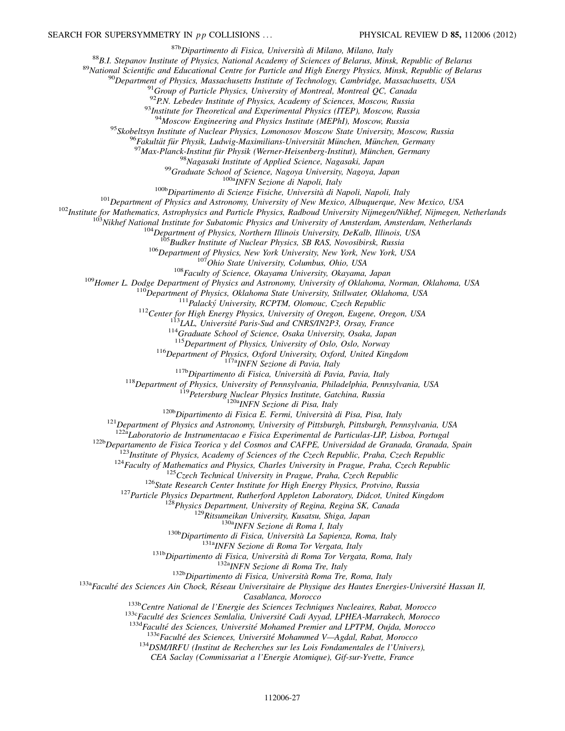[87b]*Dipartimento di Fisica, Università di Milano, Milano, Italy*
[88]*B.I. Stepanov Institute of Physics, National Academy of Sciences of Belarus, Minsk, Republic of Belarus*
[89]*National Scientific and Educational Centre for Particle and High Energy Physics, Minsk, Republic of Belarus*
[90]*Department of Physics, Massachusetts Institute of Technology, Cambridge, Massachusetts, USA*
[91]*Group of Particle Physics, University of Montreal, Montreal QC, Canada*
[92]*P.N. Lebedev Institute of Physics, Academy of Sciences, Moscow, Russia*
[93]*Institute for Theoretical and Experimental Physics (ITEP), Moscow, Russia*
[94]*Moscow Engineering and Physics Institute (MEPhI), Moscow, Russia*
[95]*Skobeltsyn Institute of Nuclear Physics, Lomonosov Moscow State University, Moscow, Russia*
[96]*Fakultät für Physik, Ludwig-Maximilians-Universität München, München, Germany*
[97]*Max-Planck-Institut für Physik (Werner-Heisenberg-Institut), München, Germany*
[98]*Nagasaki Institute of Applied Science, Nagasaki, Japan*
[99]*Graduate School of Science, Nagoya University, Nagoya, Japan*
[100a]*INFN Sezione di Napoli, Italy*
[100b]*Dipartimento di Scienze Fisiche, Università di Napoli, Napoli, Italy*
[101]*Department of Physics and Astronomy, University of New Mexico, Albuquerque, New Mexico, USA*
[102]*Institute for Mathematics, Astrophysics and Particle Physics, Radboud University Nijmegen/Nikhef, Nijmegen, Netherlands*
[103]*Nikhef National Institute for Subatomic Physics and University of Amsterdam, Amsterdam, Netherlands*
[104]*Department of Physics, Northern Illinois University, DeKalb, Illinois, USA*
[105]*Budker Institute of Nuclear Physics, SB RAS, Novosibirsk, Russia*
[106]*Department of Physics, New York University, New York, New York, USA*
[107]*Ohio State University, Columbus, Ohio, USA*
[108]*Faculty of Science, Okayama University, Okayama, Japan*
[109]*Homer L. Dodge Department of Physics and Astronomy, University of Oklahoma, Norman, Oklahoma, USA*
[110]*Department of Physics, Oklahoma State University, Stillwater, Oklahoma, USA*
[111]*Palacký University, RCPTM, Olomouc, Czech Republic*
[112]*Center for High Energy Physics, University of Oregon, Eugene, Oregon, USA*
[113]*LAL, Université Paris-Sud and CNRS/IN2P3, Orsay, France*
[114]*Graduate School of Science, Osaka University, Osaka, Japan*
[115]*Department of Physics, University of Oslo, Oslo, Norway*
[116]*Department of Physics, Oxford University, Oxford, United Kingdom*
[117a]*INFN Sezione di Pavia, Italy*
[117b]*Dipartimento di Fisica, Università di Pavia, Pavia, Italy*
[118]*Department of Physics, University of Pennsylvania, Philadelphia, Pennsylvania, USA*
[119]*Petersburg Nuclear Physics Institute, Gatchina, Russia*
[120a]*INFN Sezione di Pisa, Italy*
[120b]*Dipartimento di Fisica E. Fermi, Università di Pisa, Pisa, Italy*
[121]*Department of Physics and Astronomy, University of Pittsburgh, Pittsburgh, Pennsylvania, USA*
[122a]*Laboratorio de Instrumentacao e Fisica Experimental de Particulas-LIP, Lisboa, Portugal*
[122b]*Departamento de Fisica Teorica y del Cosmos and CAFPE, Universidad de Granada, Granada, Spain*
[123]*Institute of Physics, Academy of Sciences of the Czech Republic, Praha, Czech Republic*
[124]*Faculty of Mathematics and Physics, Charles University in Prague, Praha, Czech Republic*
[125]*Czech Technical University in Prague, Praha, Czech Republic*
[126]*State Research Center Institute for High Energy Physics, Protvino, Russia*
[127]*Particle Physics Department, Rutherford Appleton Laboratory, Didcot, United Kingdom*
[128]*Physics Department, University of Regina, Regina SK, Canada*
[129]*Ritsumeikan University, Kusatsu, Shiga, Japan*
[130a]*INFN Sezione di Roma I, Italy*
[130b]*Dipartimento di Fisica, Università La Sapienza, Roma, Italy*
[131a]*INFN Sezione di Roma Tor Vergata, Italy*
[131b]*Dipartimento di Fisica, Università di Roma Tor Vergata, Roma, Italy*
[132a]*INFN Sezione di Roma Tre, Italy*
[132b]*Dipartimento di Fisica, Università Roma Tre, Roma, Italy*
[133a]*Faculté des Sciences Ain Chock, Réseau Universitaire de Physique des Hautes Energies-Université Hassan II, Casablanca, Morocco*
[133b]*Centre National de l'Energie des Sciences Techniques Nucleaires, Rabat, Morocco*
[133c]*Faculté des Sciences Semlalia, Université Cadi Ayyad, LPHEA-Marrakech, Morocco*
[133d]*Faculté des Sciences, Université Mohamed Premier and LPTPM, Oujda, Morocco*
[133e]*Faculté des Sciences, Université Mohammed V—Agdal, Rabat, Morocco*
[134]*DSM/IRFU (Institut de Recherches sur les Lois Fondamentales de l'Univers), CEA Saclay (Commissariat a l'Energie Atomique), Gif-sur-Yvette, France*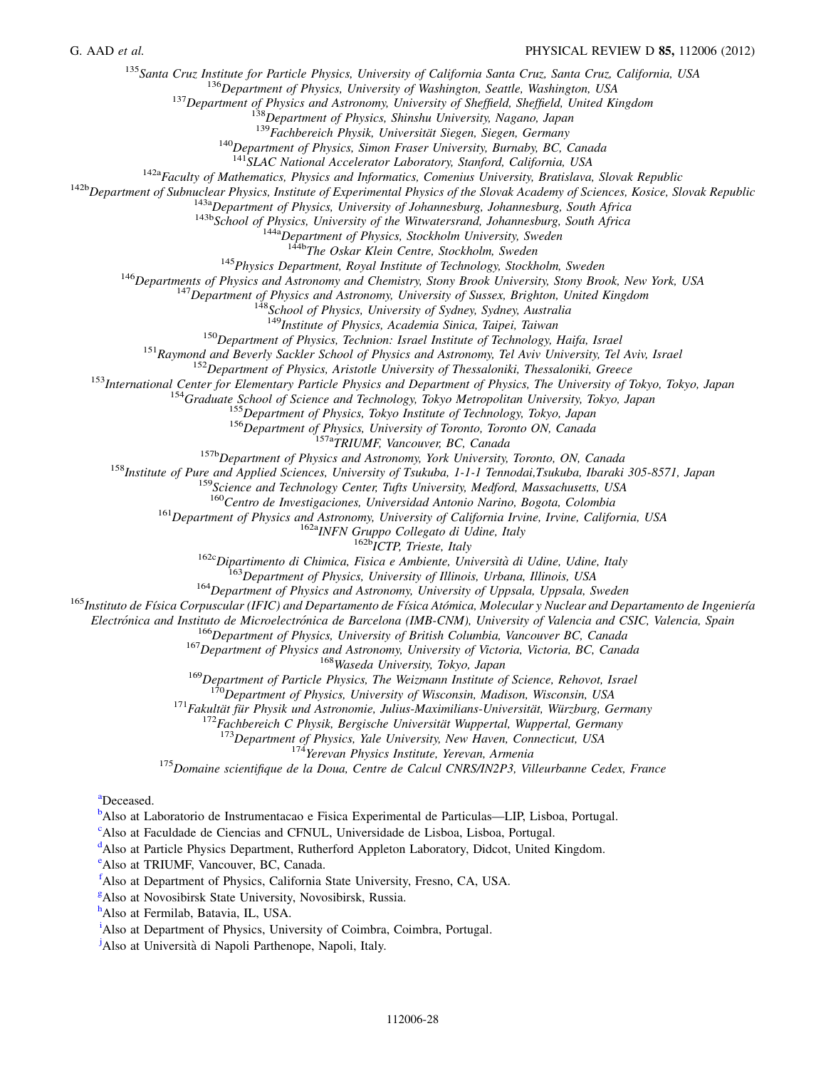[135]*Santa Cruz Institute for Particle Physics, University of California Santa Cruz, Santa Cruz, California, USA*
[136]*Department of Physics, University of Washington, Seattle, Washington, USA*
[137]*Department of Physics and Astronomy, University of Sheffield, Sheffield, United Kingdom*
[138]*Department of Physics, Shinshu University, Nagano, Japan*
[139]*Fachbereich Physik, Universität Siegen, Siegen, Germany*
[140]*Department of Physics, Simon Fraser University, Burnaby, BC, Canada*
[141]*SLAC National Accelerator Laboratory, Stanford, California, USA*
[142a]*Faculty of Mathematics, Physics and Informatics, Comenius University, Bratislava, Slovak Republic*
[142b]*Department of Subnuclear Physics, Institute of Experimental Physics of the Slovak Academy of Sciences, Kosice, Slovak Republic*
[143a]*Department of Physics, University of Johannesburg, Johannesburg, South Africa*
[143b]*School of Physics, University of the Witwatersrand, Johannesburg, South Africa*
[144a]*Department of Physics, Stockholm University, Sweden*
[144b]*The Oskar Klein Centre, Stockholm, Sweden*
[145]*Physics Department, Royal Institute of Technology, Stockholm, Sweden*
[146]*Departments of Physics and Astronomy and Chemistry, Stony Brook University, Stony Brook, New York, USA*
[147]*Department of Physics and Astronomy, University of Sussex, Brighton, United Kingdom*
[148]*School of Physics, University of Sydney, Sydney, Australia*
[149]*Institute of Physics, Academia Sinica, Taipei, Taiwan*
[150]*Department of Physics, Technion: Israel Institute of Technology, Haifa, Israel*
[151]*Raymond and Beverly Sackler School of Physics and Astronomy, Tel Aviv University, Tel Aviv, Israel*
[152]*Department of Physics, Aristotle University of Thessaloniki, Thessaloniki, Greece*
[153]*International Center for Elementary Particle Physics and Department of Physics, The University of Tokyo, Tokyo, Japan*
[154]*Graduate School of Science and Technology, Tokyo Metropolitan University, Tokyo, Japan*
[155]*Department of Physics, Tokyo Institute of Technology, Tokyo, Japan*
[156]*Department of Physics, University of Toronto, Toronto ON, Canada*
[157a]*TRIUMF, Vancouver, BC, Canada*
[157b]*Department of Physics and Astronomy, York University, Toronto, ON, Canada*
[158]*Institute of Pure and Applied Sciences, University of Tsukuba, 1-1-1 Tennodai,Tsukuba, Ibaraki 305-8571, Japan*
[159]*Science and Technology Center, Tufts University, Medford, Massachusetts, USA*
[160]*Centro de Investigaciones, Universidad Antonio Narino, Bogota, Colombia*
[161]*Department of Physics and Astronomy, University of California Irvine, Irvine, California, USA*
[162a]*INFN Gruppo Collegato di Udine, Italy*
[162b]*ICTP, Trieste, Italy*
[162c]*Dipartimento di Chimica, Fisica e Ambiente, Università di Udine, Udine, Italy*
[163]*Department of Physics, University of Illinois, Urbana, Illinois, USA*
[164]*Department of Physics and Astronomy, University of Uppsala, Uppsala, Sweden*
[165]*Instituto de Física Corpuscular (IFIC) and Departamento de Física Atómica, Molecular y Nuclear and Departamento de Ingeniería Electrónica and Instituto de Microelectrónica de Barcelona (IMB-CNM), University of Valencia and CSIC, Valencia, Spain*
[166]*Department of Physics, University of British Columbia, Vancouver BC, Canada*
[167]*Department of Physics and Astronomy, University of Victoria, Victoria, BC, Canada*
[168]*Waseda University, Tokyo, Japan*
[169]*Department of Particle Physics, The Weizmann Institute of Science, Rehovot, Israel*
[170]*Department of Physics, University of Wisconsin, Madison, Wisconsin, USA*
[171]*Fakultät für Physik und Astronomie, Julius-Maximilians-Universität, Würzburg, Germany*
[172]*Fachbereich C Physik, Bergische Universität Wuppertal, Wuppertal, Germany*
[173]*Department of Physics, Yale University, New Haven, Connecticut, USA*
[174]*Yerevan Physics Institute, Yerevan, Armenia*
[175]*Domaine scientifique de la Doua, Centre de Calcul CNRS/IN2P3, Villeurbanne Cedex, France*

[a]Deceased.
[b]Also at Laboratorio de Instrumentacao e Fisica Experimental de Particulas—LIP, Lisboa, Portugal.
[c]Also at Faculdade de Ciencias and CFNUL, Universidade de Lisboa, Lisboa, Portugal.
[d]Also at Particle Physics Department, Rutherford Appleton Laboratory, Didcot, United Kingdom.
[e]Also at TRIUMF, Vancouver, BC, Canada.
[f]Also at Department of Physics, California State University, Fresno, CA, USA.
[g]Also at Novosibirsk State University, Novosibirsk, Russia.
[h]Also at Fermilab, Batavia, IL, USA.
[i]Also at Department of Physics, University of Coimbra, Coimbra, Portugal.
[j]Also at Università di Napoli Parthenope, Napoli, Italy.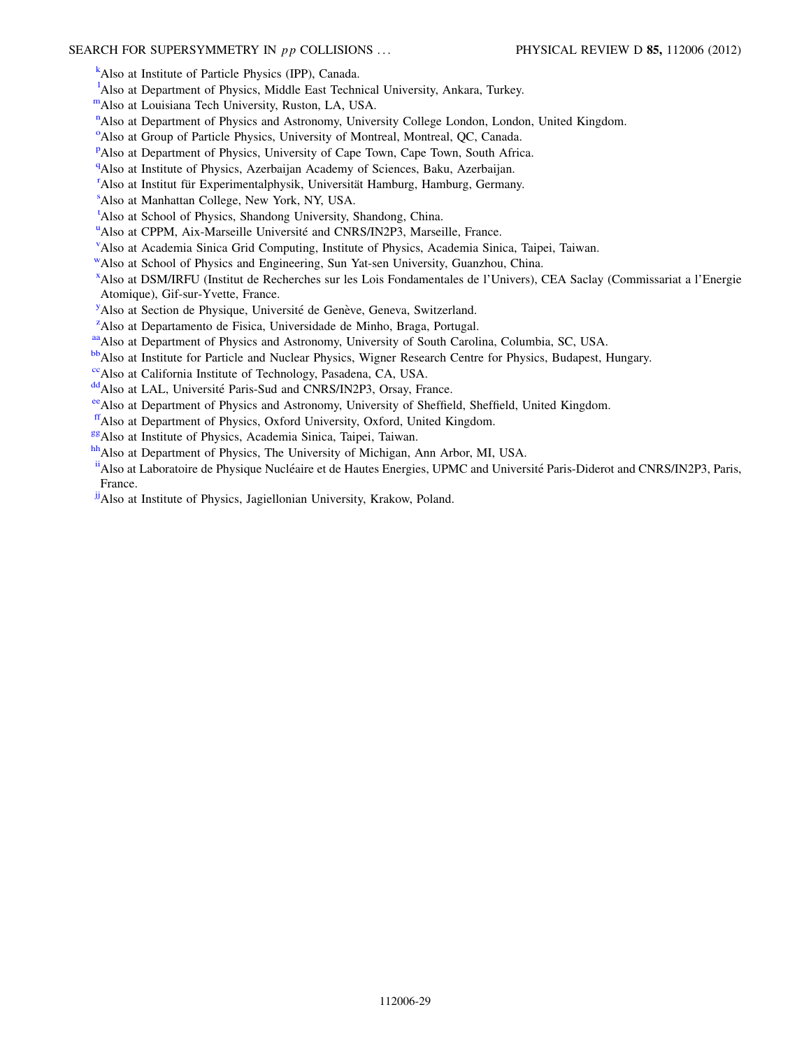[k]Also at Institute of Particle Physics (IPP), Canada.

[l]Also at Department of Physics, Middle East Technical University, Ankara, Turkey.

[m]Also at Louisiana Tech University, Ruston, LA, USA.

[n]Also at Department of Physics and Astronomy, University College London, London, United Kingdom.

[o]Also at Group of Particle Physics, University of Montreal, Montreal, QC, Canada.

[p]Also at Department of Physics, University of Cape Town, Cape Town, South Africa.

[q]Also at Institute of Physics, Azerbaijan Academy of Sciences, Baku, Azerbaijan.

[r]Also at Institut für Experimentalphysik, Universität Hamburg, Hamburg, Germany.

[s]Also at Manhattan College, New York, NY, USA.

[t]Also at School of Physics, Shandong University, Shandong, China.

[u]Also at CPPM, Aix-Marseille Université and CNRS/IN2P3, Marseille, France.

[v]Also at Academia Sinica Grid Computing, Institute of Physics, Academia Sinica, Taipei, Taiwan.

[w]Also at School of Physics and Engineering, Sun Yat-sen University, Guanzhou, China.

[x]Also at DSM/IRFU (Institut de Recherches sur les Lois Fondamentales de l'Univers), CEA Saclay (Commissariat a l'Energie Atomique), Gif-sur-Yvette, France.

[y]Also at Section de Physique, Université de Genève, Geneva, Switzerland.

[z]Also at Departamento de Fisica, Universidade de Minho, Braga, Portugal.

[aa]Also at Department of Physics and Astronomy, University of South Carolina, Columbia, SC, USA.

[bb]Also at Institute for Particle and Nuclear Physics, Wigner Research Centre for Physics, Budapest, Hungary.

[cc]Also at California Institute of Technology, Pasadena, CA, USA.

[dd]Also at LAL, Université Paris-Sud and CNRS/IN2P3, Orsay, France.

[ee]Also at Department of Physics and Astronomy, University of Sheffield, Sheffield, United Kingdom.

[ff]Also at Department of Physics, Oxford University, Oxford, United Kingdom.

[gg]Also at Institute of Physics, Academia Sinica, Taipei, Taiwan.

[hh]Also at Department of Physics, The University of Michigan, Ann Arbor, MI, USA.

[ii]Also at Laboratoire de Physique Nucléaire et de Hautes Energies, UPMC and Université Paris-Diderot and CNRS/IN2P3, Paris, France.

[jj]Also at Institute of Physics, Jagiellonian University, Krakow, Poland.